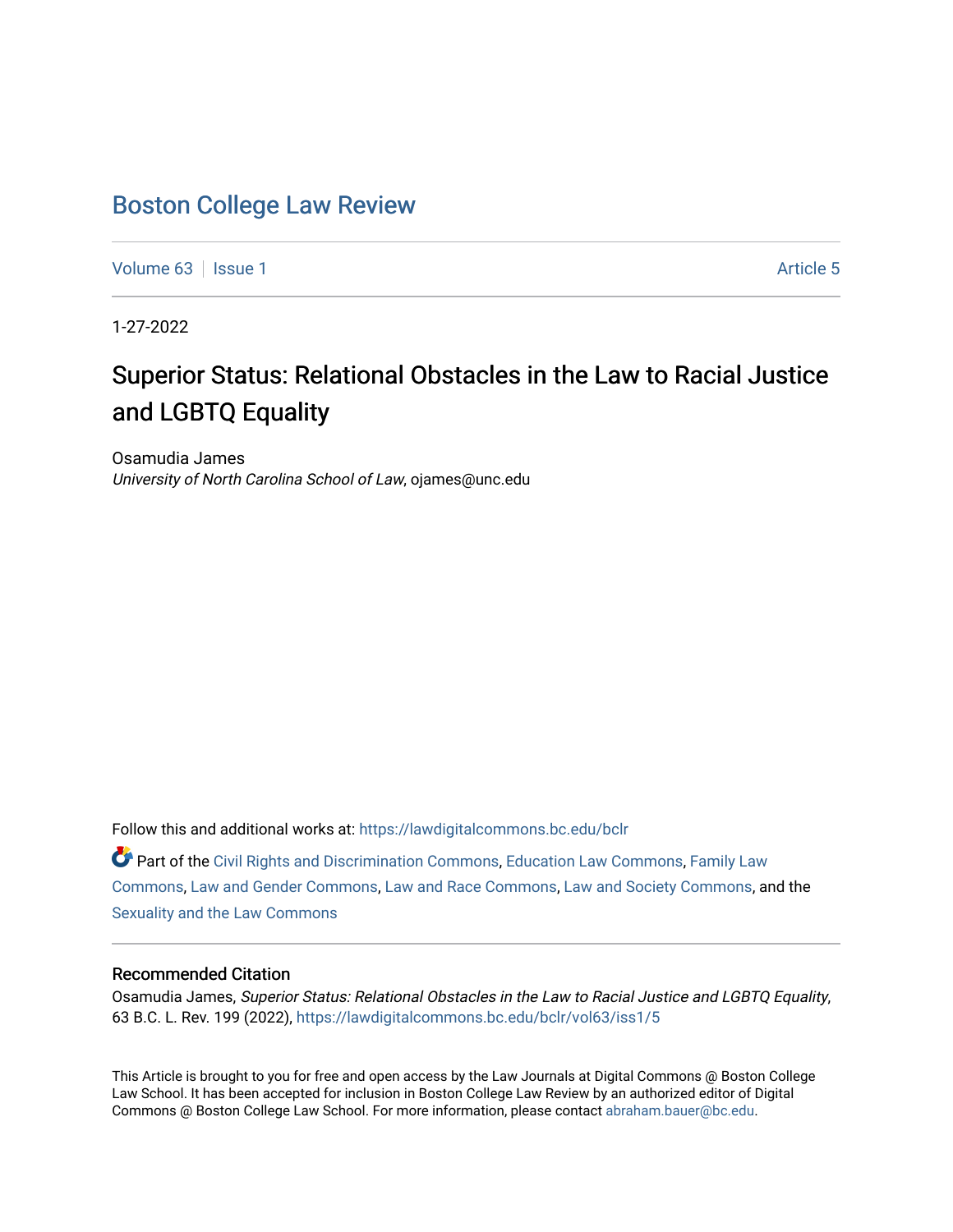# Boston College Law Review

Volume 63 | Issue 1 | Article 5

1-27-2022

## Superior Status: Relational Obstacles in the Law to Racial Justice and LGBTQ Equality

Osamudia James
*University of North Carolina School of Law*, ojames@unc.edu

Follow this and additional works at: https://lawdigitalcommons.bc.edu/bclr

Part of the Civil Rights and Discrimination Commons, Education Law Commons, Family Law Commons, Law and Gender Commons, Law and Race Commons, Law and Society Commons, and the Sexuality and the Law Commons

### Recommended Citation

Osamudia James, *Superior Status: Relational Obstacles in the Law to Racial Justice and LGBTQ Equality*, 63 B.C. L. Rev. 199 (2022), https://lawdigitalcommons.bc.edu/bclr/vol63/iss1/5

This Article is brought to you for free and open access by the Law Journals at Digital Commons @ Boston College Law School. It has been accepted for inclusion in Boston College Law Review by an authorized editor of Digital Commons @ Boston College Law School. For more information, please contact abraham.bauer@bc.edu.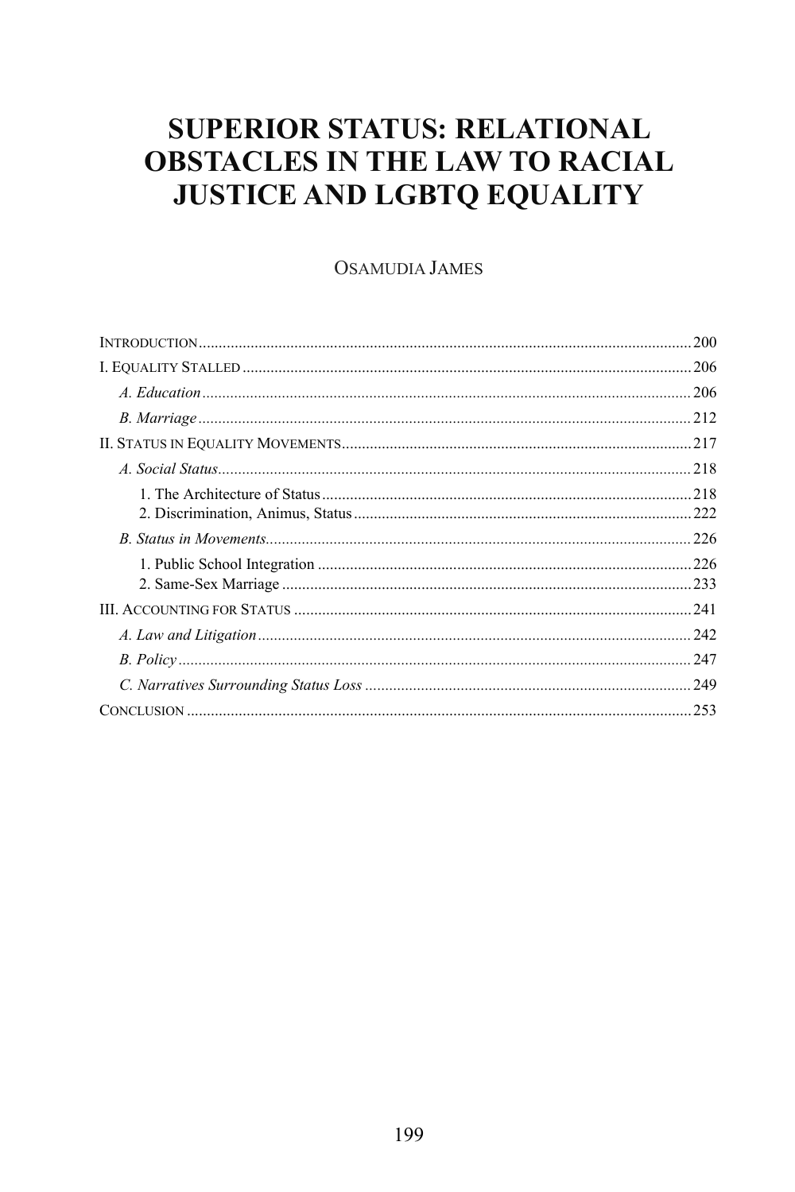# SUPERIOR STATUS: RELATIONAL OBSTACLES IN THE LAW TO RACIAL JUSTICE AND LGBTQ EQUALITY

OSAMUDIA JAMES

INTRODUCTION .......... 200

I. EQUALITY STALLED .......... 206

- *A. Education* .......... 206
- *B. Marriage* .......... 212

II. STATUS IN EQUALITY MOVEMENTS .......... 217

- *A. Social Status* .......... 218
    - 1. The Architecture of Status .......... 218
    - 2. Discrimination, Animus, Status .......... 222
- *B. Status in Movements* .......... 226
    - 1. Public School Integration .......... 226
    - 2. Same-Sex Marriage .......... 233

III. ACCOUNTING FOR STATUS .......... 241

- *A. Law and Litigation* .......... 242
- *B. Policy* .......... 247
- *C. Narratives Surrounding Status Loss* .......... 249

CONCLUSION .......... 253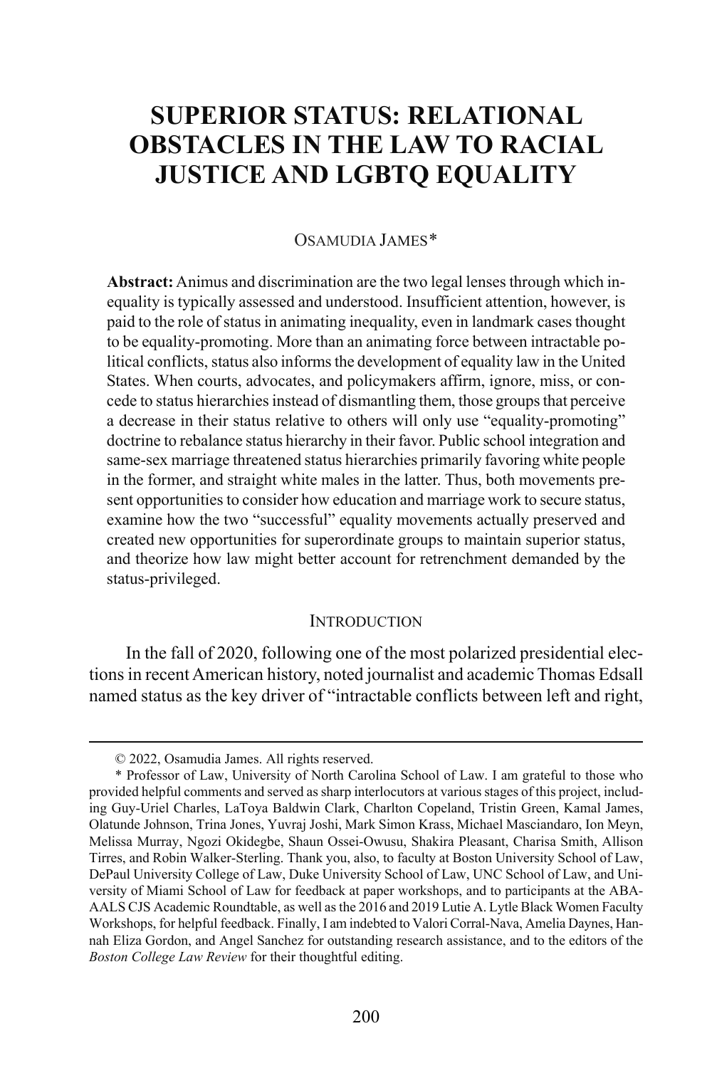# SUPERIOR STATUS: RELATIONAL OBSTACLES IN THE LAW TO RACIAL JUSTICE AND LGBTQ EQUALITY

OSAMUDIA JAMES*

**Abstract:** Animus and discrimination are the two legal lenses through which inequality is typically assessed and understood. Insufficient attention, however, is paid to the role of status in animating inequality, even in landmark cases thought to be equality-promoting. More than an animating force between intractable political conflicts, status also informs the development of equality law in the United States. When courts, advocates, and policymakers affirm, ignore, miss, or concede to status hierarchies instead of dismantling them, those groups that perceive a decrease in their status relative to others will only use "equality-promoting" doctrine to rebalance status hierarchy in their favor. Public school integration and same-sex marriage threatened status hierarchies primarily favoring white people in the former, and straight white males in the latter. Thus, both movements present opportunities to consider how education and marriage work to secure status, examine how the two "successful" equality movements actually preserved and created new opportunities for superordinate groups to maintain superior status, and theorize how law might better account for retrenchment demanded by the status-privileged.

## INTRODUCTION

In the fall of 2020, following one of the most polarized presidential elections in recent American history, noted journalist and academic Thomas Edsall named status as the key driver of "intractable conflicts between left and right,

---

© 2022, Osamudia James. All rights reserved.

* Professor of Law, University of North Carolina School of Law. I am grateful to those who provided helpful comments and served as sharp interlocutors at various stages of this project, including Guy-Uriel Charles, LaToya Baldwin Clark, Charlton Copeland, Tristin Green, Kamal James, Olatunde Johnson, Trina Jones, Yuvraj Joshi, Mark Simon Krass, Michael Masciandaro, Ion Meyn, Melissa Murray, Ngozi Okidegbe, Shaun Ossei-Owusu, Shakira Pleasant, Charisa Smith, Allison Tirres, and Robin Walker-Sterling. Thank you, also, to faculty at Boston University School of Law, DePaul University College of Law, Duke University School of Law, UNC School of Law, and University of Miami School of Law for feedback at paper workshops, and to participants at the ABA-AALS CJS Academic Roundtable, as well as the 2016 and 2019 Lutie A. Lytle Black Women Faculty Workshops, for helpful feedback. Finally, I am indebted to Valori Corral-Nava, Amelia Daynes, Hannah Eliza Gordon, and Angel Sanchez for outstanding research assistance, and to the editors of the *Boston College Law Review* for their thoughtful editing.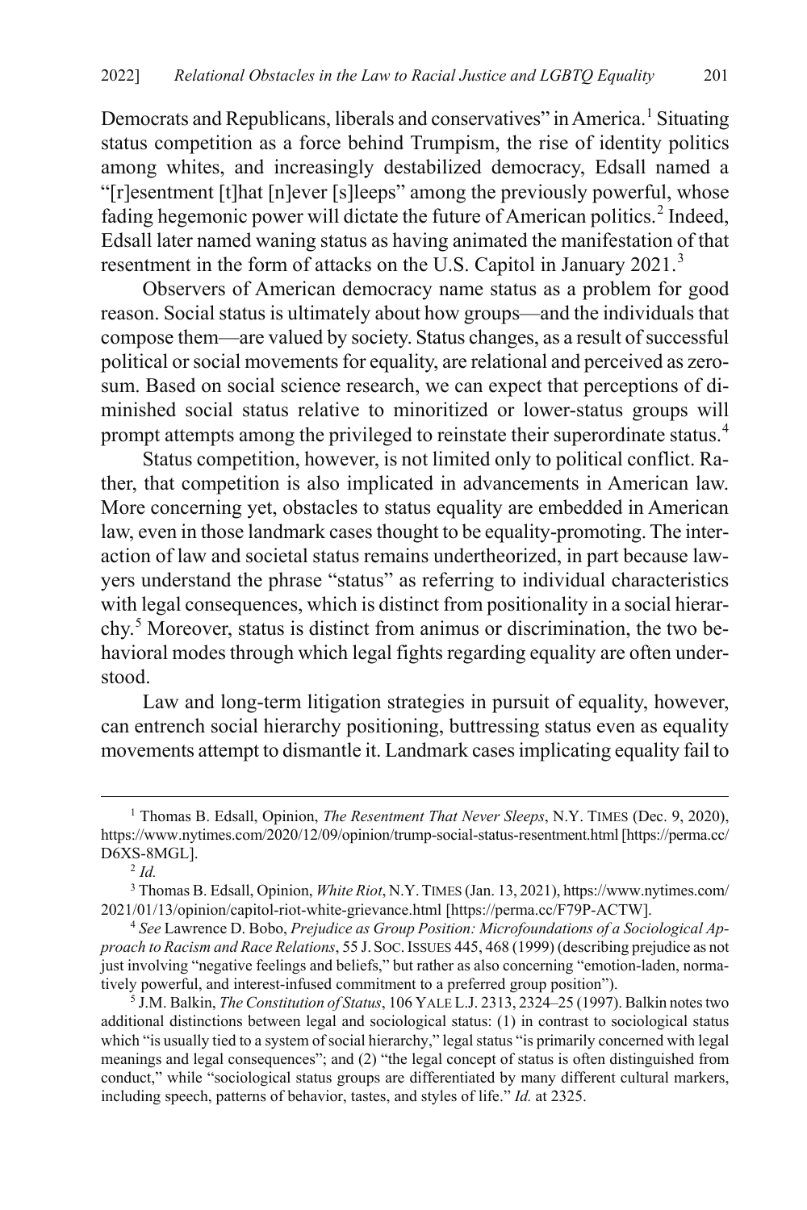Democrats and Republicans, liberals and conservatives" in America.[1] Situating status competition as a force behind Trumpism, the rise of identity politics among whites, and increasingly destabilized democracy, Edsall named a "[r]esentment [t]hat [n]ever [s]leeps" among the previously powerful, whose fading hegemonic power will dictate the future of American politics.[2] Indeed, Edsall later named waning status as having animated the manifestation of that resentment in the form of attacks on the U.S. Capitol in January 2021.[3]

Observers of American democracy name status as a problem for good reason. Social status is ultimately about how groups—and the individuals that compose them—are valued by society. Status changes, as a result of successful political or social movements for equality, are relational and perceived as zero-sum. Based on social science research, we can expect that perceptions of diminished social status relative to minoritized or lower-status groups will prompt attempts among the privileged to reinstate their superordinate status.[4]

Status competition, however, is not limited only to political conflict. Rather, that competition is also implicated in advancements in American law. More concerning yet, obstacles to status equality are embedded in American law, even in those landmark cases thought to be equality-promoting. The interaction of law and societal status remains undertheorized, in part because lawyers understand the phrase "status" as referring to individual characteristics with legal consequences, which is distinct from positionality in a social hierarchy.[5] Moreover, status is distinct from animus or discrimination, the two behavioral modes through which legal fights regarding equality are often understood.

Law and long-term litigation strategies in pursuit of equality, however, can entrench social hierarchy positioning, buttressing status even as equality movements attempt to dismantle it. Landmark cases implicating equality fail to

---

[1] Thomas B. Edsall, Opinion, *The Resentment That Never Sleeps*, N.Y. TIMES (Dec. 9, 2020), https://www.nytimes.com/2020/12/09/opinion/trump-social-status-resentment.html [https://perma.cc/D6XS-8MGL].

[2] *Id.*

[3] Thomas B. Edsall, Opinion, *White Riot*, N.Y. TIMES (Jan. 13, 2021), https://www.nytimes.com/2021/01/13/opinion/capitol-riot-white-grievance.html [https://perma.cc/F79P-ACTW].

[4] *See* Lawrence D. Bobo, *Prejudice as Group Position: Microfoundations of a Sociological Approach to Racism and Race Relations*, 55 J. SOC. ISSUES 445, 468 (1999) (describing prejudice as not just involving "negative feelings and beliefs," but rather as also concerning "emotion-laden, normatively powerful, and interest-infused commitment to a preferred group position").

[5] J.M. Balkin, *The Constitution of Status*, 106 YALE L.J. 2313, 2324–25 (1997). Balkin notes two additional distinctions between legal and sociological status: (1) in contrast to sociological status which "is usually tied to a system of social hierarchy," legal status "is primarily concerned with legal meanings and legal consequences"; and (2) "the legal concept of status is often distinguished from conduct," while "sociological status groups are differentiated by many different cultural markers, including speech, patterns of behavior, tastes, and styles of life." *Id.* at 2325.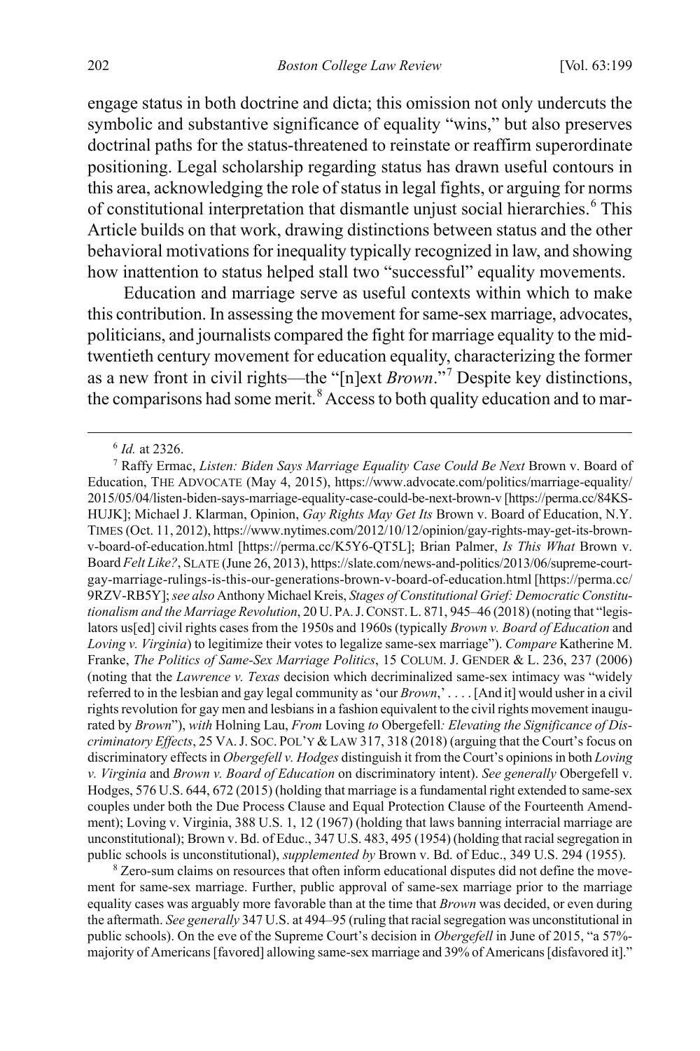engage status in both doctrine and dicta; this omission not only undercuts the symbolic and substantive significance of equality "wins," but also preserves doctrinal paths for the status-threatened to reinstate or reaffirm superordinate positioning. Legal scholarship regarding status has drawn useful contours in this area, acknowledging the role of status in legal fights, or arguing for norms of constitutional interpretation that dismantle unjust social hierarchies.[6] This Article builds on that work, drawing distinctions between status and the other behavioral motivations for inequality typically recognized in law, and showing how inattention to status helped stall two "successful" equality movements.

Education and marriage serve as useful contexts within which to make this contribution. In assessing the movement for same-sex marriage, advocates, politicians, and journalists compared the fight for marriage equality to the mid-twentieth century movement for education equality, characterizing the former as a new front in civil rights—the "[n]ext *Brown*."[7] Despite key distinctions, the comparisons had some merit.[8] Access to both quality education and to mar-

---

[6] *Id.* at 2326.

[7] Raffy Ermac, *Listen: Biden Says Marriage Equality Case Could Be Next* Brown v. Board of Education, THE ADVOCATE (May 4, 2015), https://www.advocate.com/politics/marriage-equality/2015/05/04/listen-biden-says-marriage-equality-case-could-be-next-brown-v [https://perma.cc/84KS-HUJK]; Michael J. Klarman, Opinion, *Gay Rights May Get Its* Brown v. Board of Education, N.Y. TIMES (Oct. 11, 2012), https://www.nytimes.com/2012/10/12/opinion/gay-rights-may-get-its-brown-v-board-of-education.html [https://perma.cc/K5Y6-QT5L]; Brian Palmer, *Is This What* Brown v. Board *Felt Like?*, SLATE (June 26, 2013), https://slate.com/news-and-politics/2013/06/supreme-court-gay-marriage-rulings-is-this-our-generations-brown-v-board-of-education.html [https://perma.cc/9RZV-RB5Y]; *see also* Anthony Michael Kreis, *Stages of Constitutional Grief: Democratic Constitutionalism and the Marriage Revolution*, 20 U. PA. J. CONST. L. 871, 945–46 (2018) (noting that "legislators us[ed] civil rights cases from the 1950s and 1960s (typically *Brown v. Board of Education* and *Loving v. Virginia*) to legitimize their votes to legalize same-sex marriage"). *Compare* Katherine M. Franke, *The Politics of Same-Sex Marriage Politics*, 15 COLUM. J. GENDER & L. 236, 237 (2006) (noting that the *Lawrence v. Texas* decision which decriminalized same-sex intimacy was "widely referred to in the lesbian and gay legal community as 'our *Brown*,' . . . . [And it] would usher in a civil rights revolution for gay men and lesbians in a fashion equivalent to the civil rights movement inaugurated by *Brown*"), *with* Holning Lau, *From* Loving *to* Obergefell*: Elevating the Significance of Discriminatory Effects*, 25 VA. J. SOC. POL'Y & LAW 317, 318 (2018) (arguing that the Court's focus on discriminatory effects in *Obergefell v. Hodges* distinguish it from the Court's opinions in both *Loving v. Virginia* and *Brown v. Board of Education* on discriminatory intent). *See generally* Obergefell v. Hodges, 576 U.S. 644, 672 (2015) (holding that marriage is a fundamental right extended to same-sex couples under both the Due Process Clause and Equal Protection Clause of the Fourteenth Amendment); Loving v. Virginia, 388 U.S. 1, 12 (1967) (holding that laws banning interracial marriage are unconstitutional); Brown v. Bd. of Educ., 347 U.S. 483, 495 (1954) (holding that racial segregation in public schools is unconstitutional), *supplemented by* Brown v. Bd. of Educ., 349 U.S. 294 (1955).

[8] Zero-sum claims on resources that often inform educational disputes did not define the movement for same-sex marriage. Further, public approval of same-sex marriage prior to the marriage equality cases was arguably more favorable than at the time that *Brown* was decided, or even during the aftermath. *See generally* 347 U.S. at 494–95 (ruling that racial segregation was unconstitutional in public schools). On the eve of the Supreme Court's decision in *Obergefell* in June of 2015, "a 57%-majority of Americans [favored] allowing same-sex marriage and 39% of Americans [disfavored it]."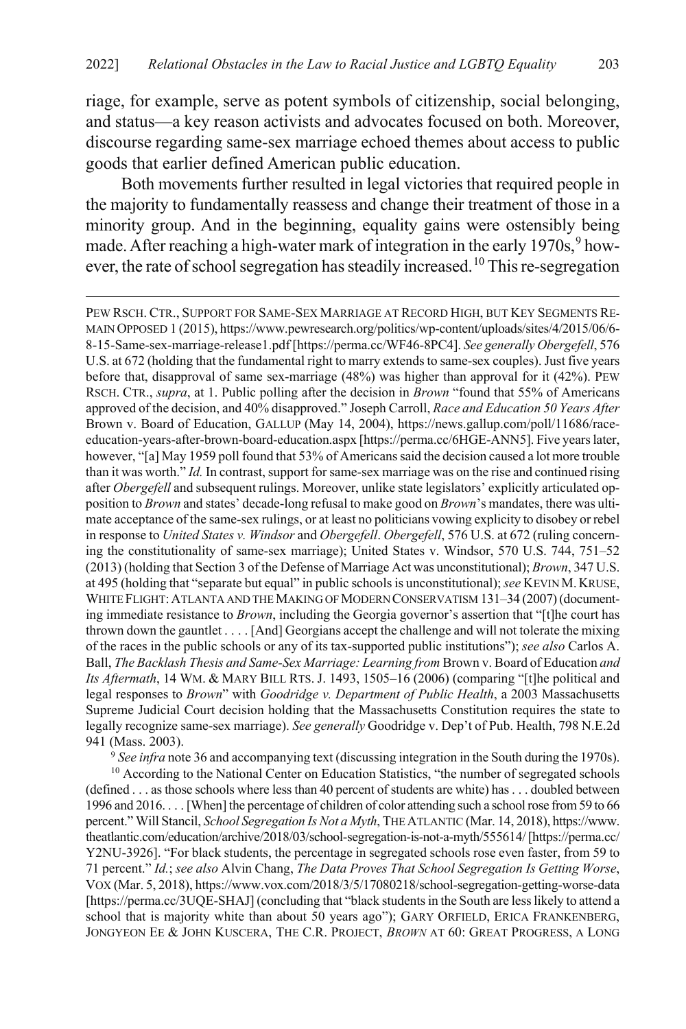riage, for example, serve as potent symbols of citizenship, social belonging, and status—a key reason activists and advocates focused on both. Moreover, discourse regarding same-sex marriage echoed themes about access to public goods that earlier defined American public education.

Both movements further resulted in legal victories that required people in the majority to fundamentally reassess and change their treatment of those in a minority group. And in the beginning, equality gains were ostensibly being made. After reaching a high-water mark of integration in the early 1970s,[9] however, the rate of school segregation has steadily increased.[10] This re-segregation

---

PEW RSCH. CTR., SUPPORT FOR SAME-SEX MARRIAGE AT RECORD HIGH, BUT KEY SEGMENTS REMAIN OPPOSED 1 (2015), https://www.pewresearch.org/politics/wp-content/uploads/sites/4/2015/06/6-8-15-Same-sex-marriage-release1.pdf [https://perma.cc/WF46-8PC4]. *See generally Obergefell*, 576 U.S. at 672 (holding that the fundamental right to marry extends to same-sex couples). Just five years before that, disapproval of same sex-marriage (48%) was higher than approval for it (42%). PEW RSCH. CTR., *supra*, at 1. Public polling after the decision in *Brown* "found that 55% of Americans approved of the decision, and 40% disapproved." Joseph Carroll, *Race and Education 50 Years After* Brown v. Board of Education, GALLUP (May 14, 2004), https://news.gallup.com/poll/11686/race-education-years-after-brown-board-education.aspx [https://perma.cc/6HGE-ANN5]. Five years later, however, "[a] May 1959 poll found that 53% of Americans said the decision caused a lot more trouble than it was worth." *Id.* In contrast, support for same-sex marriage was on the rise and continued rising after *Obergefell* and subsequent rulings. Moreover, unlike state legislators' explicitly articulated opposition to *Brown* and states' decade-long refusal to make good on *Brown*'s mandates, there was ultimate acceptance of the same-sex rulings, or at least no politicians vowing explicity to disobey or rebel in response to *United States v. Windsor* and *Obergefell*. *Obergefell*, 576 U.S. at 672 (ruling concerning the constitutionality of same-sex marriage); United States v. Windsor, 570 U.S. 744, 751–52 (2013) (holding that Section 3 of the Defense of Marriage Act was unconstitutional); *Brown*, 347 U.S. at 495 (holding that "separate but equal" in public schools is unconstitutional); *see* KEVIN M. KRUSE, WHITE FLIGHT: ATLANTA AND THE MAKING OF MODERN CONSERVATISM 131–34 (2007) (documenting immediate resistance to *Brown*, including the Georgia governor's assertion that "[t]he court has thrown down the gauntlet . . . . [And] Georgians accept the challenge and will not tolerate the mixing of the races in the public schools or any of its tax-supported public institutions"); *see also* Carlos A. Ball, *The Backlash Thesis and Same-Sex Marriage: Learning from* Brown v. Board of Education *and Its Aftermath*, 14 WM. & MARY BILL RTS. J. 1493, 1505–16 (2006) (comparing "[t]he political and legal responses to *Brown*" with *Goodridge v. Department of Public Health*, a 2003 Massachusetts Supreme Judicial Court decision holding that the Massachusetts Constitution requires the state to legally recognize same-sex marriage). *See generally* Goodridge v. Dep't of Pub. Health, 798 N.E.2d 941 (Mass. 2003).

[9] *See infra* note 36 and accompanying text (discussing integration in the South during the 1970s).

[10] According to the National Center on Education Statistics, "the number of segregated schools (defined . . . as those schools where less than 40 percent of students are white) has . . . doubled between 1996 and 2016. . . . [When] the percentage of children of color attending such a school rose from 59 to 66 percent." Will Stancil, *School Segregation Is Not a Myth*, THE ATLANTIC (Mar. 14, 2018), https://www.theatlantic.com/education/archive/2018/03/school-segregation-is-not-a-myth/555614/ [https://perma.cc/Y2NU-3926]. "For black students, the percentage in segregated schools rose even faster, from 59 to 71 percent." *Id.*; *see also* Alvin Chang, *The Data Proves That School Segregation Is Getting Worse*, VOX (Mar. 5, 2018), https://www.vox.com/2018/3/5/17080218/school-segregation-getting-worse-data [https://perma.cc/3UQE-SHAJ] (concluding that "black students in the South are less likely to attend a school that is majority white than about 50 years ago"); GARY ORFIELD, ERICA FRANKENBERG, JONGYEON EE & JOHN KUSCERA, THE C.R. PROJECT, *BROWN* AT 60: GREAT PROGRESS, A LONG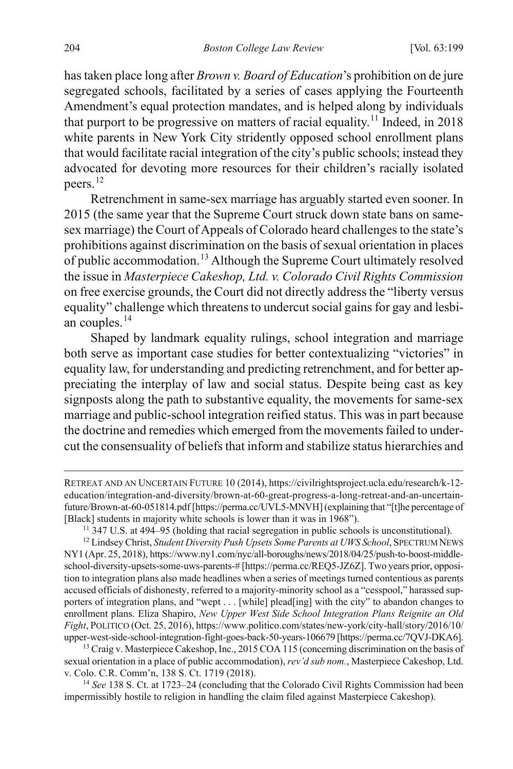has taken place long after *Brown v. Board of Education*'s prohibition on de jure segregated schools, facilitated by a series of cases applying the Fourteenth Amendment's equal protection mandates, and is helped along by individuals that purport to be progressive on matters of racial equality.[11] Indeed, in 2018 white parents in New York City stridently opposed school enrollment plans that would facilitate racial integration of the city's public schools; instead they advocated for devoting more resources for their children's racially isolated peers.[12]

Retrenchment in same-sex marriage has arguably started even sooner. In 2015 (the same year that the Supreme Court struck down state bans on same-sex marriage) the Court of Appeals of Colorado heard challenges to the state's prohibitions against discrimination on the basis of sexual orientation in places of public accommodation.[13] Although the Supreme Court ultimately resolved the issue in *Masterpiece Cakeshop, Ltd. v. Colorado Civil Rights Commission* on free exercise grounds, the Court did not directly address the "liberty versus equality" challenge which threatens to undercut social gains for gay and lesbian couples.[14]

Shaped by landmark equality rulings, school integration and marriage both serve as important case studies for better contextualizing "victories" in equality law, for understanding and predicting retrenchment, and for better appreciating the interplay of law and social status. Despite being cast as key signposts along the path to substantive equality, the movements for same-sex marriage and public-school integration reified status. This was in part because the doctrine and remedies which emerged from the movements failed to undercut the consensuality of beliefs that inform and stabilize status hierarchies and

---

RETREAT AND AN UNCERTAIN FUTURE 10 (2014), https://civilrightsproject.ucla.edu/research/k-12-education/integration-and-diversity/brown-at-60-great-progress-a-long-retreat-and-an-uncertain-future/Brown-at-60-051814.pdf [https://perma.cc/UVL5-MNVH] (explaining that "[t]he percentage of [Black] students in majority white schools is lower than it was in 1968").

[11] 347 U.S. at 494–95 (holding that racial segregation in public schools is unconstitutional).

[12] Lindsey Christ, *Student Diversity Push Upsets Some Parents at UWS School*, SPECTRUM NEWS NY1 (Apr. 25, 2018), https://www.ny1.com/nyc/all-boroughs/news/2018/04/25/push-to-boost-middle-school-diversity-upsets-some-uws-parents-# [https://perma.cc/REQ5-JZ6Z]. Two years prior, opposition to integration plans also made headlines when a series of meetings turned contentious as parents accused officials of dishonesty, referred to a majority-minority school as a "cesspool," harassed supporters of integration plans, and "wept . . . [while] plead[ing] with the city" to abandon changes to enrollment plans. Eliza Shapiro, *New Upper West Side School Integration Plans Reignite an Old Fight*, POLITICO (Oct. 25, 2016), https://www.politico.com/states/new-york/city-hall/story/2016/10/upper-west-side-school-integration-fight-goes-back-50-years-106679 [https://perma.cc/7QVJ-DKA6].

[13] Craig v. Masterpiece Cakeshop, Inc., 2015 COA 115 (concerning discrimination on the basis of sexual orientation in a place of public accommodation), *rev'd sub nom.*, Masterpiece Cakeshop, Ltd. v. Colo. C.R. Comm'n, 138 S. Ct. 1719 (2018).

[14] *See* 138 S. Ct. at 1723–24 (concluding that the Colorado Civil Rights Commission had been impermissibly hostile to religion in handling the claim filed against Masterpiece Cakeshop).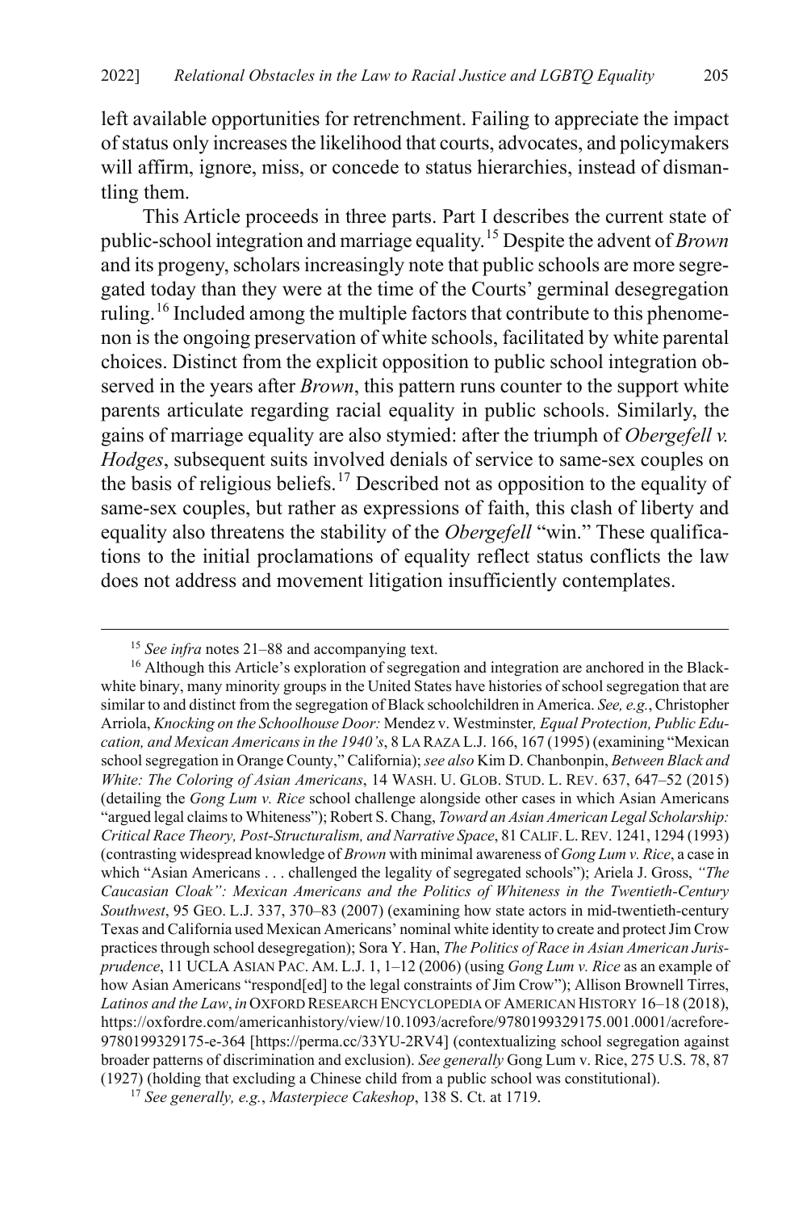left available opportunities for retrenchment. Failing to appreciate the impact of status only increases the likelihood that courts, advocates, and policymakers will affirm, ignore, miss, or concede to status hierarchies, instead of dismantling them.

This Article proceeds in three parts. Part I describes the current state of public-school integration and marriage equality.[15] Despite the advent of *Brown* and its progeny, scholars increasingly note that public schools are more segregated today than they were at the time of the Courts' germinal desegregation ruling.[16] Included among the multiple factors that contribute to this phenomenon is the ongoing preservation of white schools, facilitated by white parental choices. Distinct from the explicit opposition to public school integration observed in the years after *Brown*, this pattern runs counter to the support white parents articulate regarding racial equality in public schools. Similarly, the gains of marriage equality are also stymied: after the triumph of *Obergefell v. Hodges*, subsequent suits involved denials of service to same-sex couples on the basis of religious beliefs.[17] Described not as opposition to the equality of same-sex couples, but rather as expressions of faith, this clash of liberty and equality also threatens the stability of the *Obergefell* "win." These qualifications to the initial proclamations of equality reflect status conflicts the law does not address and movement litigation insufficiently contemplates.

[15] *See infra* notes 21–88 and accompanying text.

[16] Although this Article's exploration of segregation and integration are anchored in the Black-white binary, many minority groups in the United States have histories of school segregation that are similar to and distinct from the segregation of Black schoolchildren in America. *See, e.g.*, Christopher Arriola, *Knocking on the Schoolhouse Door:* Mendez v. Westminster*, Equal Protection, Public Education, and Mexican Americans in the 1940's*, 8 LA RAZA L.J. 166, 167 (1995) (examining "Mexican school segregation in Orange County," California); *see also* Kim D. Chanbonpin, *Between Black and White: The Coloring of Asian Americans*, 14 WASH. U. GLOB. STUD. L. REV. 637, 647–52 (2015) (detailing the *Gong Lum v. Rice* school challenge alongside other cases in which Asian Americans "argued legal claims to Whiteness"); Robert S. Chang, *Toward an Asian American Legal Scholarship: Critical Race Theory, Post-Structuralism, and Narrative Space*, 81 CALIF. L. REV. 1241, 1294 (1993) (contrasting widespread knowledge of *Brown* with minimal awareness of *Gong Lum v. Rice*, a case in which "Asian Americans . . . challenged the legality of segregated schools"); Ariela J. Gross, *"The Caucasian Cloak": Mexican Americans and the Politics of Whiteness in the Twentieth-Century Southwest*, 95 GEO. L.J. 337, 370–83 (2007) (examining how state actors in mid-twentieth-century Texas and California used Mexican Americans' nominal white identity to create and protect Jim Crow practices through school desegregation); Sora Y. Han, *The Politics of Race in Asian American Jurisprudence*, 11 UCLA ASIAN PAC. AM. L.J. 1, 1–12 (2006) (using *Gong Lum v. Rice* as an example of how Asian Americans "respond[ed] to the legal constraints of Jim Crow"); Allison Brownell Tirres, *Latinos and the Law*, *in* OXFORD RESEARCH ENCYCLOPEDIA OF AMERICAN HISTORY 16–18 (2018), https://oxfordre.com/americanhistory/view/10.1093/acrefore/9780199329175.001.0001/acrefore-9780199329175-e-364 [https://perma.cc/33YU-2RV4] (contextualizing school segregation against broader patterns of discrimination and exclusion). *See generally* Gong Lum v. Rice, 275 U.S. 78, 87 (1927) (holding that excluding a Chinese child from a public school was constitutional).

[17] *See generally, e.g.*, *Masterpiece Cakeshop*, 138 S. Ct. at 1719.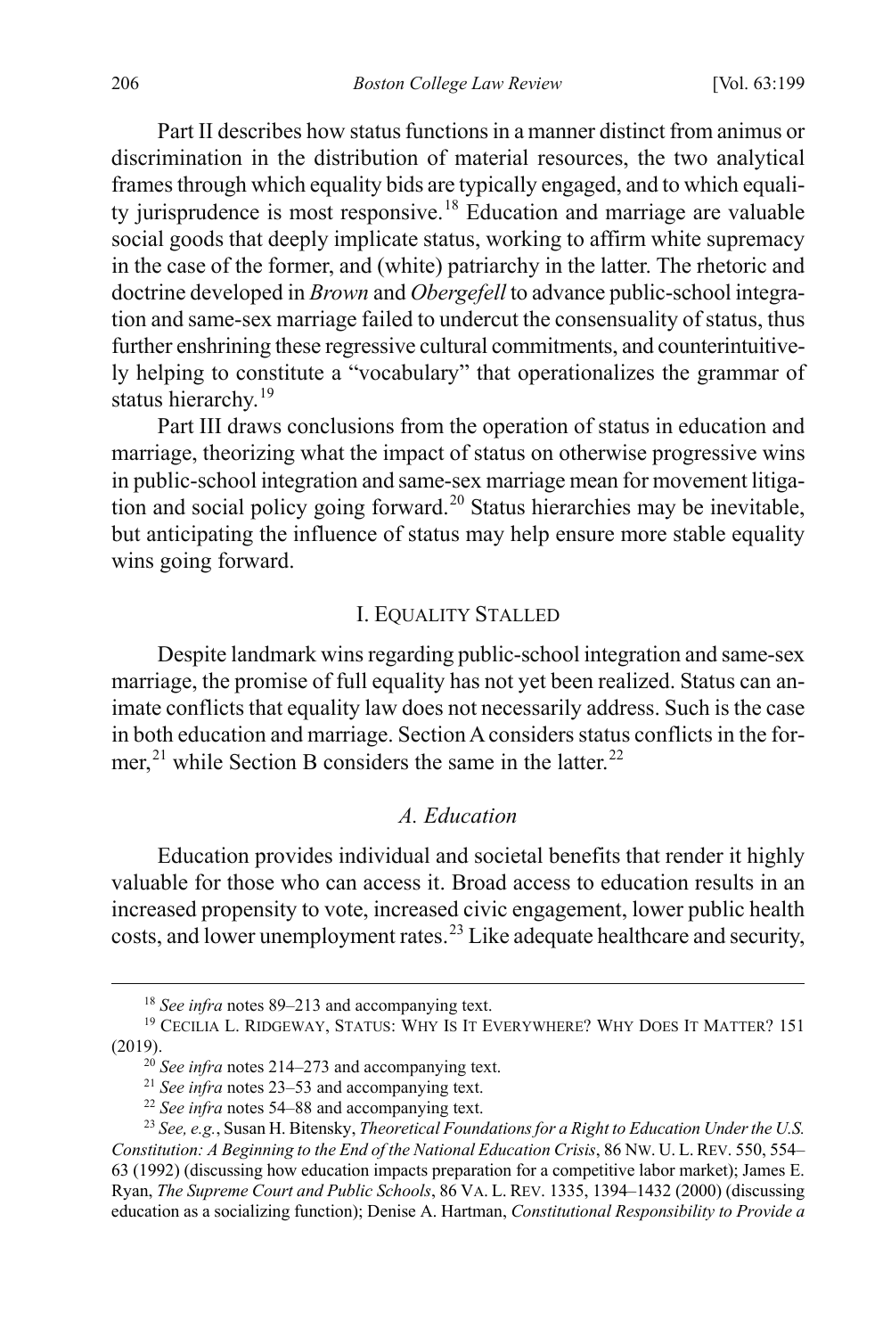Part II describes how status functions in a manner distinct from animus or discrimination in the distribution of material resources, the two analytical frames through which equality bids are typically engaged, and to which equality jurisprudence is most responsive.[18] Education and marriage are valuable social goods that deeply implicate status, working to affirm white supremacy in the case of the former, and (white) patriarchy in the latter. The rhetoric and doctrine developed in *Brown* and *Obergefell* to advance public-school integration and same-sex marriage failed to undercut the consensuality of status, thus further enshrining these regressive cultural commitments, and counterintuitively helping to constitute a "vocabulary" that operationalizes the grammar of status hierarchy.[19]

Part III draws conclusions from the operation of status in education and marriage, theorizing what the impact of status on otherwise progressive wins in public-school integration and same-sex marriage mean for movement litigation and social policy going forward.[20] Status hierarchies may be inevitable, but anticipating the influence of status may help ensure more stable equality wins going forward.

## I. EQUALITY STALLED

Despite landmark wins regarding public-school integration and same-sex marriage, the promise of full equality has not yet been realized. Status can animate conflicts that equality law does not necessarily address. Such is the case in both education and marriage. Section A considers status conflicts in the former,[21] while Section B considers the same in the latter.[22]

### *A. Education*

Education provides individual and societal benefits that render it highly valuable for those who can access it. Broad access to education results in an increased propensity to vote, increased civic engagement, lower public health costs, and lower unemployment rates.[23] Like adequate healthcare and security,

---

[18] *See infra* notes 89–213 and accompanying text.

[19] CECILIA L. RIDGEWAY, STATUS: WHY IS IT EVERYWHERE? WHY DOES IT MATTER? 151 (2019).

[20] *See infra* notes 214–273 and accompanying text.

[21] *See infra* notes 23–53 and accompanying text.

[22] *See infra* notes 54–88 and accompanying text.

[23] *See, e.g.*, Susan H. Bitensky, *Theoretical Foundations for a Right to Education Under the U.S. Constitution: A Beginning to the End of the National Education Crisis*, 86 NW. U. L. REV. 550, 554–63 (1992) (discussing how education impacts preparation for a competitive labor market); James E. Ryan, *The Supreme Court and Public Schools*, 86 VA. L. REV. 1335, 1394–1432 (2000) (discussing education as a socializing function); Denise A. Hartman, *Constitutional Responsibility to Provide a*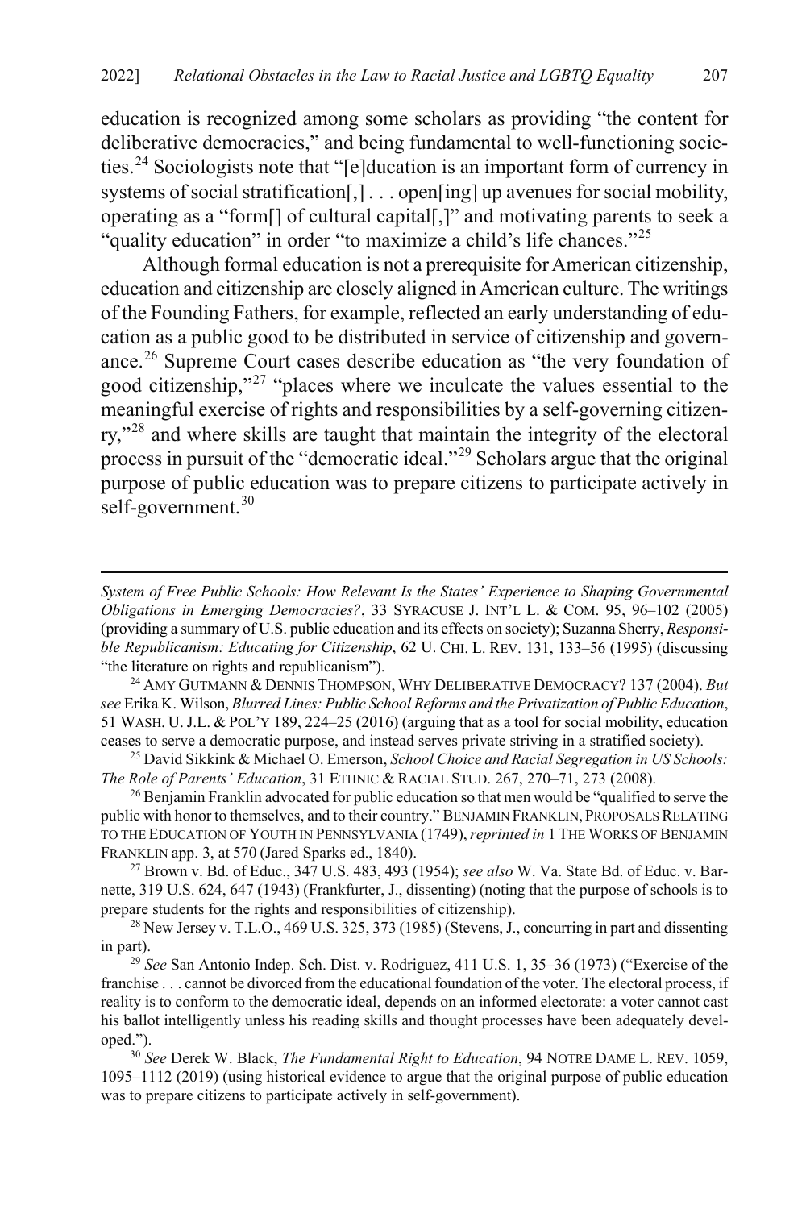education is recognized among some scholars as providing "the content for deliberative democracies," and being fundamental to well-functioning societies.[24] Sociologists note that "[e]ducation is an important form of currency in systems of social stratification[,] . . . open[ing] up avenues for social mobility, operating as a "form[] of cultural capital[,]" and motivating parents to seek a "quality education" in order "to maximize a child's life chances."[25]

Although formal education is not a prerequisite for American citizenship, education and citizenship are closely aligned in American culture. The writings of the Founding Fathers, for example, reflected an early understanding of education as a public good to be distributed in service of citizenship and governance.[26] Supreme Court cases describe education as "the very foundation of good citizenship,"[27] "places where we inculcate the values essential to the meaningful exercise of rights and responsibilities by a self-governing citizenry,"[28] and where skills are taught that maintain the integrity of the electoral process in pursuit of the "democratic ideal."[29] Scholars argue that the original purpose of public education was to prepare citizens to participate actively in self-government.[30]

---

*System of Free Public Schools: How Relevant Is the States' Experience to Shaping Governmental Obligations in Emerging Democracies?*, 33 SYRACUSE J. INT'L L. & COM. 95, 96–102 (2005) (providing a summary of U.S. public education and its effects on society); Suzanna Sherry, *Responsible Republicanism: Educating for Citizenship*, 62 U. CHI. L. REV. 131, 133–56 (1995) (discussing "the literature on rights and republicanism").

[24] AMY GUTMANN & DENNIS THOMPSON, WHY DELIBERATIVE DEMOCRACY? 137 (2004). *But see* Erika K. Wilson, *Blurred Lines: Public School Reforms and the Privatization of Public Education*, 51 WASH. U. J.L. & POL'Y 189, 224–25 (2016) (arguing that as a tool for social mobility, education ceases to serve a democratic purpose, and instead serves private striving in a stratified society).

[25] David Sikkink & Michael O. Emerson, *School Choice and Racial Segregation in US Schools: The Role of Parents' Education*, 31 ETHNIC & RACIAL STUD. 267, 270–71, 273 (2008).

[26] Benjamin Franklin advocated for public education so that men would be "qualified to serve the public with honor to themselves, and to their country." BENJAMIN FRANKLIN, PROPOSALS RELATING TO THE EDUCATION OF YOUTH IN PENNSYLVANIA (1749), *reprinted in* 1 THE WORKS OF BENJAMIN FRANKLIN app. 3, at 570 (Jared Sparks ed., 1840).

[27] Brown v. Bd. of Educ., 347 U.S. 483, 493 (1954); *see also* W. Va. State Bd. of Educ. v. Barnette, 319 U.S. 624, 647 (1943) (Frankfurter, J., dissenting) (noting that the purpose of schools is to prepare students for the rights and responsibilities of citizenship).

[28] New Jersey v. T.L.O., 469 U.S. 325, 373 (1985) (Stevens, J., concurring in part and dissenting in part).

[29] *See* San Antonio Indep. Sch. Dist. v. Rodriguez, 411 U.S. 1, 35–36 (1973) ("Exercise of the franchise . . . cannot be divorced from the educational foundation of the voter. The electoral process, if reality is to conform to the democratic ideal, depends on an informed electorate: a voter cannot cast his ballot intelligently unless his reading skills and thought processes have been adequately developed.").

[30] *See* Derek W. Black, *The Fundamental Right to Education*, 94 NOTRE DAME L. REV. 1059, 1095–1112 (2019) (using historical evidence to argue that the original purpose of public education was to prepare citizens to participate actively in self-government).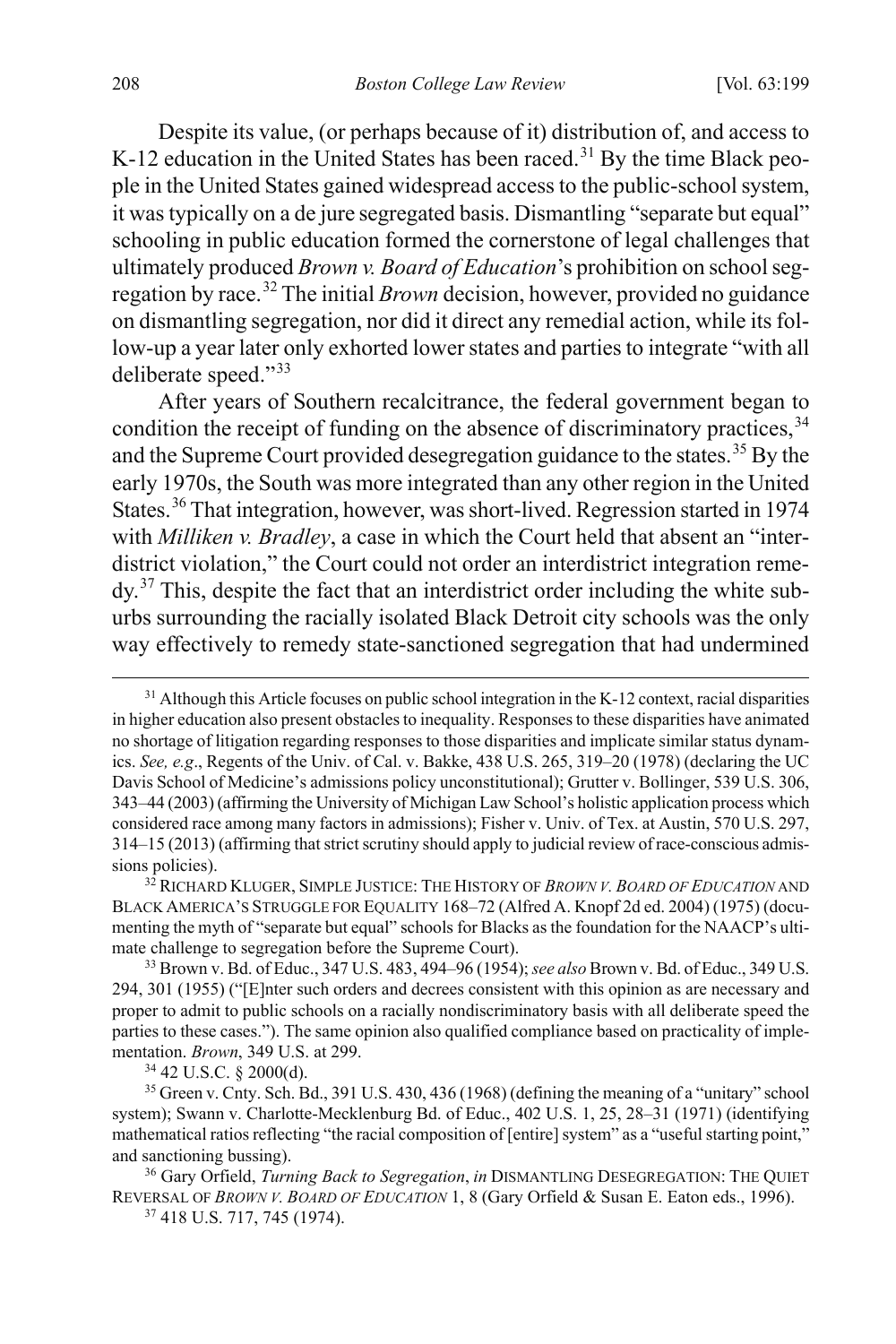Despite its value, (or perhaps because of it) distribution of, and access to K-12 education in the United States has been raced.[31] By the time Black people in the United States gained widespread access to the public-school system, it was typically on a de jure segregated basis. Dismantling "separate but equal" schooling in public education formed the cornerstone of legal challenges that ultimately produced *Brown v. Board of Education*'s prohibition on school segregation by race.[32] The initial *Brown* decision, however, provided no guidance on dismantling segregation, nor did it direct any remedial action, while its follow-up a year later only exhorted lower states and parties to integrate "with all deliberate speed."[33]

After years of Southern recalcitrance, the federal government began to condition the receipt of funding on the absence of discriminatory practices,[34] and the Supreme Court provided desegregation guidance to the states.[35] By the early 1970s, the South was more integrated than any other region in the United States.[36] That integration, however, was short-lived. Regression started in 1974 with *Milliken v. Bradley*, a case in which the Court held that absent an "interdistrict violation," the Court could not order an interdistrict integration remedy.[37] This, despite the fact that an interdistrict order including the white suburbs surrounding the racially isolated Black Detroit city schools was the only way effectively to remedy state-sanctioned segregation that had undermined

---

[31] Although this Article focuses on public school integration in the K-12 context, racial disparities in higher education also present obstacles to inequality. Responses to these disparities have animated no shortage of litigation regarding responses to those disparities and implicate similar status dynamics. *See, e.g*., Regents of the Univ. of Cal. v. Bakke, 438 U.S. 265, 319–20 (1978) (declaring the UC Davis School of Medicine's admissions policy unconstitutional); Grutter v. Bollinger, 539 U.S. 306, 343–44 (2003) (affirming the University of Michigan Law School's holistic application process which considered race among many factors in admissions); Fisher v. Univ. of Tex. at Austin, 570 U.S. 297, 314–15 (2013) (affirming that strict scrutiny should apply to judicial review of race-conscious admissions policies).

[32] RICHARD KLUGER, SIMPLE JUSTICE: THE HISTORY OF *BROWN V. BOARD OF EDUCATION* AND BLACK AMERICA'S STRUGGLE FOR EQUALITY 168–72 (Alfred A. Knopf 2d ed. 2004) (1975) (documenting the myth of "separate but equal" schools for Blacks as the foundation for the NAACP's ultimate challenge to segregation before the Supreme Court).

[33] Brown v. Bd. of Educ., 347 U.S. 483, 494–96 (1954); *see also* Brown v. Bd. of Educ., 349 U.S. 294, 301 (1955) ("[E]nter such orders and decrees consistent with this opinion as are necessary and proper to admit to public schools on a racially nondiscriminatory basis with all deliberate speed the parties to these cases."). The same opinion also qualified compliance based on practicality of implementation. *Brown*, 349 U.S. at 299.

[34] 42 U.S.C. § 2000(d).

[35] Green v. Cnty. Sch. Bd., 391 U.S. 430, 436 (1968) (defining the meaning of a "unitary" school system); Swann v. Charlotte-Mecklenburg Bd. of Educ., 402 U.S. 1, 25, 28–31 (1971) (identifying mathematical ratios reflecting "the racial composition of [entire] system" as a "useful starting point," and sanctioning bussing).

[36] Gary Orfield, *Turning Back to Segregation*, *in* DISMANTLING DESEGREGATION: THE QUIET REVERSAL OF *BROWN V. BOARD OF EDUCATION* 1, 8 (Gary Orfield & Susan E. Eaton eds., 1996).

[37] 418 U.S. 717, 745 (1974).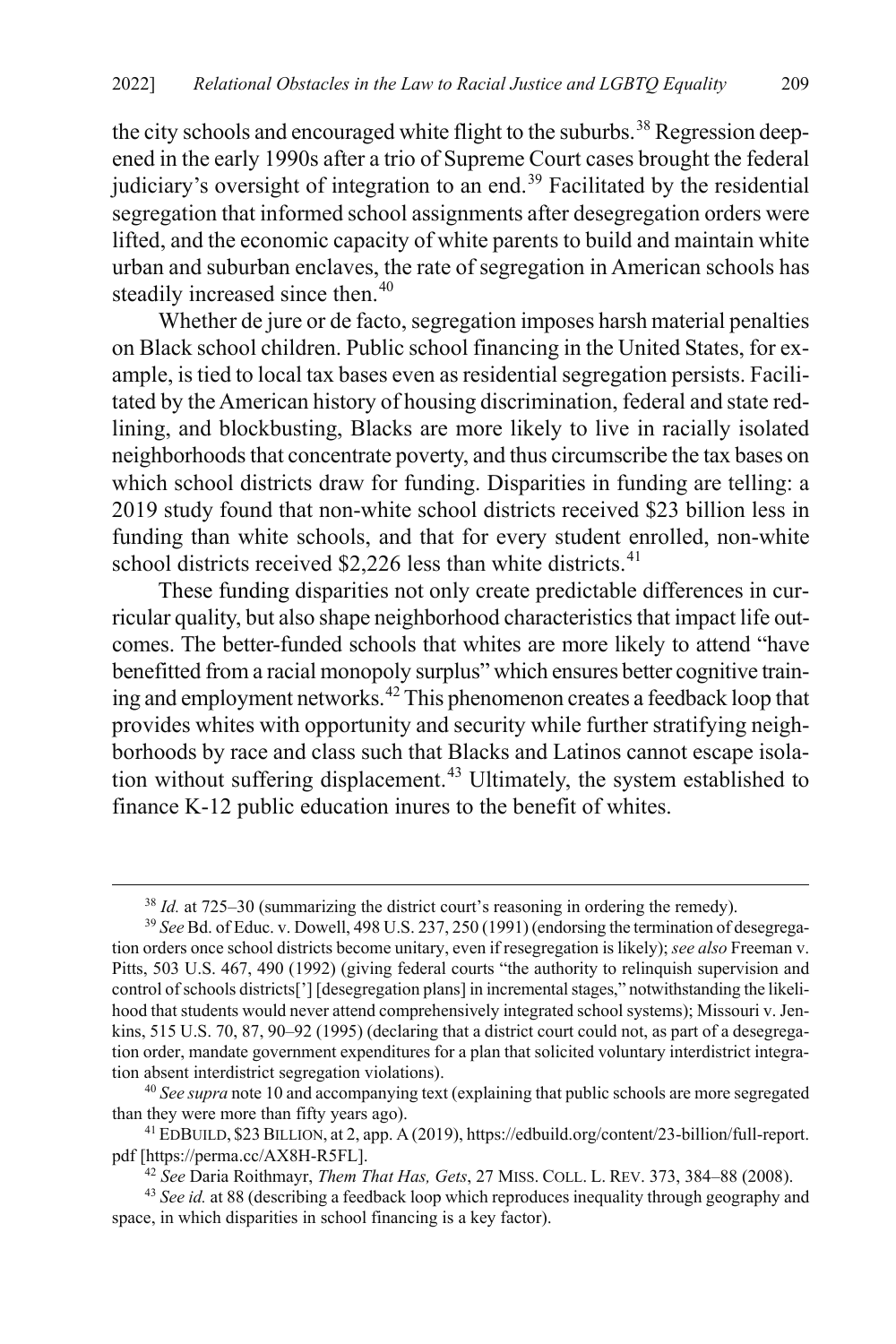the city schools and encouraged white flight to the suburbs.[38] Regression deepened in the early 1990s after a trio of Supreme Court cases brought the federal judiciary's oversight of integration to an end.[39] Facilitated by the residential segregation that informed school assignments after desegregation orders were lifted, and the economic capacity of white parents to build and maintain white urban and suburban enclaves, the rate of segregation in American schools has steadily increased since then.[40]

Whether de jure or de facto, segregation imposes harsh material penalties on Black school children. Public school financing in the United States, for example, is tied to local tax bases even as residential segregation persists. Facilitated by the American history of housing discrimination, federal and state redlining, and blockbusting, Blacks are more likely to live in racially isolated neighborhoods that concentrate poverty, and thus circumscribe the tax bases on which school districts draw for funding. Disparities in funding are telling: a 2019 study found that non-white school districts received $23 billion less in funding than white schools, and that for every student enrolled, non-white school districts received $2,226 less than white districts.[41]

These funding disparities not only create predictable differences in curricular quality, but also shape neighborhood characteristics that impact life outcomes. The better-funded schools that whites are more likely to attend "have benefitted from a racial monopoly surplus" which ensures better cognitive training and employment networks.[42] This phenomenon creates a feedback loop that provides whites with opportunity and security while further stratifying neighborhoods by race and class such that Blacks and Latinos cannot escape isolation without suffering displacement.[43] Ultimately, the system established to finance K-12 public education inures to the benefit of whites.

---

[38] *Id.* at 725–30 (summarizing the district court's reasoning in ordering the remedy).

[39] *See* Bd. of Educ. v. Dowell, 498 U.S. 237, 250 (1991) (endorsing the termination of desegregation orders once school districts become unitary, even if resegregation is likely); *see also* Freeman v. Pitts, 503 U.S. 467, 490 (1992) (giving federal courts "the authority to relinquish supervision and control of schools districts['] [desegregation plans] in incremental stages," notwithstanding the likelihood that students would never attend comprehensively integrated school systems); Missouri v. Jenkins, 515 U.S. 70, 87, 90–92 (1995) (declaring that a district court could not, as part of a desegregation order, mandate government expenditures for a plan that solicited voluntary interdistrict integration absent interdistrict segregation violations).

[40] *See supra* note 10 and accompanying text (explaining that public schools are more segregated than they were more than fifty years ago).

[41] EDBUILD, $23 BILLION, at 2, app. A (2019), https://edbuild.org/content/23-billion/full-report.pdf [https://perma.cc/AX8H-R5FL].

[42] *See* Daria Roithmayr, *Them That Has, Gets*, 27 MISS. COLL. L. REV. 373, 384–88 (2008).

[43] *See id.* at 88 (describing a feedback loop which reproduces inequality through geography and space, in which disparities in school financing is a key factor).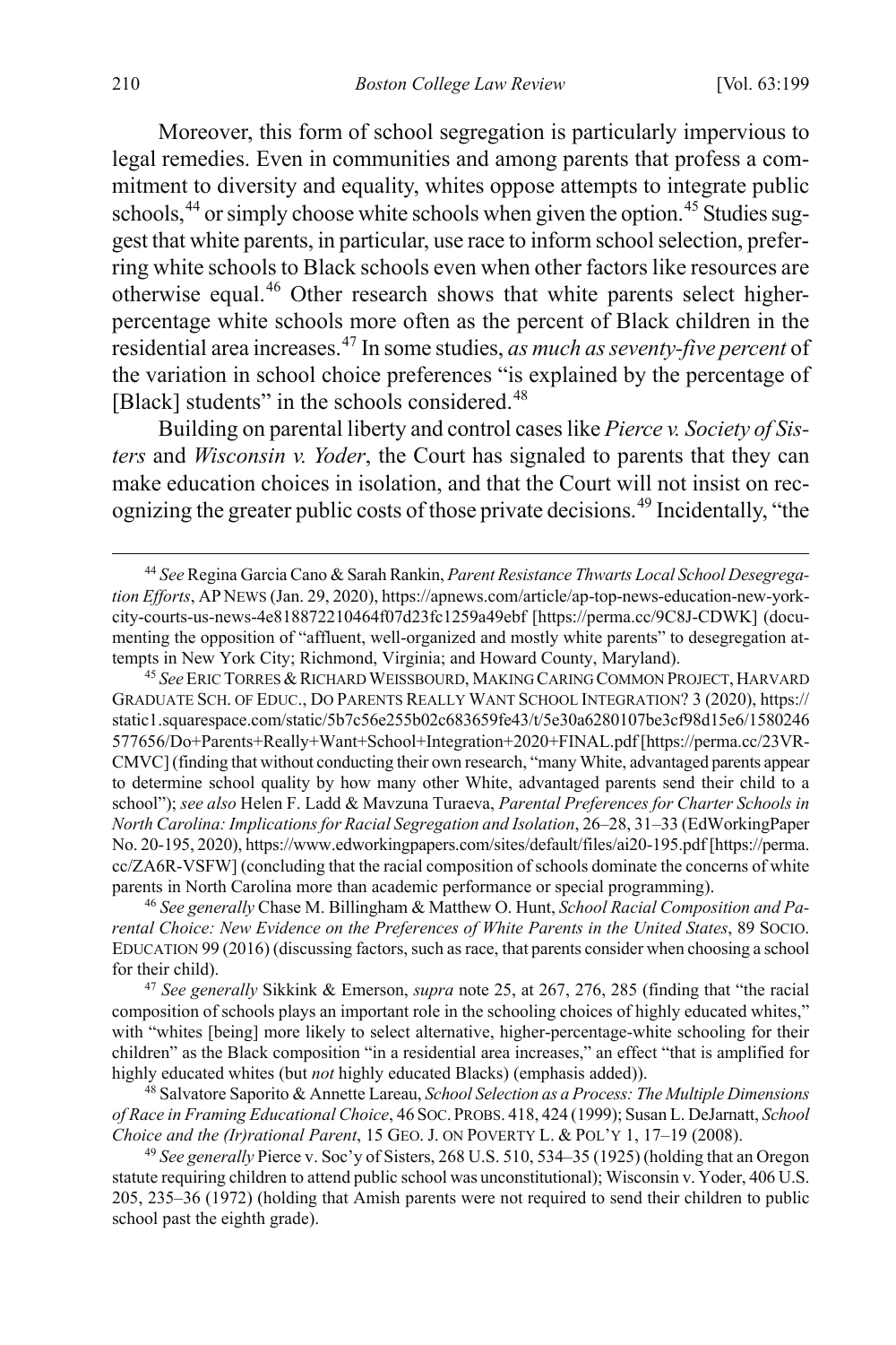Moreover, this form of school segregation is particularly impervious to legal remedies. Even in communities and among parents that profess a commitment to diversity and equality, whites oppose attempts to integrate public schools,[44] or simply choose white schools when given the option.[45] Studies suggest that white parents, in particular, use race to inform school selection, preferring white schools to Black schools even when other factors like resources are otherwise equal.[46] Other research shows that white parents select higher-percentage white schools more often as the percent of Black children in the residential area increases.[47] In some studies, *as much as seventy-five percent* of the variation in school choice preferences "is explained by the percentage of [Black] students" in the schools considered.[48]

Building on parental liberty and control cases like *Pierce v. Society of Sisters* and *Wisconsin v. Yoder*, the Court has signaled to parents that they can make education choices in isolation, and that the Court will not insist on recognizing the greater public costs of those private decisions.[49] Incidentally, "the

---

[44] *See* Regina Garcia Cano & Sarah Rankin, *Parent Resistance Thwarts Local School Desegregation Efforts*, AP NEWS (Jan. 29, 2020), https://apnews.com/article/ap-top-news-education-new-york-city-courts-us-news-4e818872210464f07d23fc1259a49ebf [https://perma.cc/9C8J-CDWK] (documenting the opposition of "affluent, well-organized and mostly white parents" to desegregation attempts in New York City; Richmond, Virginia; and Howard County, Maryland).

[45] *See* ERIC TORRES & RICHARD WEISSBOURD, MAKING CARING COMMON PROJECT, HARVARD GRADUATE SCH. OF EDUC., DO PARENTS REALLY WANT SCHOOL INTEGRATION? 3 (2020), https://static1.squarespace.com/static/5b7c56e255b02c683659fe43/t/5e30a6280107be3cf98d15e6/1580246577656/Do+Parents+Really+Want+School+Integration+2020+FINAL.pdf [https://perma.cc/23VR-CMVC] (finding that without conducting their own research, "many White, advantaged parents appear to determine school quality by how many other White, advantaged parents send their child to a school"); *see also* Helen F. Ladd & Mavzuna Turaeva, *Parental Preferences for Charter Schools in North Carolina: Implications for Racial Segregation and Isolation*, 26–28, 31–33 (EdWorkingPaper No. 20-195, 2020), https://www.edworkingpapers.com/sites/default/files/ai20-195.pdf [https://perma.cc/ZA6R-VSFW] (concluding that the racial composition of schools dominate the concerns of white parents in North Carolina more than academic performance or special programming).

[46] *See generally* Chase M. Billingham & Matthew O. Hunt, *School Racial Composition and Parental Choice: New Evidence on the Preferences of White Parents in the United States*, 89 SOCIO. EDUCATION 99 (2016) (discussing factors, such as race, that parents consider when choosing a school for their child).

[47] *See generally* Sikkink & Emerson, *supra* note 25, at 267, 276, 285 (finding that "the racial composition of schools plays an important role in the schooling choices of highly educated whites," with "whites [being] more likely to select alternative, higher-percentage-white schooling for their children" as the Black composition "in a residential area increases," an effect "that is amplified for highly educated whites (but *not* highly educated Blacks) (emphasis added)).

[48] Salvatore Saporito & Annette Lareau, *School Selection as a Process: The Multiple Dimensions of Race in Framing Educational Choice*, 46 SOC. PROBS. 418, 424 (1999); Susan L. DeJarnatt, *School Choice and the (Ir)rational Parent*, 15 GEO. J. ON POVERTY L. & POL'Y 1, 17–19 (2008).

[49] *See generally* Pierce v. Soc'y of Sisters, 268 U.S. 510, 534–35 (1925) (holding that an Oregon statute requiring children to attend public school was unconstitutional); Wisconsin v. Yoder, 406 U.S. 205, 235–36 (1972) (holding that Amish parents were not required to send their children to public school past the eighth grade).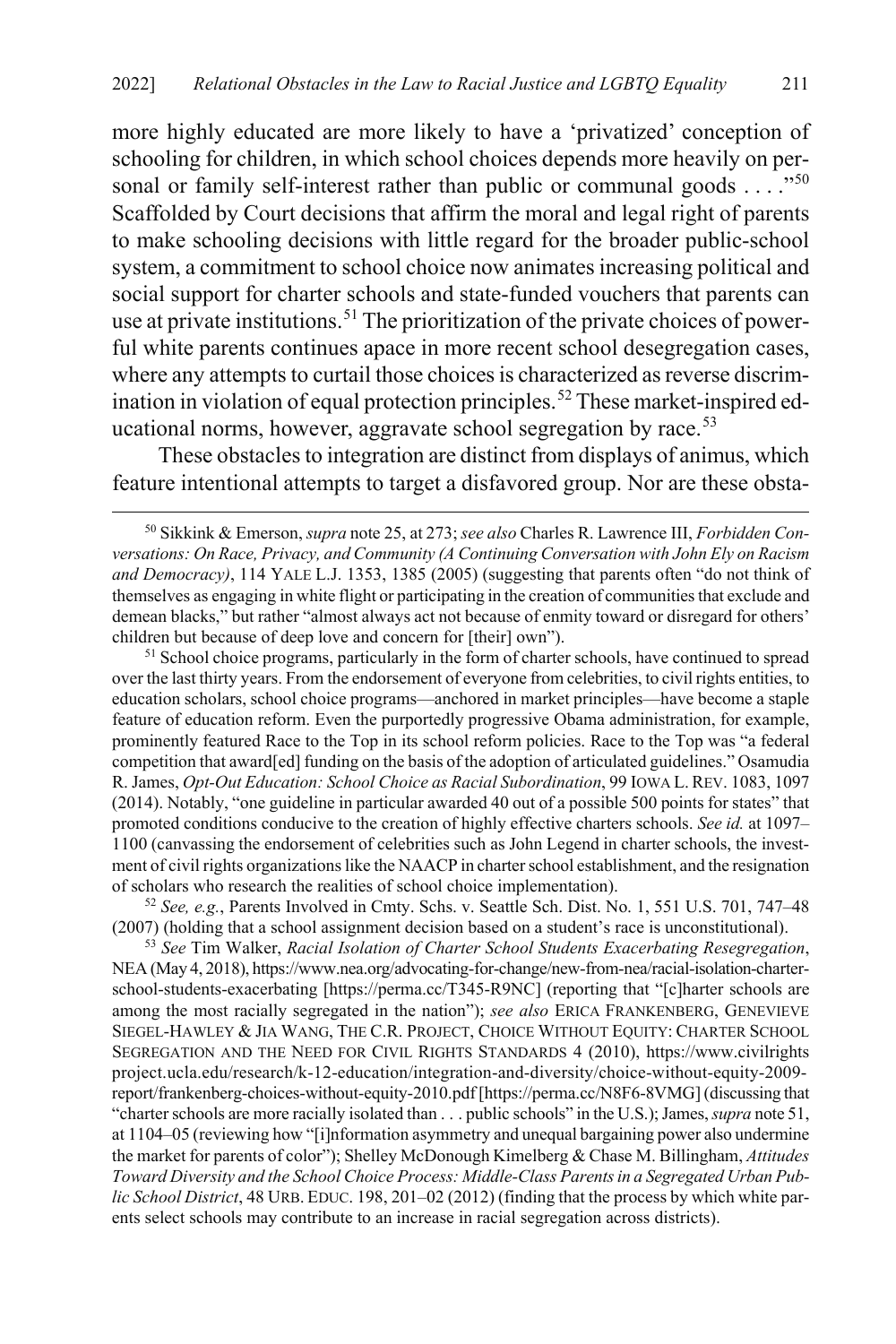more highly educated are more likely to have a 'privatized' conception of schooling for children, in which school choices depends more heavily on personal or family self-interest rather than public or communal goods . . . ."[50] Scaffolded by Court decisions that affirm the moral and legal right of parents to make schooling decisions with little regard for the broader public-school system, a commitment to school choice now animates increasing political and social support for charter schools and state-funded vouchers that parents can use at private institutions.[51] The prioritization of the private choices of powerful white parents continues apace in more recent school desegregation cases, where any attempts to curtail those choices is characterized as reverse discrimination in violation of equal protection principles.[52] These market-inspired educational norms, however, aggravate school segregation by race.[53]

These obstacles to integration are distinct from displays of animus, which feature intentional attempts to target a disfavored group. Nor are these obsta-

[50] Sikkink & Emerson, *supra* note 25, at 273; *see also* Charles R. Lawrence III, *Forbidden Conversations: On Race, Privacy, and Community (A Continuing Conversation with John Ely on Racism and Democracy)*, 114 YALE L.J. 1353, 1385 (2005) (suggesting that parents often "do not think of themselves as engaging in white flight or participating in the creation of communities that exclude and demean blacks," but rather "almost always act not because of enmity toward or disregard for others' children but because of deep love and concern for [their] own").

[51] School choice programs, particularly in the form of charter schools, have continued to spread over the last thirty years. From the endorsement of everyone from celebrities, to civil rights entities, to education scholars, school choice programs—anchored in market principles—have become a staple feature of education reform. Even the purportedly progressive Obama administration, for example, prominently featured Race to the Top in its school reform policies. Race to the Top was "a federal competition that award[ed] funding on the basis of the adoption of articulated guidelines." Osamudia R. James, *Opt-Out Education: School Choice as Racial Subordination*, 99 IOWA L. REV. 1083, 1097 (2014). Notably, "one guideline in particular awarded 40 out of a possible 500 points for states" that promoted conditions conducive to the creation of highly effective charters schools. *See id.* at 1097–1100 (canvassing the endorsement of celebrities such as John Legend in charter schools, the investment of civil rights organizations like the NAACP in charter school establishment, and the resignation of scholars who research the realities of school choice implementation).

[52] *See, e.g.*, Parents Involved in Cmty. Schs. v. Seattle Sch. Dist. No. 1, 551 U.S. 701, 747–48 (2007) (holding that a school assignment decision based on a student's race is unconstitutional).

[53] *See* Tim Walker, *Racial Isolation of Charter School Students Exacerbating Resegregation*, NEA (May 4, 2018), https://www.nea.org/advocating-for-change/new-from-nea/racial-isolation-charter-school-students-exacerbating [https://perma.cc/T345-R9NC] (reporting that "[c]harter schools are among the most racially segregated in the nation"); *see also* ERICA FRANKENBERG, GENEVIEVE SIEGEL-HAWLEY & JIA WANG, THE C.R. PROJECT, CHOICE WITHOUT EQUITY: CHARTER SCHOOL SEGREGATION AND THE NEED FOR CIVIL RIGHTS STANDARDS 4 (2010), https://www.civilrightsproject.ucla.edu/research/k-12-education/integration-and-diversity/choice-without-equity-2009-report/frankenberg-choices-without-equity-2010.pdf [https://perma.cc/N8F6-8VMG] (discussing that "charter schools are more racially isolated than . . . public schools" in the U.S.); James, *supra* note 51, at 1104–05 (reviewing how "[i]nformation asymmetry and unequal bargaining power also undermine the market for parents of color"); Shelley McDonough Kimelberg & Chase M. Billingham, *Attitudes Toward Diversity and the School Choice Process: Middle-Class Parents in a Segregated Urban Public School District*, 48 URB. EDUC. 198, 201–02 (2012) (finding that the process by which white parents select schools may contribute to an increase in racial segregation across districts).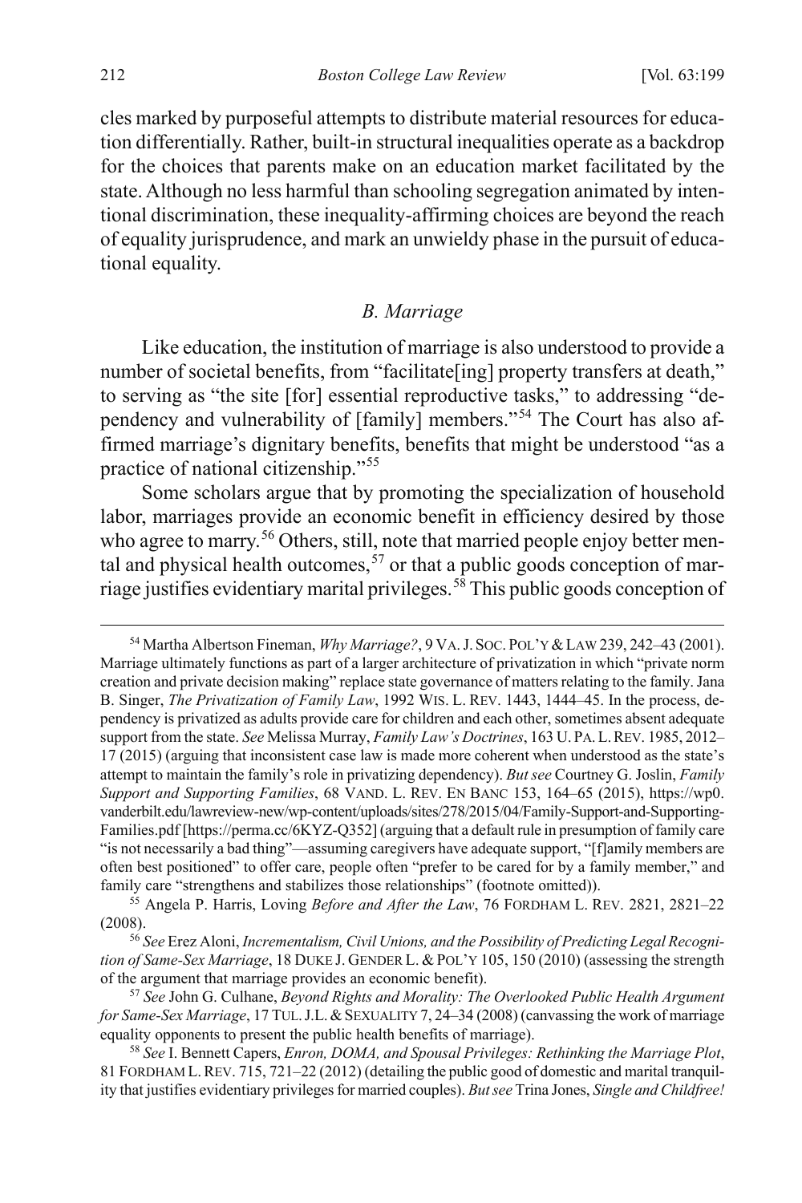cles marked by purposeful attempts to distribute material resources for education differentially. Rather, built-in structural inequalities operate as a backdrop for the choices that parents make on an education market facilitated by the state. Although no less harmful than schooling segregation animated by intentional discrimination, these inequality-affirming choices are beyond the reach of equality jurisprudence, and mark an unwieldy phase in the pursuit of educational equality.

### *B. Marriage*

Like education, the institution of marriage is also understood to provide a number of societal benefits, from "facilitate[ing] property transfers at death," to serving as "the site [for] essential reproductive tasks," to addressing "dependency and vulnerability of [family] members."[54] The Court has also affirmed marriage's dignitary benefits, benefits that might be understood "as a practice of national citizenship."[55]

Some scholars argue that by promoting the specialization of household labor, marriages provide an economic benefit in efficiency desired by those who agree to marry.[56] Others, still, note that married people enjoy better mental and physical health outcomes,[57] or that a public goods conception of marriage justifies evidentiary marital privileges.[58] This public goods conception of

---

[54] Martha Albertson Fineman, *Why Marriage?*, 9 VA. J. SOC. POL'Y & LAW 239, 242–43 (2001). Marriage ultimately functions as part of a larger architecture of privatization in which "private norm creation and private decision making" replace state governance of matters relating to the family. Jana B. Singer, *The Privatization of Family Law*, 1992 WIS. L. REV. 1443, 1444–45. In the process, dependency is privatized as adults provide care for children and each other, sometimes absent adequate support from the state. *See* Melissa Murray, *Family Law's Doctrines*, 163 U. PA. L. REV. 1985, 2012–17 (2015) (arguing that inconsistent case law is made more coherent when understood as the state's attempt to maintain the family's role in privatizing dependency). *But see* Courtney G. Joslin, *Family Support and Supporting Families*, 68 VAND. L. REV. EN BANC 153, 164–65 (2015), https://wp0.vanderbilt.edu/lawreview-new/wp-content/uploads/sites/278/2015/04/Family-Support-and-Supporting-Families.pdf [https://perma.cc/6KYZ-Q352] (arguing that a default rule in presumption of family care "is not necessarily a bad thing"—assuming caregivers have adequate support, "[f]amily members are often best positioned" to offer care, people often "prefer to be cared for by a family member," and family care "strengthens and stabilizes those relationships" (footnote omitted)).

[55] Angela P. Harris, Loving *Before and After the Law*, 76 FORDHAM L. REV. 2821, 2821–22 (2008).

[56] *See* Erez Aloni, *Incrementalism, Civil Unions, and the Possibility of Predicting Legal Recognition of Same-Sex Marriage*, 18 DUKE J. GENDER L. & POL'Y 105, 150 (2010) (assessing the strength of the argument that marriage provides an economic benefit).

[57] *See* John G. Culhane, *Beyond Rights and Morality: The Overlooked Public Health Argument for Same-Sex Marriage*, 17 TUL. J.L. & SEXUALITY 7, 24–34 (2008) (canvassing the work of marriage equality opponents to present the public health benefits of marriage).

[58] *See* I. Bennett Capers, *Enron, DOMA, and Spousal Privileges: Rethinking the Marriage Plot*, 81 FORDHAM L. REV. 715, 721–22 (2012) (detailing the public good of domestic and marital tranquility that justifies evidentiary privileges for married couples). *But see* Trina Jones, *Single and Childfree!*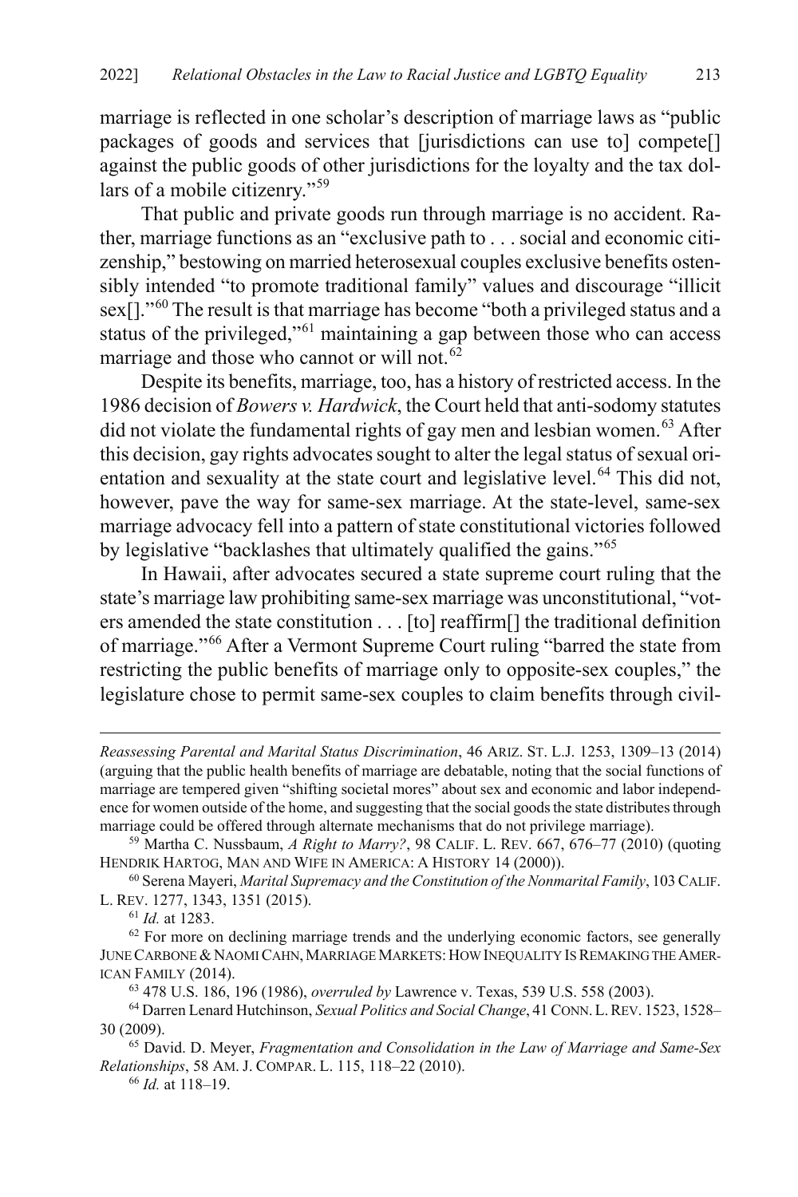marriage is reflected in one scholar's description of marriage laws as "public packages of goods and services that [jurisdictions can use to] compete[] against the public goods of other jurisdictions for the loyalty and the tax dollars of a mobile citizenry."[59]

That public and private goods run through marriage is no accident. Rather, marriage functions as an "exclusive path to . . . social and economic citizenship," bestowing on married heterosexual couples exclusive benefits ostensibly intended "to promote traditional family" values and discourage "illicit sex[]."[60] The result is that marriage has become "both a privileged status and a status of the privileged,"[61] maintaining a gap between those who can access marriage and those who cannot or will not.[62]

Despite its benefits, marriage, too, has a history of restricted access. In the 1986 decision of *Bowers v. Hardwick*, the Court held that anti-sodomy statutes did not violate the fundamental rights of gay men and lesbian women.[63] After this decision, gay rights advocates sought to alter the legal status of sexual orientation and sexuality at the state court and legislative level.[64] This did not, however, pave the way for same-sex marriage. At the state-level, same-sex marriage advocacy fell into a pattern of state constitutional victories followed by legislative "backlashes that ultimately qualified the gains."[65]

In Hawaii, after advocates secured a state supreme court ruling that the state's marriage law prohibiting same-sex marriage was unconstitutional, "voters amended the state constitution . . . [to] reaffirm[] the traditional definition of marriage."[66] After a Vermont Supreme Court ruling "barred the state from restricting the public benefits of marriage only to opposite-sex couples," the legislature chose to permit same-sex couples to claim benefits through civil-

---

*Reassessing Parental and Marital Status Discrimination*, 46 ARIZ. ST. L.J. 1253, 1309–13 (2014) (arguing that the public health benefits of marriage are debatable, noting that the social functions of marriage are tempered given "shifting societal mores" about sex and economic and labor independence for women outside of the home, and suggesting that the social goods the state distributes through marriage could be offered through alternate mechanisms that do not privilege marriage).

[59] Martha C. Nussbaum, *A Right to Marry?*, 98 CALIF. L. REV. 667, 676–77 (2010) (quoting HENDRIK HARTOG, MAN AND WIFE IN AMERICA: A HISTORY 14 (2000)).

[60] Serena Mayeri, *Marital Supremacy and the Constitution of the Nonmarital Family*, 103 CALIF. L. REV. 1277, 1343, 1351 (2015).

[61] *Id.* at 1283.

[62] For more on declining marriage trends and the underlying economic factors, see generally JUNE CARBONE & NAOMI CAHN, MARRIAGE MARKETS: HOW INEQUALITY IS REMAKING THE AMERICAN FAMILY (2014).

[63] 478 U.S. 186, 196 (1986), *overruled by* Lawrence v. Texas, 539 U.S. 558 (2003).

[64] Darren Lenard Hutchinson, *Sexual Politics and Social Change*, 41 CONN. L. REV. 1523, 1528–30 (2009).

[65] David. D. Meyer, *Fragmentation and Consolidation in the Law of Marriage and Same-Sex Relationships*, 58 AM. J. COMPAR. L. 115, 118–22 (2010).

[66] *Id.* at 118–19.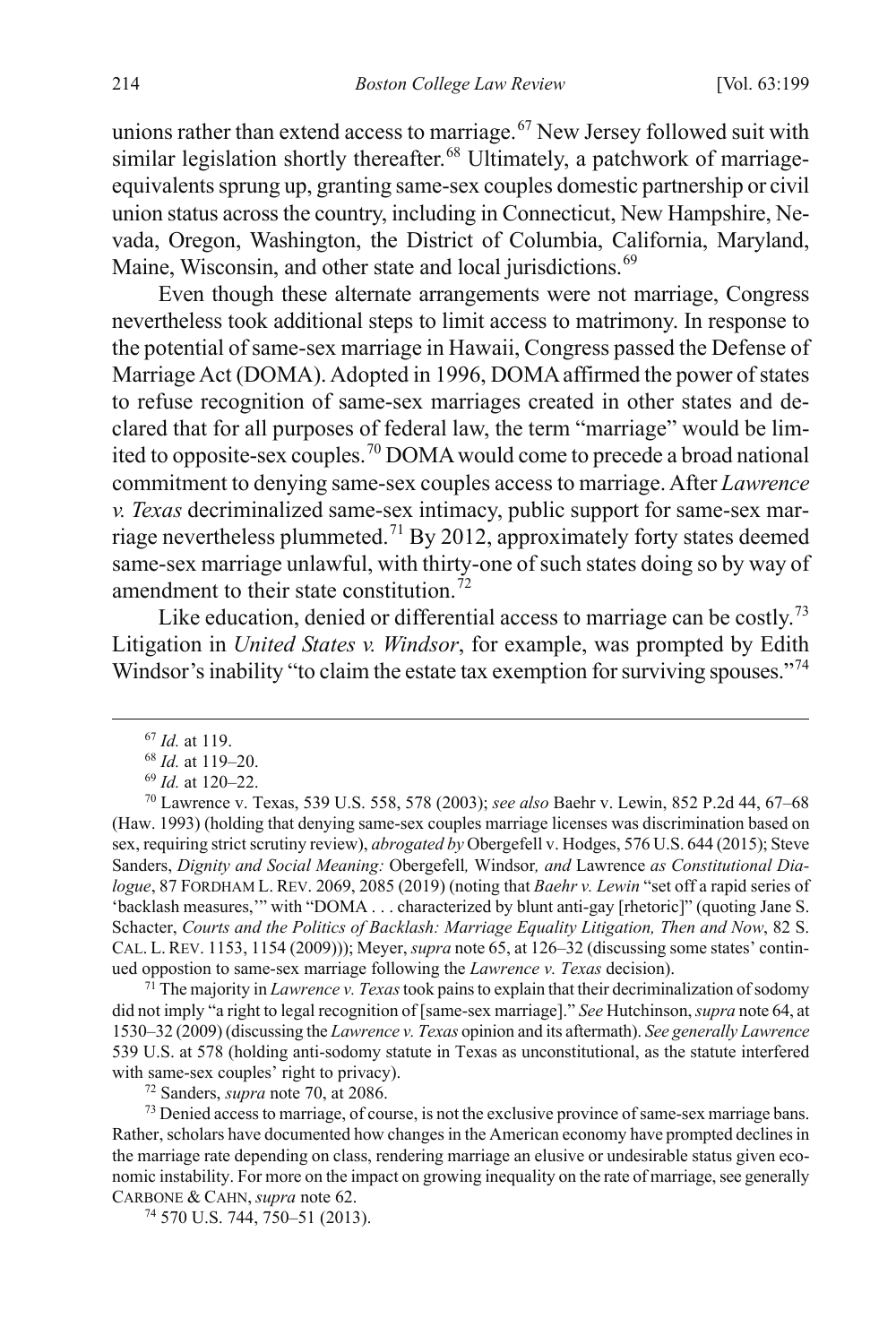unions rather than extend access to marriage.[67] New Jersey followed suit with similar legislation shortly thereafter.[68] Ultimately, a patchwork of marriage-equivalents sprung up, granting same-sex couples domestic partnership or civil union status across the country, including in Connecticut, New Hampshire, Nevada, Oregon, Washington, the District of Columbia, California, Maryland, Maine, Wisconsin, and other state and local jurisdictions.[69]

Even though these alternate arrangements were not marriage, Congress nevertheless took additional steps to limit access to matrimony. In response to the potential of same-sex marriage in Hawaii, Congress passed the Defense of Marriage Act (DOMA). Adopted in 1996, DOMA affirmed the power of states to refuse recognition of same-sex marriages created in other states and declared that for all purposes of federal law, the term "marriage" would be limited to opposite-sex couples.[70] DOMA would come to precede a broad national commitment to denying same-sex couples access to marriage. After *Lawrence v. Texas* decriminalized same-sex intimacy, public support for same-sex marriage nevertheless plummeted.[71] By 2012, approximately forty states deemed same-sex marriage unlawful, with thirty-one of such states doing so by way of amendment to their state constitution.[72]

Like education, denied or differential access to marriage can be costly.[73] Litigation in *United States v. Windsor*, for example, was prompted by Edith Windsor's inability "to claim the estate tax exemption for surviving spouses."[74]

---

[67] *Id.* at 119.

[68] *Id.* at 119–20.

[69] *Id.* at 120–22.

[70] Lawrence v. Texas, 539 U.S. 558, 578 (2003); *see also* Baehr v. Lewin, 852 P.2d 44, 67–68 (Haw. 1993) (holding that denying same-sex couples marriage licenses was discrimination based on sex, requiring strict scrutiny review), *abrogated by* Obergefell v. Hodges, 576 U.S. 644 (2015); Steve Sanders, *Dignity and Social Meaning:* Obergefell*,* Windsor*, and* Lawrence *as Constitutional Dialogue*, 87 FORDHAM L. REV. 2069, 2085 (2019) (noting that *Baehr v. Lewin* "set off a rapid series of 'backlash measures,'" with "DOMA . . . characterized by blunt anti-gay [rhetoric]" (quoting Jane S. Schacter, *Courts and the Politics of Backlash: Marriage Equality Litigation, Then and Now*, 82 S. CAL. L. REV. 1153, 1154 (2009))); Meyer, *supra* note 65, at 126–32 (discussing some states' continued oppostion to same-sex marriage following the *Lawrence v. Texas* decision).

[71] The majority in *Lawrence v. Texas* took pains to explain that their decriminalization of sodomy did not imply "a right to legal recognition of [same-sex marriage]." *See* Hutchinson, *supra* note 64, at 1530–32 (2009) (discussing the *Lawrence v. Texas* opinion and its aftermath). *See generally Lawrence* 539 U.S. at 578 (holding anti-sodomy statute in Texas as unconstitutional, as the statute interfered with same-sex couples' right to privacy).

[72] Sanders, *supra* note 70, at 2086.

[73] Denied access to marriage, of course, is not the exclusive province of same-sex marriage bans. Rather, scholars have documented how changes in the American economy have prompted declines in the marriage rate depending on class, rendering marriage an elusive or undesirable status given economic instability. For more on the impact on growing inequality on the rate of marriage, see generally CARBONE & CAHN, *supra* note 62.

[74] 570 U.S. 744, 750–51 (2013).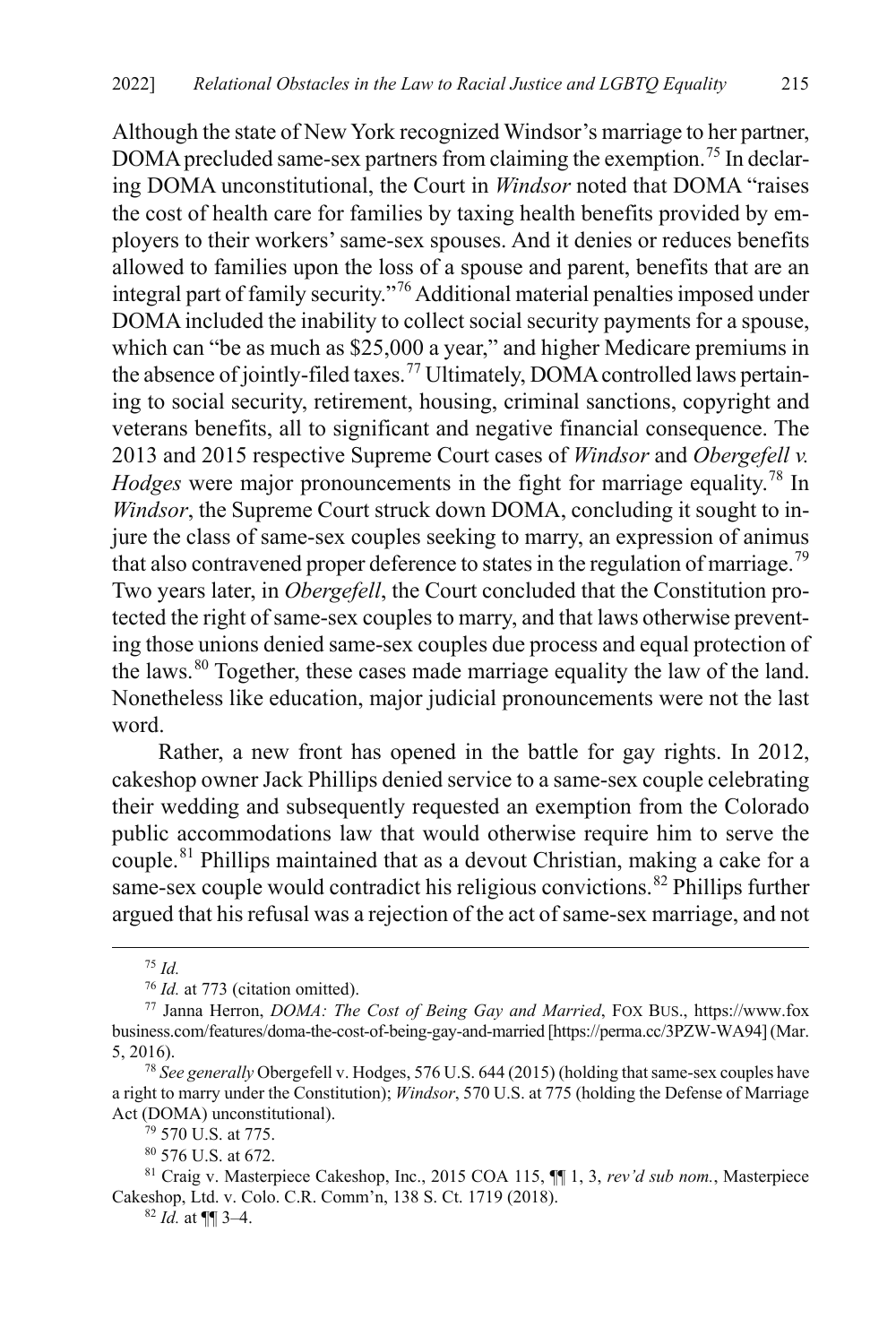Although the state of New York recognized Windsor's marriage to her partner, DOMA precluded same-sex partners from claiming the exemption.[75] In declaring DOMA unconstitutional, the Court in *Windsor* noted that DOMA "raises the cost of health care for families by taxing health benefits provided by employers to their workers' same-sex spouses. And it denies or reduces benefits allowed to families upon the loss of a spouse and parent, benefits that are an integral part of family security."[76] Additional material penalties imposed under DOMA included the inability to collect social security payments for a spouse, which can "be as much as $25,000 a year," and higher Medicare premiums in the absence of jointly-filed taxes.[77] Ultimately, DOMA controlled laws pertaining to social security, retirement, housing, criminal sanctions, copyright and veterans benefits, all to significant and negative financial consequence. The 2013 and 2015 respective Supreme Court cases of *Windsor* and *Obergefell v. Hodges* were major pronouncements in the fight for marriage equality.[78] In *Windsor*, the Supreme Court struck down DOMA, concluding it sought to injure the class of same-sex couples seeking to marry, an expression of animus that also contravened proper deference to states in the regulation of marriage.[79] Two years later, in *Obergefell*, the Court concluded that the Constitution protected the right of same-sex couples to marry, and that laws otherwise preventing those unions denied same-sex couples due process and equal protection of the laws.[80] Together, these cases made marriage equality the law of the land. Nonetheless like education, major judicial pronouncements were not the last word.

Rather, a new front has opened in the battle for gay rights. In 2012, cakeshop owner Jack Phillips denied service to a same-sex couple celebrating their wedding and subsequently requested an exemption from the Colorado public accommodations law that would otherwise require him to serve the couple.[81] Phillips maintained that as a devout Christian, making a cake for a same-sex couple would contradict his religious convictions.[82] Phillips further argued that his refusal was a rejection of the act of same-sex marriage, and not

---

[75] *Id.*

[76] *Id.* at 773 (citation omitted).

[77] Janna Herron, *DOMA: The Cost of Being Gay and Married*, FOX BUS., https://www.foxbusiness.com/features/doma-the-cost-of-being-gay-and-married [https://perma.cc/3PZW-WA94] (Mar. 5, 2016).

[78] *See generally* Obergefell v. Hodges, 576 U.S. 644 (2015) (holding that same-sex couples have a right to marry under the Constitution); *Windsor*, 570 U.S. at 775 (holding the Defense of Marriage Act (DOMA) unconstitutional).

[79] 570 U.S. at 775.

[80] 576 U.S. at 672.

[81] Craig v. Masterpiece Cakeshop, Inc., 2015 COA 115, ¶¶ 1, 3, *rev'd sub nom.*, Masterpiece Cakeshop, Ltd. v. Colo. C.R. Comm'n, 138 S. Ct. 1719 (2018).

[82] *Id.* at ¶¶ 3–4.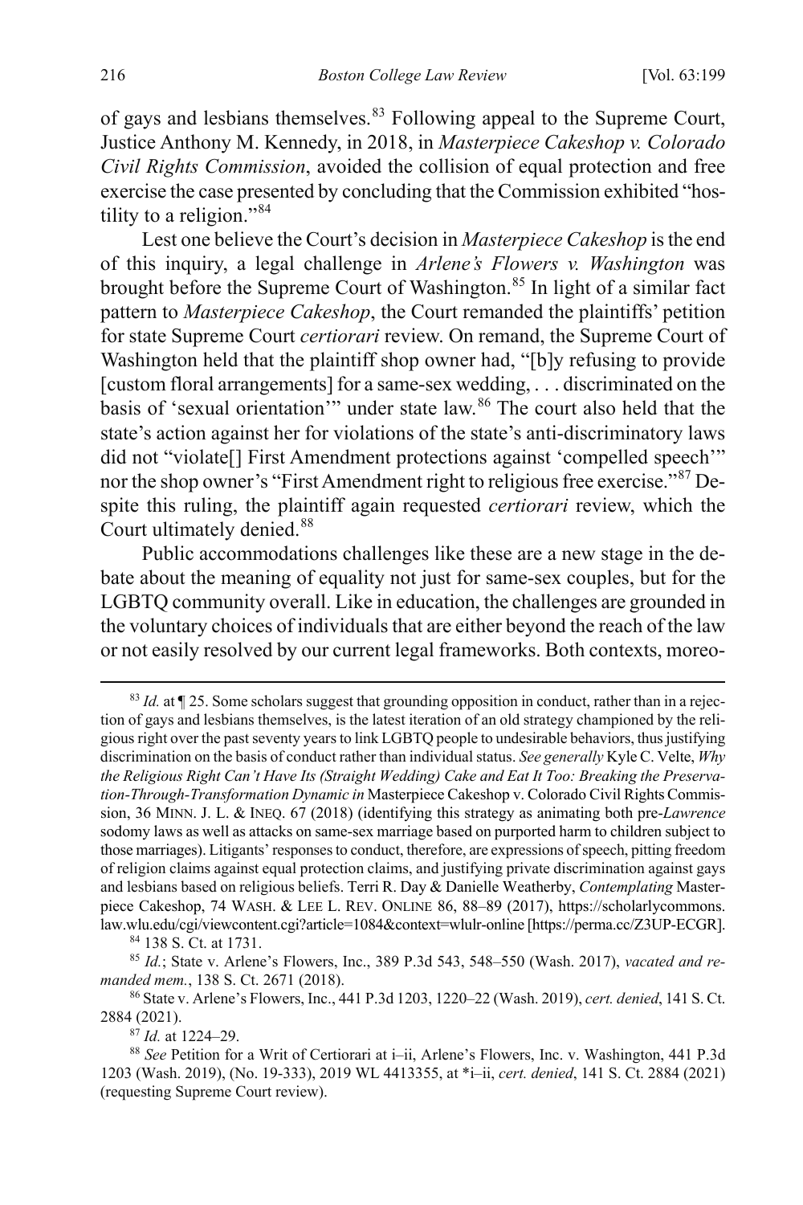of gays and lesbians themselves.[83] Following appeal to the Supreme Court, Justice Anthony M. Kennedy, in 2018, in *Masterpiece Cakeshop v. Colorado Civil Rights Commission*, avoided the collision of equal protection and free exercise the case presented by concluding that the Commission exhibited "hostility to a religion."[84]

Lest one believe the Court's decision in *Masterpiece Cakeshop* is the end of this inquiry, a legal challenge in *Arlene's Flowers v. Washington* was brought before the Supreme Court of Washington.[85] In light of a similar fact pattern to *Masterpiece Cakeshop*, the Court remanded the plaintiffs' petition for state Supreme Court *certiorari* review. On remand, the Supreme Court of Washington held that the plaintiff shop owner had, "[b]y refusing to provide [custom floral arrangements] for a same-sex wedding, . . . discriminated on the basis of 'sexual orientation'" under state law.[86] The court also held that the state's action against her for violations of the state's anti-discriminatory laws did not "violate[] First Amendment protections against 'compelled speech'" nor the shop owner's "First Amendment right to religious free exercise."[87] Despite this ruling, the plaintiff again requested *certiorari* review, which the Court ultimately denied.[88]

Public accommodations challenges like these are a new stage in the debate about the meaning of equality not just for same-sex couples, but for the LGBTQ community overall. Like in education, the challenges are grounded in the voluntary choices of individuals that are either beyond the reach of the law or not easily resolved by our current legal frameworks. Both contexts, moreo-

---

[83] *Id.* at ¶ 25. Some scholars suggest that grounding opposition in conduct, rather than in a rejection of gays and lesbians themselves, is the latest iteration of an old strategy championed by the religious right over the past seventy years to link LGBTQ people to undesirable behaviors, thus justifying discrimination on the basis of conduct rather than individual status. *See generally* Kyle C. Velte, *Why the Religious Right Can't Have Its (Straight Wedding) Cake and Eat It Too: Breaking the Preservation-Through-Transformation Dynamic in* Masterpiece Cakeshop v. Colorado Civil Rights Commission, 36 MINN. J. L. & INEQ. 67 (2018) (identifying this strategy as animating both pre-*Lawrence* sodomy laws as well as attacks on same-sex marriage based on purported harm to children subject to those marriages). Litigants' responses to conduct, therefore, are expressions of speech, pitting freedom of religion claims against equal protection claims, and justifying private discrimination against gays and lesbians based on religious beliefs. Terri R. Day & Danielle Weatherby, *Contemplating* Masterpiece Cakeshop, 74 WASH. & LEE L. REV. ONLINE 86, 88–89 (2017), https://scholarlycommons.law.wlu.edu/cgi/viewcontent.cgi?article=1084&context=wlulr-online [https://perma.cc/Z3UP-ECGR].

[84] 138 S. Ct. at 1731.

[85] *Id.*; State v. Arlene's Flowers, Inc., 389 P.3d 543, 548–550 (Wash. 2017), *vacated and remanded mem.*, 138 S. Ct. 2671 (2018).

[86] State v. Arlene's Flowers, Inc., 441 P.3d 1203, 1220–22 (Wash. 2019), *cert. denied*, 141 S. Ct. 2884 (2021).

[87] *Id.* at 1224–29.

[88] *See* Petition for a Writ of Certiorari at i–ii, Arlene's Flowers, Inc. v. Washington, 441 P.3d 1203 (Wash. 2019), (No. 19-333), 2019 WL 4413355, at *i–ii, *cert. denied*, 141 S. Ct. 2884 (2021) (requesting Supreme Court review).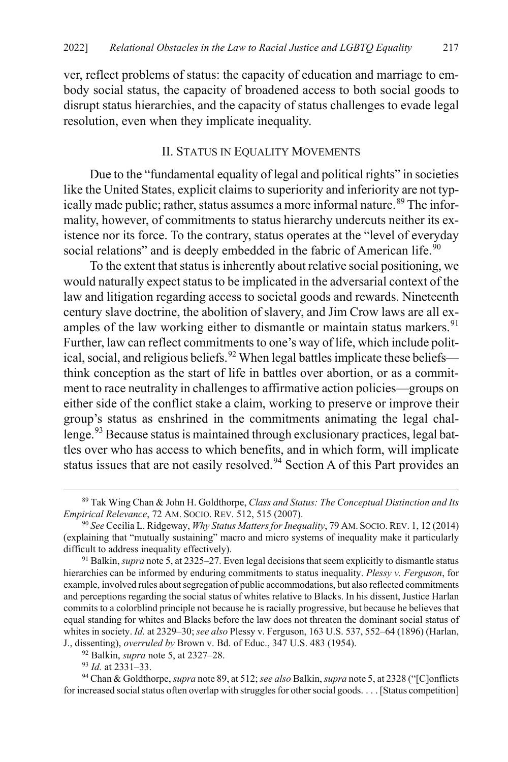ver, reflect problems of status: the capacity of education and marriage to embody social status, the capacity of broadened access to both social goods to disrupt status hierarchies, and the capacity of status challenges to evade legal resolution, even when they implicate inequality.

## II. Status in Equality Movements

Due to the "fundamental equality of legal and political rights" in societies like the United States, explicit claims to superiority and inferiority are not typically made public; rather, status assumes a more informal nature.[89] The informality, however, of commitments to status hierarchy undercuts neither its existence nor its force. To the contrary, status operates at the "level of everyday social relations" and is deeply embedded in the fabric of American life.[90]

To the extent that status is inherently about relative social positioning, we would naturally expect status to be implicated in the adversarial context of the law and litigation regarding access to societal goods and rewards. Nineteenth century slave doctrine, the abolition of slavery, and Jim Crow laws are all examples of the law working either to dismantle or maintain status markers.[91] Further, law can reflect commitments to one's way of life, which include political, social, and religious beliefs.[92] When legal battles implicate these beliefs—think conception as the start of life in battles over abortion, or as a commitment to race neutrality in challenges to affirmative action policies—groups on either side of the conflict stake a claim, working to preserve or improve their group's status as enshrined in the commitments animating the legal challenge.[93] Because status is maintained through exclusionary practices, legal battles over who has access to which benefits, and in which form, will implicate status issues that are not easily resolved.[94] Section A of this Part provides an

---

[89] Tak Wing Chan & John H. Goldthorpe, *Class and Status: The Conceptual Distinction and Its Empirical Relevance*, 72 Am. Socio. Rev. 512, 515 (2007).

[90] *See* Cecilia L. Ridgeway, *Why Status Matters for Inequality*, 79 Am. Socio. Rev. 1, 12 (2014) (explaining that "mutually sustaining" macro and micro systems of inequality make it particularly difficult to address inequality effectively).

[91] Balkin, *supra* note 5, at 2325–27. Even legal decisions that seem explicitly to dismantle status hierarchies can be informed by enduring commitments to status inequality. *Plessy v. Ferguson*, for example, involved rules about segregation of public accommodations, but also reflected commitments and perceptions regarding the social status of whites relative to Blacks. In his dissent, Justice Harlan commits to a colorblind principle not because he is racially progressive, but because he believes that equal standing for whites and Blacks before the law does not threaten the dominant social status of whites in society. *Id.* at 2329–30; *see also* Plessy v. Ferguson, 163 U.S. 537, 552–64 (1896) (Harlan, J., dissenting), *overruled by* Brown v. Bd. of Educ., 347 U.S. 483 (1954).

[92] Balkin, *supra* note 5, at 2327–28.

[93] *Id.* at 2331–33.

[94] Chan & Goldthorpe, *supra* note 89, at 512; *see also* Balkin, *supra* note 5, at 2328 ("[C]onflicts for increased social status often overlap with struggles for other social goods. . . . [Status competition]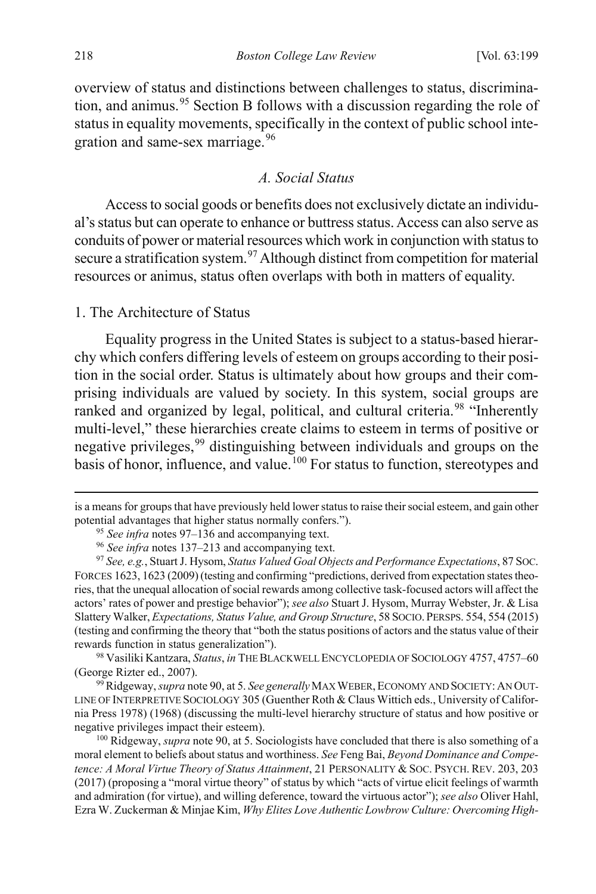overview of status and distinctions between challenges to status, discrimination, and animus.[95] Section B follows with a discussion regarding the role of status in equality movements, specifically in the context of public school integration and same-sex marriage.[96]

### *A. Social Status*

Access to social goods or benefits does not exclusively dictate an individual's status but can operate to enhance or buttress status. Access can also serve as conduits of power or material resources which work in conjunction with status to secure a stratification system.[97] Although distinct from competition for material resources or animus, status often overlaps with both in matters of equality.

#### 1. The Architecture of Status

Equality progress in the United States is subject to a status-based hierarchy which confers differing levels of esteem on groups according to their position in the social order. Status is ultimately about how groups and their comprising individuals are valued by society. In this system, social groups are ranked and organized by legal, political, and cultural criteria.[98] "Inherently multi-level," these hierarchies create claims to esteem in terms of positive or negative privileges,[99] distinguishing between individuals and groups on the basis of honor, influence, and value.[100] For status to function, stereotypes and

---

is a means for groups that have previously held lower status to raise their social esteem, and gain other potential advantages that higher status normally confers.").

[95] *See infra* notes 97–136 and accompanying text.

[96] *See infra* notes 137–213 and accompanying text.

[97] *See, e.g.*, Stuart J. Hysom, *Status Valued Goal Objects and Performance Expectations*, 87 SOC. FORCES 1623, 1623 (2009) (testing and confirming "predictions, derived from expectation states theories, that the unequal allocation of social rewards among collective task-focused actors will affect the actors' rates of power and prestige behavior"); *see also* Stuart J. Hysom, Murray Webster, Jr. & Lisa Slattery Walker, *Expectations, Status Value, and Group Structure*, 58 SOCIO. PERSPS. 554, 554 (2015) (testing and confirming the theory that "both the status positions of actors and the status value of their rewards function in status generalization").

[98] Vasiliki Kantzara, *Status*, *in* THE BLACKWELL ENCYCLOPEDIA OF SOCIOLOGY 4757, 4757–60 (George Rizter ed., 2007).

[99] Ridgeway, *supra* note 90, at 5. *See generally* MAX WEBER, ECONOMY AND SOCIETY: AN OUTLINE OF INTERPRETIVE SOCIOLOGY 305 (Guenther Roth & Claus Wittich eds., University of California Press 1978) (1968) (discussing the multi-level hierarchy structure of status and how positive or negative privileges impact their esteem).

[100] Ridgeway, *supra* note 90, at 5. Sociologists have concluded that there is also something of a moral element to beliefs about status and worthiness. *See* Feng Bai, *Beyond Dominance and Competence: A Moral Virtue Theory of Status Attainment*, 21 PERSONALITY & SOC. PSYCH. REV. 203, 203 (2017) (proposing a "moral virtue theory" of status by which "acts of virtue elicit feelings of warmth and admiration (for virtue), and willing deference, toward the virtuous actor"); *see also* Oliver Hahl, Ezra W. Zuckerman & Minjae Kim, *Why Elites Love Authentic Lowbrow Culture: Overcoming High-*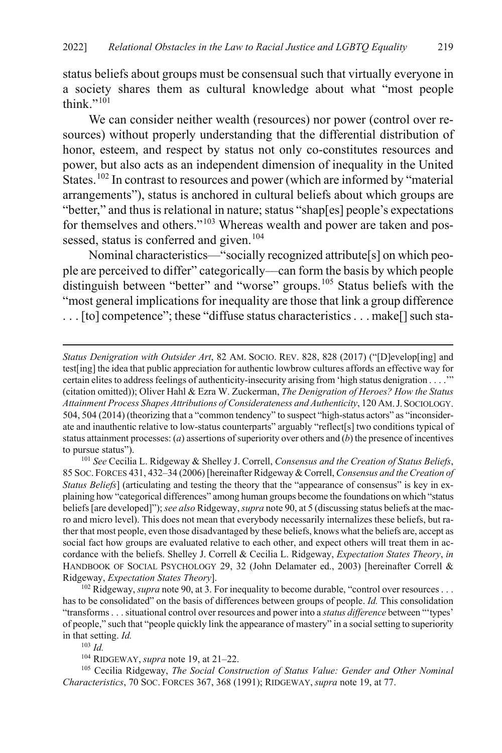status beliefs about groups must be consensual such that virtually everyone in a society shares them as cultural knowledge about what "most people think."[101]

We can consider neither wealth (resources) nor power (control over resources) without properly understanding that the differential distribution of honor, esteem, and respect by status not only co-constitutes resources and power, but also acts as an independent dimension of inequality in the United States.[102] In contrast to resources and power (which are informed by "material arrangements"), status is anchored in cultural beliefs about which groups are "better," and thus is relational in nature; status "shap[es] people's expectations for themselves and others."[103] Whereas wealth and power are taken and possessed, status is conferred and given.[104]

Nominal characteristics—"socially recognized attribute[s] on which people are perceived to differ" categorically—can form the basis by which people distinguish between "better" and "worse" groups.[105] Status beliefs with the "most general implications for inequality are those that link a group difference . . . [to] competence"; these "diffuse status characteristics . . . make[] such sta-

---

*Status Denigration with Outsider Art*, 82 AM. SOCIO. REV. 828, 828 (2017) ("[D]evelop[ing] and test[ing] the idea that public appreciation for authentic lowbrow cultures affords an effective way for certain elites to address feelings of authenticity-insecurity arising from 'high status denigration . . . .'" (citation omitted)); Oliver Hahl & Ezra W. Zuckerman, *The Denigration of Heroes? How the Status Attainment Process Shapes Attributions of Considerateness and Authenticity*, 120 AM. J. SOCIOLOGY. 504, 504 (2014) (theorizing that a "common tendency" to suspect "high-status actors" as "inconsiderate and inauthentic relative to low-status counterparts" arguably "reflect[s] two conditions typical of status attainment processes: (*a*) assertions of superiority over others and (*b*) the presence of incentives to pursue status").

[101] *See* Cecilia L. Ridgeway & Shelley J. Correll, *Consensus and the Creation of Status Beliefs*, 85 SOC. FORCES 431, 432–34 (2006) [hereinafter Ridgeway & Correll, *Consensus and the Creation of Status Beliefs*] (articulating and testing the theory that the "appearance of consensus" is key in explaining how "categorical differences" among human groups become the foundations on which "status beliefs [are developed]"); *see also* Ridgeway, *supra* note 90, at 5 (discussing status beliefs at the macro and micro level). This does not mean that everybody necessarily internalizes these beliefs, but rather that most people, even those disadvantaged by these beliefs, knows what the beliefs are, accept as social fact how groups are evaluated relative to each other, and expect others will treat them in accordance with the beliefs. Shelley J. Correll & Cecilia L. Ridgeway, *Expectation States Theory*, *in* HANDBOOK OF SOCIAL PSYCHOLOGY 29, 32 (John Delamater ed., 2003) [hereinafter Correll & Ridgeway, *Expectation States Theory*].

[102] Ridgeway, *supra* note 90, at 3. For inequality to become durable, "control over resources . . . has to be consolidated" on the basis of differences between groups of people. *Id.* This consolidation "transforms . . . situational control over resources and power into a *status difference* between "'types' of people," such that "people quickly link the appearance of mastery" in a social setting to superiority in that setting. *Id.*

[103] *Id.*

[104] RIDGEWAY, *supra* note 19, at 21–22.

[105] Cecilia Ridgeway, *The Social Construction of Status Value: Gender and Other Nominal Characteristics*, 70 SOC. FORCES 367, 368 (1991); RIDGEWAY, *supra* note 19, at 77.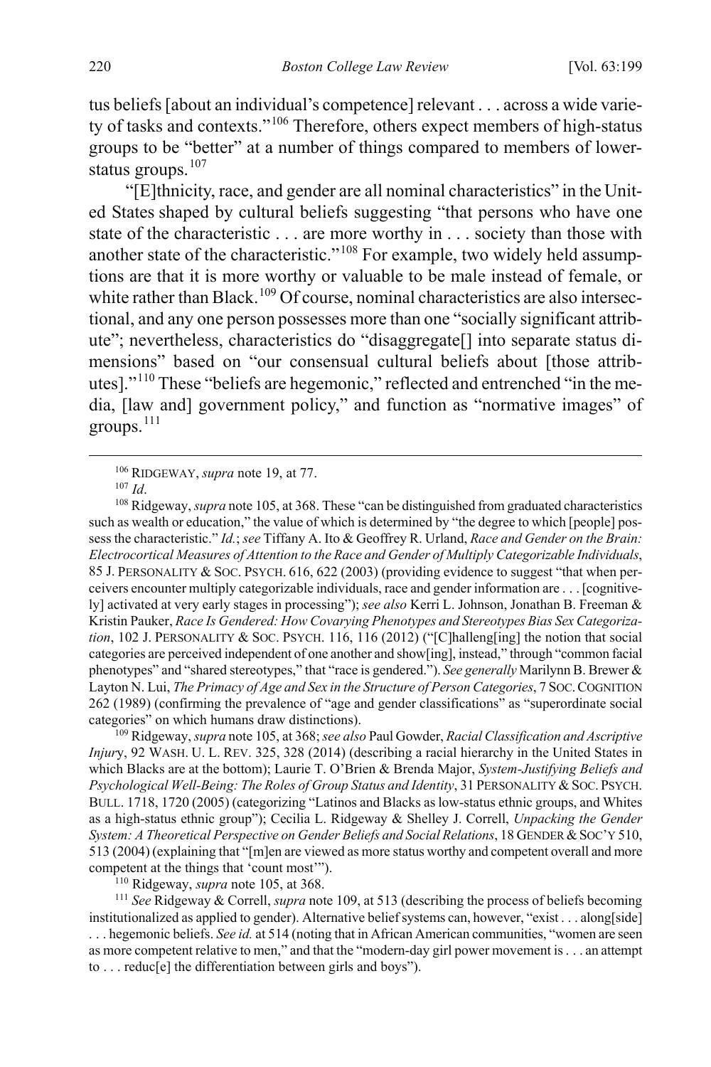tus beliefs [about an individual's competence] relevant . . . across a wide variety of tasks and contexts."[106] Therefore, others expect members of high-status groups to be "better" at a number of things compared to members of lower-status groups.[107]

"[E]thnicity, race, and gender are all nominal characteristics" in the United States shaped by cultural beliefs suggesting "that persons who have one state of the characteristic . . . are more worthy in . . . society than those with another state of the characteristic."[108] For example, two widely held assumptions are that it is more worthy or valuable to be male instead of female, or white rather than Black.[109] Of course, nominal characteristics are also intersectional, and any one person possesses more than one "socially significant attribute"; nevertheless, characteristics do "disaggregate[] into separate status dimensions" based on "our consensual cultural beliefs about [those attributes]."[110] These "beliefs are hegemonic," reflected and entrenched "in the media, [law and] government policy," and function as "normative images" of groups.[111]

---

[106] RIDGEWAY, *supra* note 19, at 77.

[107] *Id*.

[108] Ridgeway, *supra* note 105, at 368. These "can be distinguished from graduated characteristics such as wealth or education," the value of which is determined by "the degree to which [people] possess the characteristic." *Id.*; *see* Tiffany A. Ito & Geoffrey R. Urland, *Race and Gender on the Brain: Electrocortical Measures of Attention to the Race and Gender of Multiply Categorizable Individuals*, 85 J. PERSONALITY & SOC. PSYCH. 616, 622 (2003) (providing evidence to suggest "that when perceivers encounter multiply categorizable individuals, race and gender information are . . . [cognitively] activated at very early stages in processing"); *see also* Kerri L. Johnson, Jonathan B. Freeman & Kristin Pauker, *Race Is Gendered: How Covarying Phenotypes and Stereotypes Bias Sex Categorization*, 102 J. PERSONALITY & SOC. PSYCH. 116, 116 (2012) ("[C]halleng[ing] the notion that social categories are perceived independent of one another and show[ing], instead," through "common facial phenotypes" and "shared stereotypes," that "race is gendered."). *See generally* Marilynn B. Brewer & Layton N. Lui, *The Primacy of Age and Sex in the Structure of Person Categories*, 7 SOC. COGNITION 262 (1989) (confirming the prevalence of "age and gender classifications" as "superordinate social categories" on which humans draw distinctions).

[109] Ridgeway, *supra* note 105, at 368; *see also* Paul Gowder, *Racial Classification and Ascriptive Injury*, 92 WASH. U. L. REV. 325, 328 (2014) (describing a racial hierarchy in the United States in which Blacks are at the bottom); Laurie T. O'Brien & Brenda Major, *System-Justifying Beliefs and Psychological Well-Being: The Roles of Group Status and Identity*, 31 PERSONALITY & SOC. PSYCH. BULL. 1718, 1720 (2005) (categorizing "Latinos and Blacks as low-status ethnic groups, and Whites as a high-status ethnic group"); Cecilia L. Ridgeway & Shelley J. Correll, *Unpacking the Gender System: A Theoretical Perspective on Gender Beliefs and Social Relations*, 18 GENDER & SOC'Y 510, 513 (2004) (explaining that "[m]en are viewed as more status worthy and competent overall and more competent at the things that 'count most'").

[110] Ridgeway, *supra* note 105, at 368.

[111] *See* Ridgeway & Correll, *supra* note 109, at 513 (describing the process of beliefs becoming institutionalized as applied to gender). Alternative belief systems can, however, "exist . . . along[side] . . . hegemonic beliefs. *See id.* at 514 (noting that in African American communities, "women are seen as more competent relative to men," and that the "modern-day girl power movement is . . . an attempt to . . . reduc[e] the differentiation between girls and boys").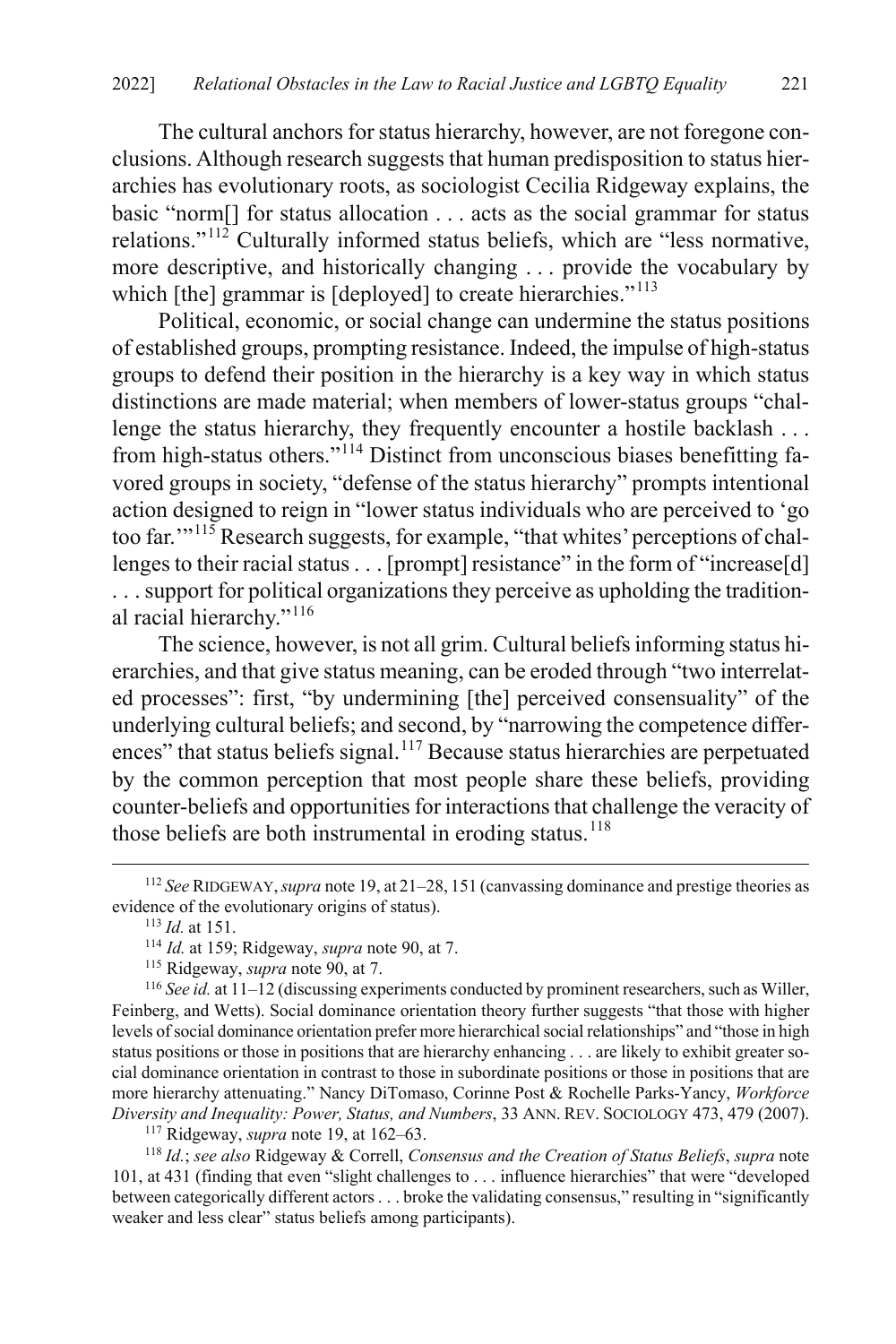The cultural anchors for status hierarchy, however, are not foregone conclusions. Although research suggests that human predisposition to status hierarchies has evolutionary roots, as sociologist Cecilia Ridgeway explains, the basic "norm[] for status allocation . . . acts as the social grammar for status relations."[112] Culturally informed status beliefs, which are "less normative, more descriptive, and historically changing . . . provide the vocabulary by which [the] grammar is [deployed] to create hierarchies."[113]

Political, economic, or social change can undermine the status positions of established groups, prompting resistance. Indeed, the impulse of high-status groups to defend their position in the hierarchy is a key way in which status distinctions are made material; when members of lower-status groups "challenge the status hierarchy, they frequently encounter a hostile backlash . . . from high-status others."[114] Distinct from unconscious biases benefitting favored groups in society, "defense of the status hierarchy" prompts intentional action designed to reign in "lower status individuals who are perceived to 'go too far.'"[115] Research suggests, for example, "that whites' perceptions of challenges to their racial status . . . [prompt] resistance" in the form of "increase[d] . . . support for political organizations they perceive as upholding the traditional racial hierarchy."[116]

The science, however, is not all grim. Cultural beliefs informing status hierarchies, and that give status meaning, can be eroded through "two interrelated processes": first, "by undermining [the] perceived consensuality" of the underlying cultural beliefs; and second, by "narrowing the competence differences" that status beliefs signal.[117] Because status hierarchies are perpetuated by the common perception that most people share these beliefs, providing counter-beliefs and opportunities for interactions that challenge the veracity of those beliefs are both instrumental in eroding status.[118]

---

[112] *See* RIDGEWAY, *supra* note 19, at 21–28, 151 (canvassing dominance and prestige theories as evidence of the evolutionary origins of status).

[113] *Id.* at 151.

[114] *Id.* at 159; Ridgeway, *supra* note 90, at 7.

[115] Ridgeway, *supra* note 90, at 7.

[116] *See id.* at 11–12 (discussing experiments conducted by prominent researchers, such as Willer, Feinberg, and Wetts). Social dominance orientation theory further suggests "that those with higher levels of social dominance orientation prefer more hierarchical social relationships" and "those in high status positions or those in positions that are hierarchy enhancing . . . are likely to exhibit greater social dominance orientation in contrast to those in subordinate positions or those in positions that are more hierarchy attenuating." Nancy DiTomaso, Corinne Post & Rochelle Parks-Yancy, *Workforce Diversity and Inequality: Power, Status, and Numbers*, 33 ANN. REV. SOCIOLOGY 473, 479 (2007).

[117] Ridgeway, *supra* note 19, at 162–63.

[118] *Id.*; *see also* Ridgeway & Correll, *Consensus and the Creation of Status Beliefs*, *supra* note 101, at 431 (finding that even "slight challenges to . . . influence hierarchies" that were "developed between categorically different actors . . . broke the validating consensus," resulting in "significantly weaker and less clear" status beliefs among participants).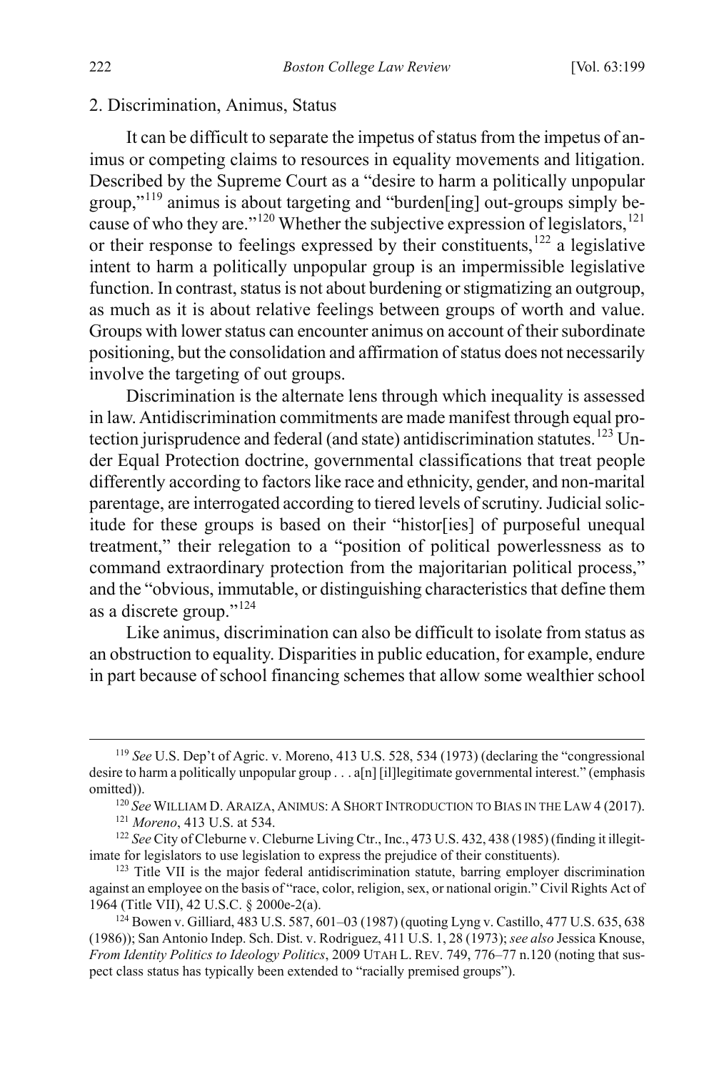### 2. Discrimination, Animus, Status

It can be difficult to separate the impetus of status from the impetus of animus or competing claims to resources in equality movements and litigation. Described by the Supreme Court as a "desire to harm a politically unpopular group,"[119] animus is about targeting and "burden[ing] out-groups simply because of who they are."[120] Whether the subjective expression of legislators,[121] or their response to feelings expressed by their constituents,[122] a legislative intent to harm a politically unpopular group is an impermissible legislative function. In contrast, status is not about burdening or stigmatizing an outgroup, as much as it is about relative feelings between groups of worth and value. Groups with lower status can encounter animus on account of their subordinate positioning, but the consolidation and affirmation of status does not necessarily involve the targeting of out groups.

Discrimination is the alternate lens through which inequality is assessed in law. Antidiscrimination commitments are made manifest through equal protection jurisprudence and federal (and state) antidiscrimination statutes.[123] Under Equal Protection doctrine, governmental classifications that treat people differently according to factors like race and ethnicity, gender, and non-marital parentage, are interrogated according to tiered levels of scrutiny. Judicial solicitude for these groups is based on their "histor[ies] of purposeful unequal treatment," their relegation to a "position of political powerlessness as to command extraordinary protection from the majoritarian political process," and the "obvious, immutable, or distinguishing characteristics that define them as a discrete group."[124]

Like animus, discrimination can also be difficult to isolate from status as an obstruction to equality. Disparities in public education, for example, endure in part because of school financing schemes that allow some wealthier school

---

[119] *See* U.S. Dep't of Agric. v. Moreno, 413 U.S. 528, 534 (1973) (declaring the "congressional desire to harm a politically unpopular group . . . a[n] [il]legitimate governmental interest." (emphasis omitted)).

[120] *See* WILLIAM D. ARAIZA, ANIMUS: A SHORT INTRODUCTION TO BIAS IN THE LAW 4 (2017).

[121] *Moreno*, 413 U.S. at 534.

[122] *See* City of Cleburne v. Cleburne Living Ctr., Inc., 473 U.S. 432, 438 (1985) (finding it illegitimate for legislators to use legislation to express the prejudice of their constituents).

[123] Title VII is the major federal antidiscrimination statute, barring employer discrimination against an employee on the basis of "race, color, religion, sex, or national origin." Civil Rights Act of 1964 (Title VII), 42 U.S.C. § 2000e-2(a).

[124] Bowen v. Gilliard, 483 U.S. 587, 601–03 (1987) (quoting Lyng v. Castillo, 477 U.S. 635, 638 (1986)); San Antonio Indep. Sch. Dist. v. Rodriguez, 411 U.S. 1, 28 (1973); *see also* Jessica Knouse, *From Identity Politics to Ideology Politics*, 2009 UTAH L. REV. 749, 776–77 n.120 (noting that suspect class status has typically been extended to "racially premised groups").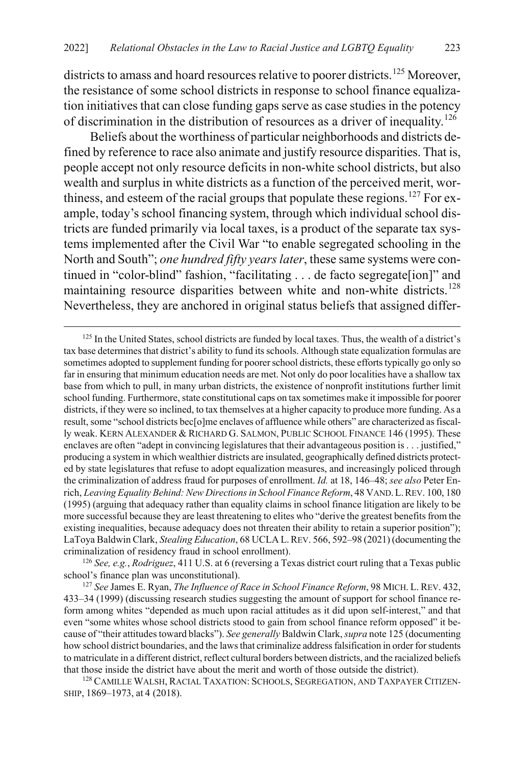districts to amass and hoard resources relative to poorer districts.[125] Moreover, the resistance of some school districts in response to school finance equalization initiatives that can close funding gaps serve as case studies in the potency of discrimination in the distribution of resources as a driver of inequality.[126]

Beliefs about the worthiness of particular neighborhoods and districts defined by reference to race also animate and justify resource disparities. That is, people accept not only resource deficits in non-white school districts, but also wealth and surplus in white districts as a function of the perceived merit, worthiness, and esteem of the racial groups that populate these regions.[127] For example, today's school financing system, through which individual school districts are funded primarily via local taxes, is a product of the separate tax systems implemented after the Civil War "to enable segregated schooling in the North and South"; *one hundred fifty years later*, these same systems were continued in "color-blind" fashion, "facilitating . . . de facto segregate[ion]" and maintaining resource disparities between white and non-white districts.[128] Nevertheless, they are anchored in original status beliefs that assigned differ-

---

[125] In the United States, school districts are funded by local taxes. Thus, the wealth of a district's tax base determines that district's ability to fund its schools. Although state equalization formulas are sometimes adopted to supplement funding for poorer school districts, these efforts typically go only so far in ensuring that minimum education needs are met. Not only do poor localities have a shallow tax base from which to pull, in many urban districts, the existence of nonprofit institutions further limit school funding. Furthermore, state constitutional caps on tax sometimes make it impossible for poorer districts, if they were so inclined, to tax themselves at a higher capacity to produce more funding. As a result, some "school districts bec[o]me enclaves of affluence while others" are characterized as fiscally weak. KERN ALEXANDER & RICHARD G. SALMON, PUBLIC SCHOOL FINANCE 146 (1995). These enclaves are often "adept in convincing legislatures that their advantageous position is . . . justified," producing a system in which wealthier districts are insulated, geographically defined districts protected by state legislatures that refuse to adopt equalization measures, and increasingly policed through the criminalization of address fraud for purposes of enrollment. *Id.* at 18, 146–48; *see also* Peter Enrich, *Leaving Equality Behind: New Directions in School Finance Reform*, 48 VAND. L. REV. 100, 180 (1995) (arguing that adequacy rather than equality claims in school finance litigation are likely to be more successful because they are least threatening to elites who "derive the greatest benefits from the existing inequalities, because adequacy does not threaten their ability to retain a superior position"); LaToya Baldwin Clark, *Stealing Education*, 68 UCLA L. REV. 566, 592–98 (2021) (documenting the criminalization of residency fraud in school enrollment).

[126] *See, e.g.*, *Rodriguez*, 411 U.S. at 6 (reversing a Texas district court ruling that a Texas public school's finance plan was unconstitutional).

[127] *See* James E. Ryan, *The Influence of Race in School Finance Reform*, 98 MICH. L. REV. 432, 433–34 (1999) (discussing research studies suggesting the amount of support for school finance reform among whites "depended as much upon racial attitudes as it did upon self-interest," and that even "some whites whose school districts stood to gain from school finance reform opposed" it because of "their attitudes toward blacks"). *See generally* Baldwin Clark, *supra* note 125 (documenting how school district boundaries, and the laws that criminalize address falsification in order for students to matriculate in a different district, reflect cultural borders between districts, and the racialized beliefs that those inside the district have about the merit and worth of those outside the district).

[128] CAMILLE WALSH, RACIAL TAXATION: SCHOOLS, SEGREGATION, AND TAXPAYER CITIZENSHIP, 1869–1973, at 4 (2018).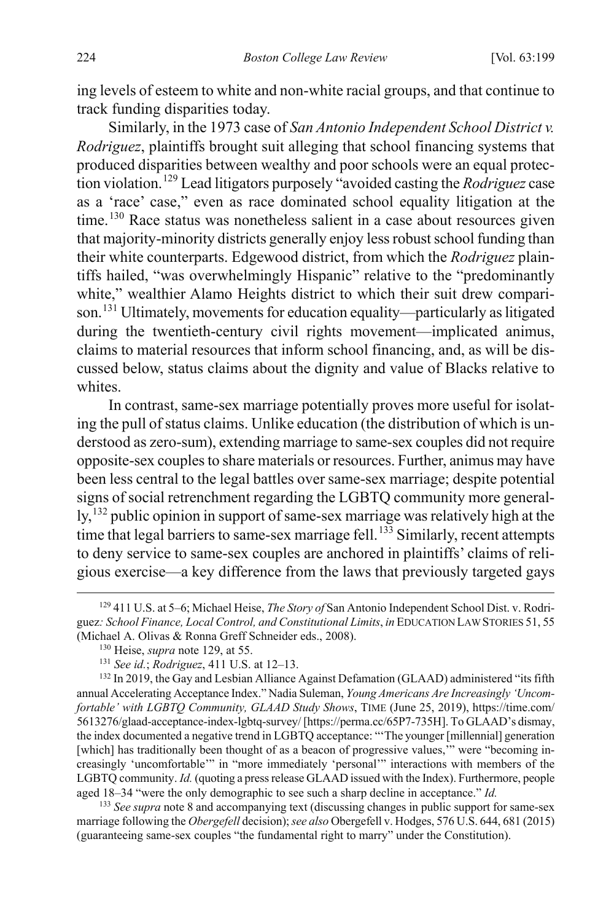ing levels of esteem to white and non-white racial groups, and that continue to track funding disparities today.

Similarly, in the 1973 case of *San Antonio Independent School District v. Rodriguez*, plaintiffs brought suit alleging that school financing systems that produced disparities between wealthy and poor schools were an equal protection violation.[129] Lead litigators purposely "avoided casting the *Rodriguez* case as a 'race' case," even as race dominated school equality litigation at the time.[130] Race status was nonetheless salient in a case about resources given that majority-minority districts generally enjoy less robust school funding than their white counterparts. Edgewood district, from which the *Rodriguez* plaintiffs hailed, "was overwhelmingly Hispanic" relative to the "predominantly white," wealthier Alamo Heights district to which their suit drew comparison.[131] Ultimately, movements for education equality—particularly as litigated during the twentieth-century civil rights movement—implicated animus, claims to material resources that inform school financing, and, as will be discussed below, status claims about the dignity and value of Blacks relative to whites.

In contrast, same-sex marriage potentially proves more useful for isolating the pull of status claims. Unlike education (the distribution of which is understood as zero-sum), extending marriage to same-sex couples did not require opposite-sex couples to share materials or resources. Further, animus may have been less central to the legal battles over same-sex marriage; despite potential signs of social retrenchment regarding the LGBTQ community more generally,[132] public opinion in support of same-sex marriage was relatively high at the time that legal barriers to same-sex marriage fell.[133] Similarly, recent attempts to deny service to same-sex couples are anchored in plaintiffs' claims of religious exercise—a key difference from the laws that previously targeted gays

[129] 411 U.S. at 5–6; Michael Heise, *The Story of* San Antonio Independent School Dist. v. Rodriguez*: School Finance, Local Control, and Constitutional Limits*, *in* EDUCATION LAW STORIES 51, 55 (Michael A. Olivas & Ronna Greff Schneider eds., 2008).

[130] Heise, *supra* note 129, at 55.

[131] *See id.*; *Rodriguez*, 411 U.S. at 12–13.

[132] In 2019, the Gay and Lesbian Alliance Against Defamation (GLAAD) administered "its fifth annual Accelerating Acceptance Index." Nadia Suleman, *Young Americans Are Increasingly 'Uncomfortable' with LGBTQ Community, GLAAD Study Shows*, TIME (June 25, 2019), https://time.com/5613276/glaad-acceptance-index-lgbtq-survey/ [https://perma.cc/65P7-735H]. To GLAAD's dismay, the index documented a negative trend in LGBTQ acceptance: "'The younger [millennial] generation [which] has traditionally been thought of as a beacon of progressive values,'" were "becoming increasingly 'uncomfortable'" in "more immediately 'personal'" interactions with members of the LGBTQ community. *Id.* (quoting a press release GLAAD issued with the Index). Furthermore, people aged 18–34 "were the only demographic to see such a sharp decline in acceptance." *Id.*

[133] *See supra* note 8 and accompanying text (discussing changes in public support for same-sex marriage following the *Obergefell* decision); *see also* Obergefell v. Hodges, 576 U.S. 644, 681 (2015) (guaranteeing same-sex couples "the fundamental right to marry" under the Constitution).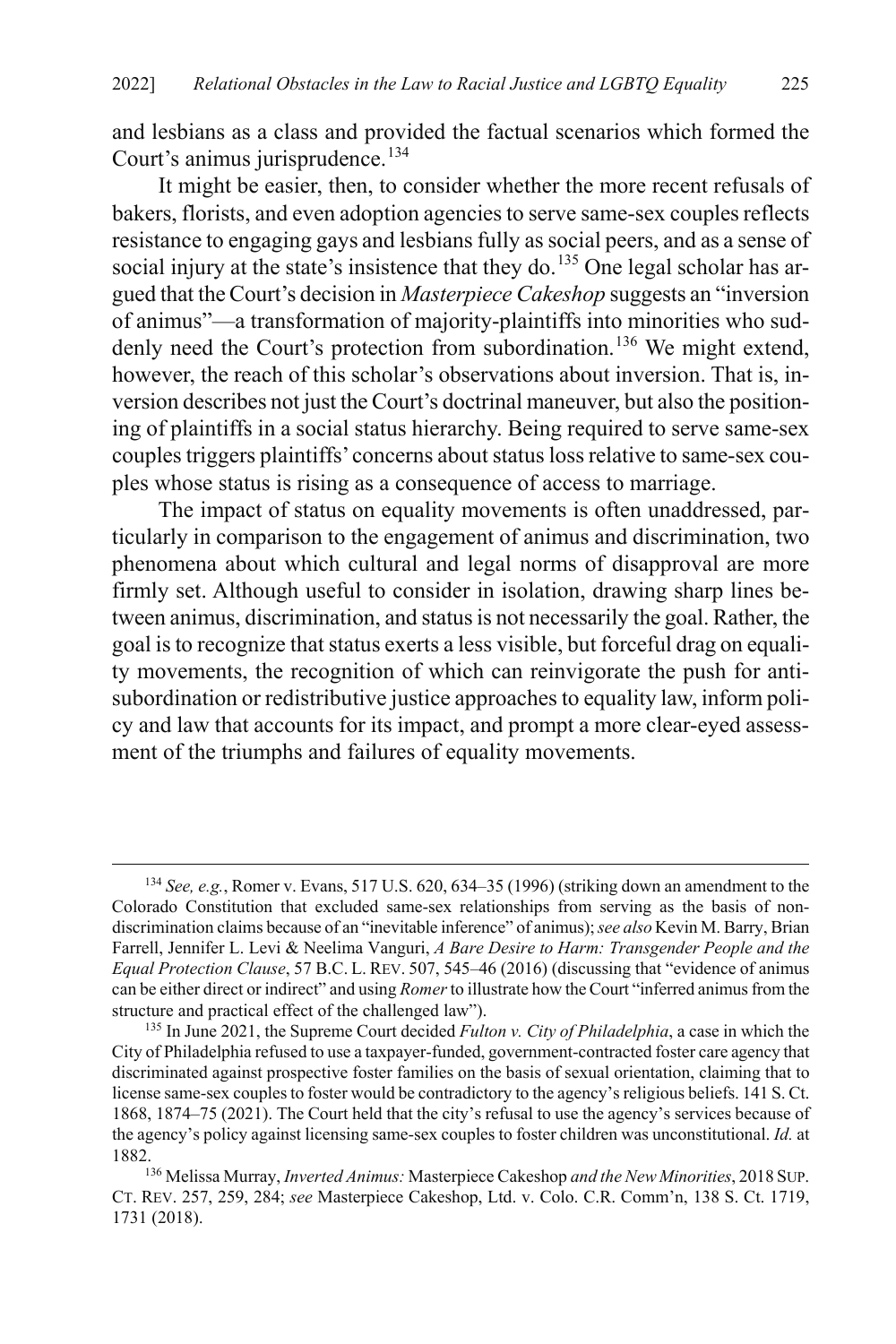and lesbians as a class and provided the factual scenarios which formed the Court's animus jurisprudence.[134]

It might be easier, then, to consider whether the more recent refusals of bakers, florists, and even adoption agencies to serve same-sex couples reflects resistance to engaging gays and lesbians fully as social peers, and as a sense of social injury at the state's insistence that they do.[135] One legal scholar has argued that the Court's decision in *Masterpiece Cakeshop* suggests an "inversion of animus"—a transformation of majority-plaintiffs into minorities who suddenly need the Court's protection from subordination.[136] We might extend, however, the reach of this scholar's observations about inversion. That is, inversion describes not just the Court's doctrinal maneuver, but also the positioning of plaintiffs in a social status hierarchy. Being required to serve same-sex couples triggers plaintiffs' concerns about status loss relative to same-sex couples whose status is rising as a consequence of access to marriage.

The impact of status on equality movements is often unaddressed, particularly in comparison to the engagement of animus and discrimination, two phenomena about which cultural and legal norms of disapproval are more firmly set. Although useful to consider in isolation, drawing sharp lines between animus, discrimination, and status is not necessarily the goal. Rather, the goal is to recognize that status exerts a less visible, but forceful drag on equality movements, the recognition of which can reinvigorate the push for anti-subordination or redistributive justice approaches to equality law, inform policy and law that accounts for its impact, and prompt a more clear-eyed assessment of the triumphs and failures of equality movements.

---

[134] *See, e.g.*, Romer v. Evans, 517 U.S. 620, 634–35 (1996) (striking down an amendment to the Colorado Constitution that excluded same-sex relationships from serving as the basis of non-discrimination claims because of an "inevitable inference" of animus); *see also* Kevin M. Barry, Brian Farrell, Jennifer L. Levi & Neelima Vanguri, *A Bare Desire to Harm: Transgender People and the Equal Protection Clause*, 57 B.C. L. REV. 507, 545–46 (2016) (discussing that "evidence of animus can be either direct or indirect" and using *Romer* to illustrate how the Court "inferred animus from the structure and practical effect of the challenged law").

[135] In June 2021, the Supreme Court decided *Fulton v. City of Philadelphia*, a case in which the City of Philadelphia refused to use a taxpayer-funded, government-contracted foster care agency that discriminated against prospective foster families on the basis of sexual orientation, claiming that to license same-sex couples to foster would be contradictory to the agency's religious beliefs. 141 S. Ct. 1868, 1874–75 (2021). The Court held that the city's refusal to use the agency's services because of the agency's policy against licensing same-sex couples to foster children was unconstitutional. *Id.* at 1882.

[136] Melissa Murray, *Inverted Animus:* Masterpiece Cakeshop *and the New Minorities*, 2018 SUP. CT. REV. 257, 259, 284; *see* Masterpiece Cakeshop, Ltd. v. Colo. C.R. Comm'n, 138 S. Ct. 1719, 1731 (2018).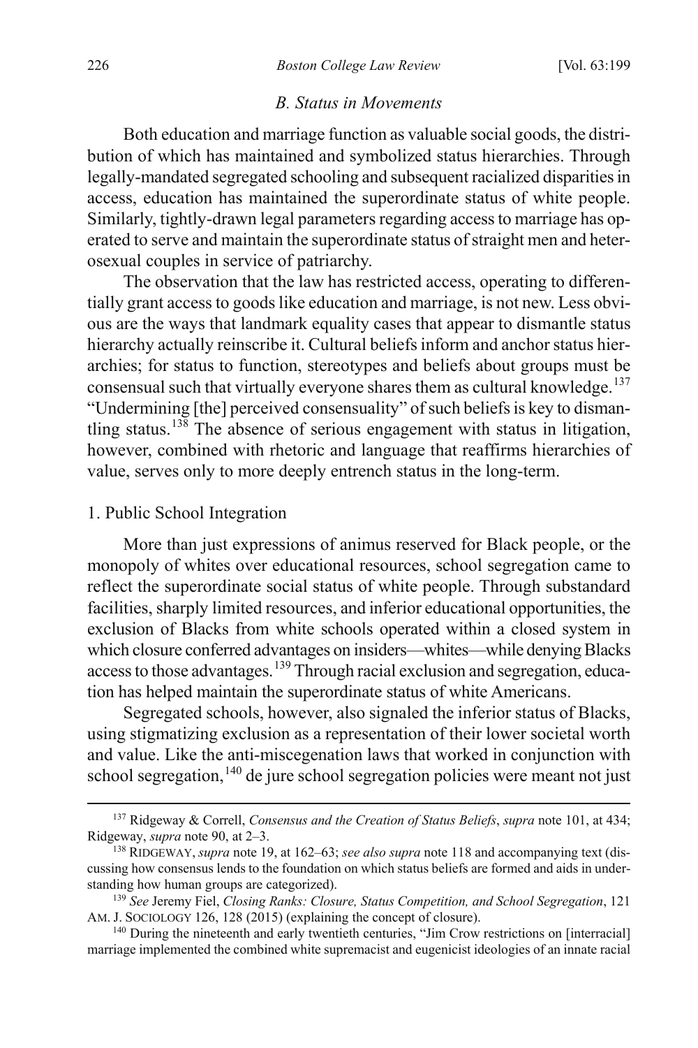### *B. Status in Movements*

Both education and marriage function as valuable social goods, the distribution of which has maintained and symbolized status hierarchies. Through legally-mandated segregated schooling and subsequent racialized disparities in access, education has maintained the superordinate status of white people. Similarly, tightly-drawn legal parameters regarding access to marriage has operated to serve and maintain the superordinate status of straight men and heterosexual couples in service of patriarchy.

The observation that the law has restricted access, operating to differentially grant access to goods like education and marriage, is not new. Less obvious are the ways that landmark equality cases that appear to dismantle status hierarchy actually reinscribe it. Cultural beliefs inform and anchor status hierarchies; for status to function, stereotypes and beliefs about groups must be consensual such that virtually everyone shares them as cultural knowledge.[137] "Undermining [the] perceived consensuality" of such beliefs is key to dismantling status.[138] The absence of serious engagement with status in litigation, however, combined with rhetoric and language that reaffirms hierarchies of value, serves only to more deeply entrench status in the long-term.

#### 1. Public School Integration

More than just expressions of animus reserved for Black people, or the monopoly of whites over educational resources, school segregation came to reflect the superordinate social status of white people. Through substandard facilities, sharply limited resources, and inferior educational opportunities, the exclusion of Blacks from white schools operated within a closed system in which closure conferred advantages on insiders—whites—while denying Blacks access to those advantages.[139] Through racial exclusion and segregation, education has helped maintain the superordinate status of white Americans.

Segregated schools, however, also signaled the inferior status of Blacks, using stigmatizing exclusion as a representation of their lower societal worth and value. Like the anti-miscegenation laws that worked in conjunction with school segregation,[140] de jure school segregation policies were meant not just

---

[137] Ridgeway & Correll, *Consensus and the Creation of Status Beliefs*, *supra* note 101, at 434; Ridgeway, *supra* note 90, at 2–3.

[138] RIDGEWAY, *supra* note 19, at 162–63; *see also supra* note 118 and accompanying text (discussing how consensus lends to the foundation on which status beliefs are formed and aids in understanding how human groups are categorized).

[139] *See* Jeremy Fiel, *Closing Ranks: Closure, Status Competition, and School Segregation*, 121 AM. J. SOCIOLOGY 126, 128 (2015) (explaining the concept of closure).

[140] During the nineteenth and early twentieth centuries, "Jim Crow restrictions on [interracial] marriage implemented the combined white supremacist and eugenicist ideologies of an innate racial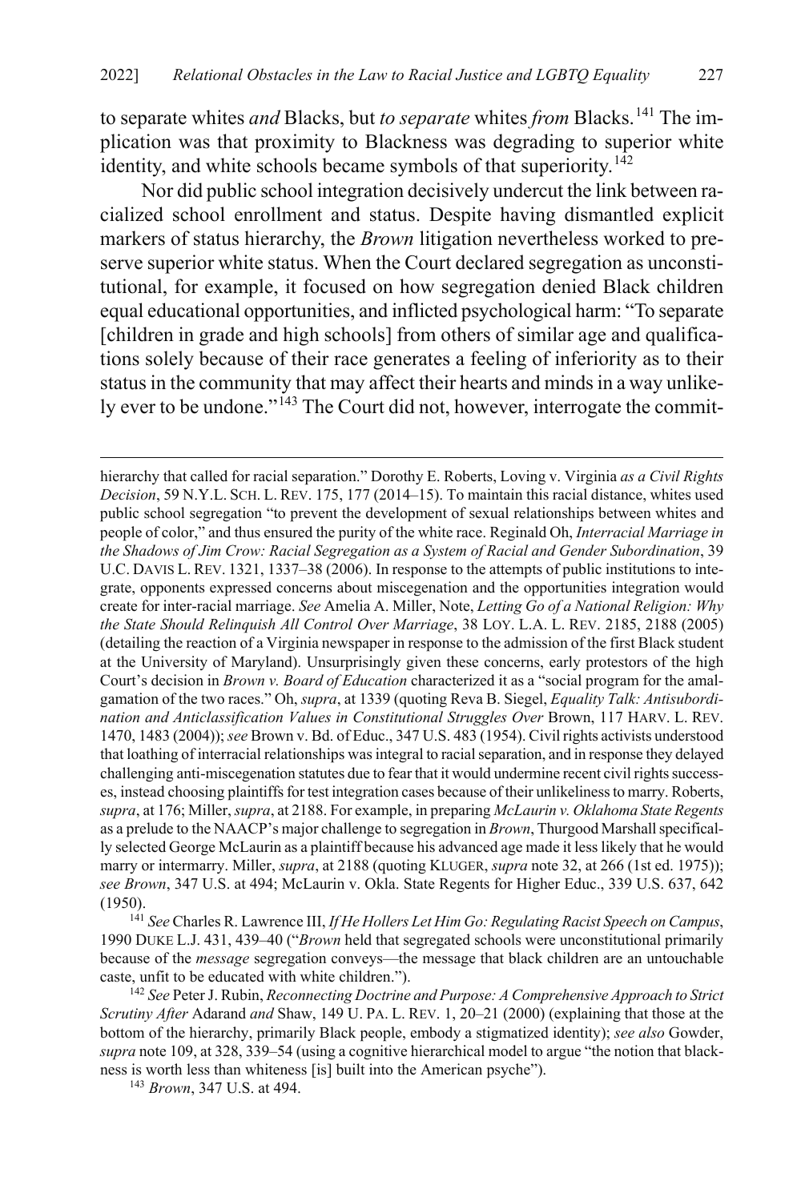to separate whites *and* Blacks, but *to separate* whites *from* Blacks.[141] The implication was that proximity to Blackness was degrading to superior white identity, and white schools became symbols of that superiority.[142]

Nor did public school integration decisively undercut the link between racialized school enrollment and status. Despite having dismantled explicit markers of status hierarchy, the *Brown* litigation nevertheless worked to preserve superior white status. When the Court declared segregation as unconstitutional, for example, it focused on how segregation denied Black children equal educational opportunities, and inflicted psychological harm: "To separate [children in grade and high schools] from others of similar age and qualifications solely because of their race generates a feeling of inferiority as to their status in the community that may affect their hearts and minds in a way unlikely ever to be undone."[143] The Court did not, however, interrogate the commit-

---

hierarchy that called for racial separation." Dorothy E. Roberts, Loving v. Virginia *as a Civil Rights Decision*, 59 N.Y.L. SCH. L. REV. 175, 177 (2014–15). To maintain this racial distance, whites used public school segregation "to prevent the development of sexual relationships between whites and people of color," and thus ensured the purity of the white race. Reginald Oh, *Interracial Marriage in the Shadows of Jim Crow: Racial Segregation as a System of Racial and Gender Subordination*, 39 U.C. DAVIS L. REV. 1321, 1337–38 (2006). In response to the attempts of public institutions to integrate, opponents expressed concerns about miscegenation and the opportunities integration would create for inter-racial marriage. *See* Amelia A. Miller, Note, *Letting Go of a National Religion: Why the State Should Relinquish All Control Over Marriage*, 38 LOY. L.A. L. REV. 2185, 2188 (2005) (detailing the reaction of a Virginia newspaper in response to the admission of the first Black student at the University of Maryland). Unsurprisingly given these concerns, early protestors of the high Court's decision in *Brown v. Board of Education* characterized it as a "social program for the amalgamation of the two races." Oh, *supra*, at 1339 (quoting Reva B. Siegel, *Equality Talk: Antisubordination and Anticlassification Values in Constitutional Struggles Over* Brown, 117 HARV. L. REV. 1470, 1483 (2004)); *see* Brown v. Bd. of Educ., 347 U.S. 483 (1954). Civil rights activists understood that loathing of interracial relationships was integral to racial separation, and in response they delayed challenging anti-miscegenation statutes due to fear that it would undermine recent civil rights successes, instead choosing plaintiffs for test integration cases because of their unlikeliness to marry. Roberts, *supra*, at 176; Miller, *supra*, at 2188. For example, in preparing *McLaurin v. Oklahoma State Regents* as a prelude to the NAACP's major challenge to segregation in *Brown*, Thurgood Marshall specifically selected George McLaurin as a plaintiff because his advanced age made it less likely that he would marry or intermarry. Miller, *supra*, at 2188 (quoting KLUGER, *supra* note 32, at 266 (1st ed. 1975)); *see Brown*, 347 U.S. at 494; McLaurin v. Okla. State Regents for Higher Educ., 339 U.S. 637, 642 (1950).

[141] *See* Charles R. Lawrence III, *If He Hollers Let Him Go: Regulating Racist Speech on Campus*, 1990 DUKE L.J. 431, 439–40 ("*Brown* held that segregated schools were unconstitutional primarily because of the *message* segregation conveys—the message that black children are an untouchable caste, unfit to be educated with white children.").

[142] *See* Peter J. Rubin, *Reconnecting Doctrine and Purpose: A Comprehensive Approach to Strict Scrutiny After* Adarand *and* Shaw, 149 U. PA. L. REV. 1, 20–21 (2000) (explaining that those at the bottom of the hierarchy, primarily Black people, embody a stigmatized identity); *see also* Gowder, *supra* note 109, at 328, 339–54 (using a cognitive hierarchical model to argue "the notion that blackness is worth less than whiteness [is] built into the American psyche").

[143] *Brown*, 347 U.S. at 494.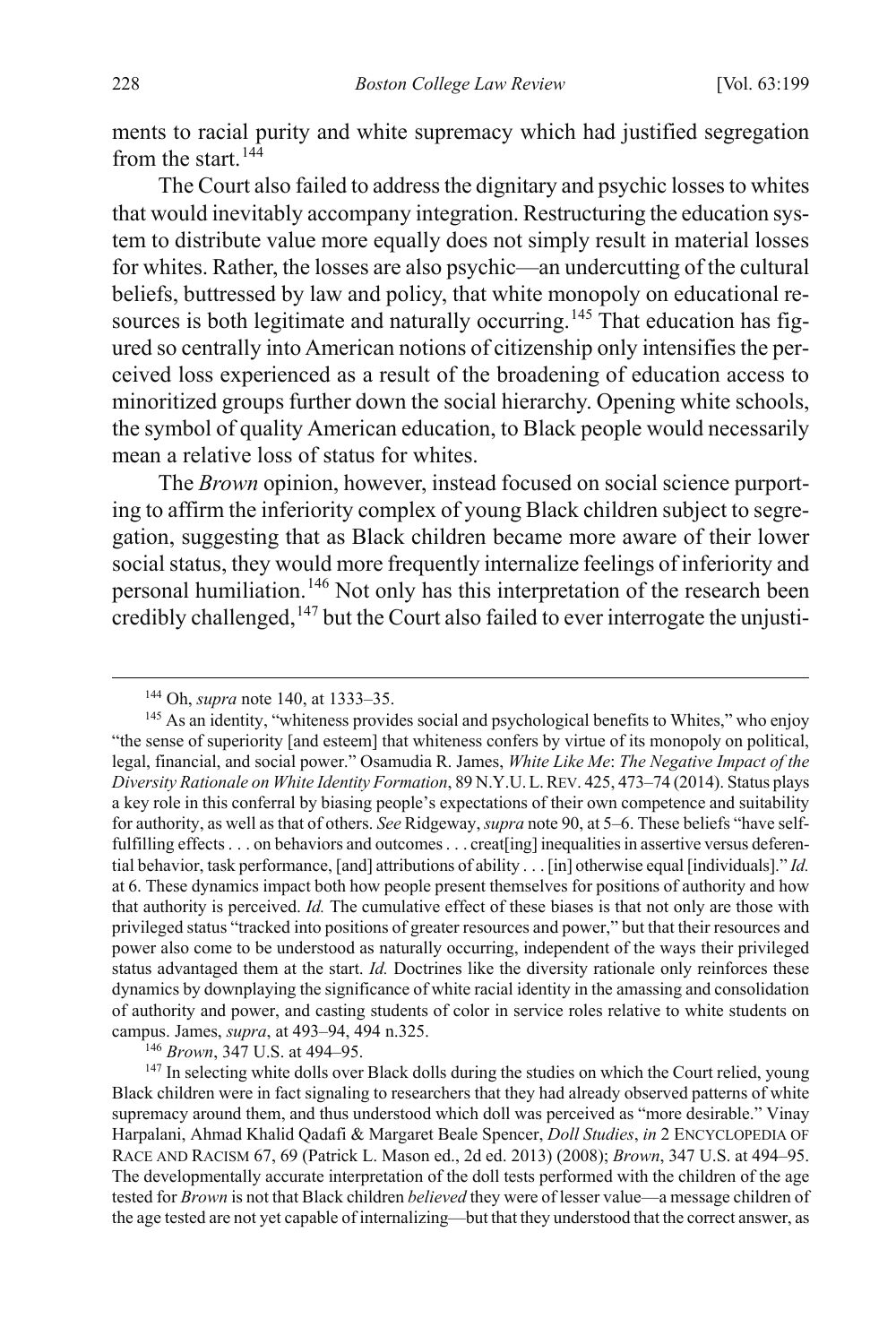ments to racial purity and white supremacy which had justified segregation from the start.[144]

The Court also failed to address the dignitary and psychic losses to whites that would inevitably accompany integration. Restructuring the education system to distribute value more equally does not simply result in material losses for whites. Rather, the losses are also psychic—an undercutting of the cultural beliefs, buttressed by law and policy, that white monopoly on educational resources is both legitimate and naturally occurring.[145] That education has figured so centrally into American notions of citizenship only intensifies the perceived loss experienced as a result of the broadening of education access to minoritized groups further down the social hierarchy. Opening white schools, the symbol of quality American education, to Black people would necessarily mean a relative loss of status for whites.

The *Brown* opinion, however, instead focused on social science purporting to affirm the inferiority complex of young Black children subject to segregation, suggesting that as Black children became more aware of their lower social status, they would more frequently internalize feelings of inferiority and personal humiliation.[146] Not only has this interpretation of the research been credibly challenged,[147] but the Court also failed to ever interrogate the unjusti-

---

[144] Oh, *supra* note 140, at 1333–35.

[145] As an identity, "whiteness provides social and psychological benefits to Whites," who enjoy "the sense of superiority [and esteem] that whiteness confers by virtue of its monopoly on political, legal, financial, and social power." Osamudia R. James, *White Like Me*: *The Negative Impact of the Diversity Rationale on White Identity Formation*, 89 N.Y.U. L. REV. 425, 473–74 (2014). Status plays a key role in this conferral by biasing people's expectations of their own competence and suitability for authority, as well as that of others. *See* Ridgeway, *supra* note 90, at 5–6. These beliefs "have self-fulfilling effects . . . on behaviors and outcomes . . . creat[ing] inequalities in assertive versus deferential behavior, task performance, [and] attributions of ability . . . [in] otherwise equal [individuals]." *Id.* at 6. These dynamics impact both how people present themselves for positions of authority and how that authority is perceived. *Id.* The cumulative effect of these biases is that not only are those with privileged status "tracked into positions of greater resources and power," but that their resources and power also come to be understood as naturally occurring, independent of the ways their privileged status advantaged them at the start. *Id.* Doctrines like the diversity rationale only reinforces these dynamics by downplaying the significance of white racial identity in the amassing and consolidation of authority and power, and casting students of color in service roles relative to white students on campus. James, *supra*, at 493–94, 494 n.325.

[146] *Brown*, 347 U.S. at 494–95.

[147] In selecting white dolls over Black dolls during the studies on which the Court relied, young Black children were in fact signaling to researchers that they had already observed patterns of white supremacy around them, and thus understood which doll was perceived as "more desirable." Vinay Harpalani, Ahmad Khalid Qadafi & Margaret Beale Spencer, *Doll Studies*, *in* 2 ENCYCLOPEDIA OF RACE AND RACISM 67, 69 (Patrick L. Mason ed., 2d ed. 2013) (2008); *Brown*, 347 U.S. at 494–95. The developmentally accurate interpretation of the doll tests performed with the children of the age tested for *Brown* is not that Black children *believed* they were of lesser value—a message children of the age tested are not yet capable of internalizing—but that they understood that the correct answer, as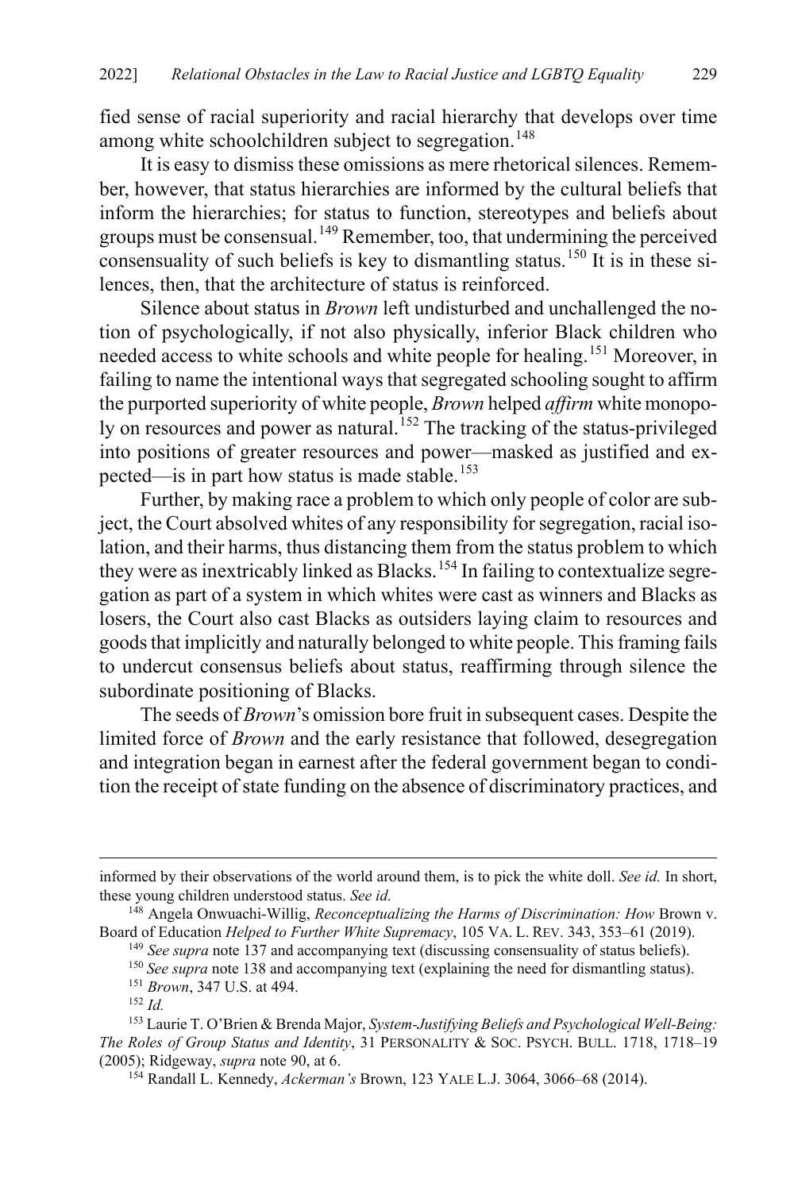fied sense of racial superiority and racial hierarchy that develops over time among white schoolchildren subject to segregation.[148]

It is easy to dismiss these omissions as mere rhetorical silences. Remember, however, that status hierarchies are informed by the cultural beliefs that inform the hierarchies; for status to function, stereotypes and beliefs about groups must be consensual.[149] Remember, too, that undermining the perceived consensuality of such beliefs is key to dismantling status.[150] It is in these silences, then, that the architecture of status is reinforced.

Silence about status in *Brown* left undisturbed and unchallenged the notion of psychologically, if not also physically, inferior Black children who needed access to white schools and white people for healing.[151] Moreover, in failing to name the intentional ways that segregated schooling sought to affirm the purported superiority of white people, *Brown* helped *affirm* white monopoly on resources and power as natural.[152] The tracking of the status-privileged into positions of greater resources and power—masked as justified and expected—is in part how status is made stable.[153]

Further, by making race a problem to which only people of color are subject, the Court absolved whites of any responsibility for segregation, racial isolation, and their harms, thus distancing them from the status problem to which they were as inextricably linked as Blacks.[154] In failing to contextualize segregation as part of a system in which whites were cast as winners and Blacks as losers, the Court also cast Blacks as outsiders laying claim to resources and goods that implicitly and naturally belonged to white people. This framing fails to undercut consensus beliefs about status, reaffirming through silence the subordinate positioning of Blacks.

The seeds of *Brown*'s omission bore fruit in subsequent cases. Despite the limited force of *Brown* and the early resistance that followed, desegregation and integration began in earnest after the federal government began to condition the receipt of state funding on the absence of discriminatory practices, and

---

informed by their observations of the world around them, is to pick the white doll. *See id.* In short, these young children understood status. *See id.*

[148] Angela Onwuachi-Willig, *Reconceptualizing the Harms of Discrimination: How* Brown v. Board of Education *Helped to Further White Supremacy*, 105 VA. L. REV. 343, 353–61 (2019).

[149] *See supra* note 137 and accompanying text (discussing consensuality of status beliefs).

[150] *See supra* note 138 and accompanying text (explaining the need for dismantling status).

[151] *Brown*, 347 U.S. at 494.

[152] *Id.*

[153] Laurie T. O'Brien & Brenda Major, *System-Justifying Beliefs and Psychological Well-Being: The Roles of Group Status and Identity*, 31 PERSONALITY & SOC. PSYCH. BULL. 1718, 1718–19 (2005); Ridgeway, *supra* note 90, at 6.

[154] Randall L. Kennedy, *Ackerman's* Brown, 123 YALE L.J. 3064, 3066–68 (2014).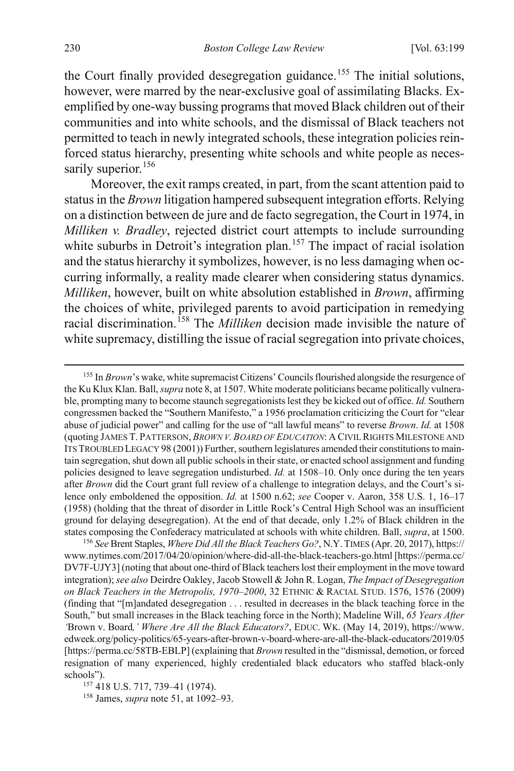the Court finally provided desegregation guidance.[155] The initial solutions, however, were marred by the near-exclusive goal of assimilating Blacks. Exemplified by one-way bussing programs that moved Black children out of their communities and into white schools, and the dismissal of Black teachers not permitted to teach in newly integrated schools, these integration policies reinforced status hierarchy, presenting white schools and white people as necessarily superior.[156]

Moreover, the exit ramps created, in part, from the scant attention paid to status in the *Brown* litigation hampered subsequent integration efforts. Relying on a distinction between de jure and de facto segregation, the Court in 1974, in *Milliken v. Bradley*, rejected district court attempts to include surrounding white suburbs in Detroit's integration plan.[157] The impact of racial isolation and the status hierarchy it symbolizes, however, is no less damaging when occurring informally, a reality made clearer when considering status dynamics. *Milliken*, however, built on white absolution established in *Brown*, affirming the choices of white, privileged parents to avoid participation in remedying racial discrimination.[158] The *Milliken* decision made invisible the nature of white supremacy, distilling the issue of racial segregation into private choices,

---

[155] In *Brown*'s wake, white supremacist Citizens' Councils flourished alongside the resurgence of the Ku Klux Klan. Ball, *supra* note 8, at 1507. White moderate politicians became politically vulnerable, prompting many to become staunch segregationists lest they be kicked out of office. *Id.* Southern congressmen backed the "Southern Manifesto," a 1956 proclamation criticizing the Court for "clear abuse of judicial power" and calling for the use of "all lawful means" to reverse *Brown*. *Id.* at 1508 (quoting JAMES T. PATTERSON, *BROWN V. BOARD OF EDUCATION*: A CIVIL RIGHTS MILESTONE AND ITS TROUBLED LEGACY 98 (2001)) Further, southern legislatures amended their constitutions to maintain segregation, shut down all public schools in their state, or enacted school assignment and funding policies designed to leave segregation undisturbed. *Id.* at 1508–10. Only once during the ten years after *Brown* did the Court grant full review of a challenge to integration delays, and the Court's silence only emboldened the opposition. *Id.* at 1500 n.62; *see* Cooper v. Aaron, 358 U.S. 1, 16–17 (1958) (holding that the threat of disorder in Little Rock's Central High School was an insufficient ground for delaying desegregation). At the end of that decade, only 1.2% of Black children in the states composing the Confederacy matriculated at schools with white children. Ball, *supra*, at 1500.

[156] *See* Brent Staples, *Where Did All the Black Teachers Go?*, N.Y. TIMES (Apr. 20, 2017), https://www.nytimes.com/2017/04/20/opinion/where-did-all-the-black-teachers-go.html [https://perma.cc/DV7F-UJY3] (noting that about one-third of Black teachers lost their employment in the move toward integration); *see also* Deirdre Oakley, Jacob Stowell & John R. Logan, *The Impact of Desegregation on Black Teachers in the Metropolis, 1970–2000*, 32 ETHNIC & RACIAL STUD. 1576, 1576 (2009) (finding that "[m]andated desegregation . . . resulted in decreases in the black teaching force in the South," but small increases in the Black teaching force in the North); Madeline Will, *65 Years After 'Brown v. Board,' Where Are All the Black Educators?*, EDUC. WK. (May 14, 2019), https://www.edweek.org/policy-politics/65-years-after-brown-v-board-where-are-all-the-black-educators/2019/05 [https://perma.cc/58TB-EBLP] (explaining that *Brown* resulted in the "dismissal, demotion, or forced resignation of many experienced, highly credentialed black educators who staffed black-only schools").

[157] 418 U.S. 717, 739–41 (1974).

[158] James, *supra* note 51, at 1092–93.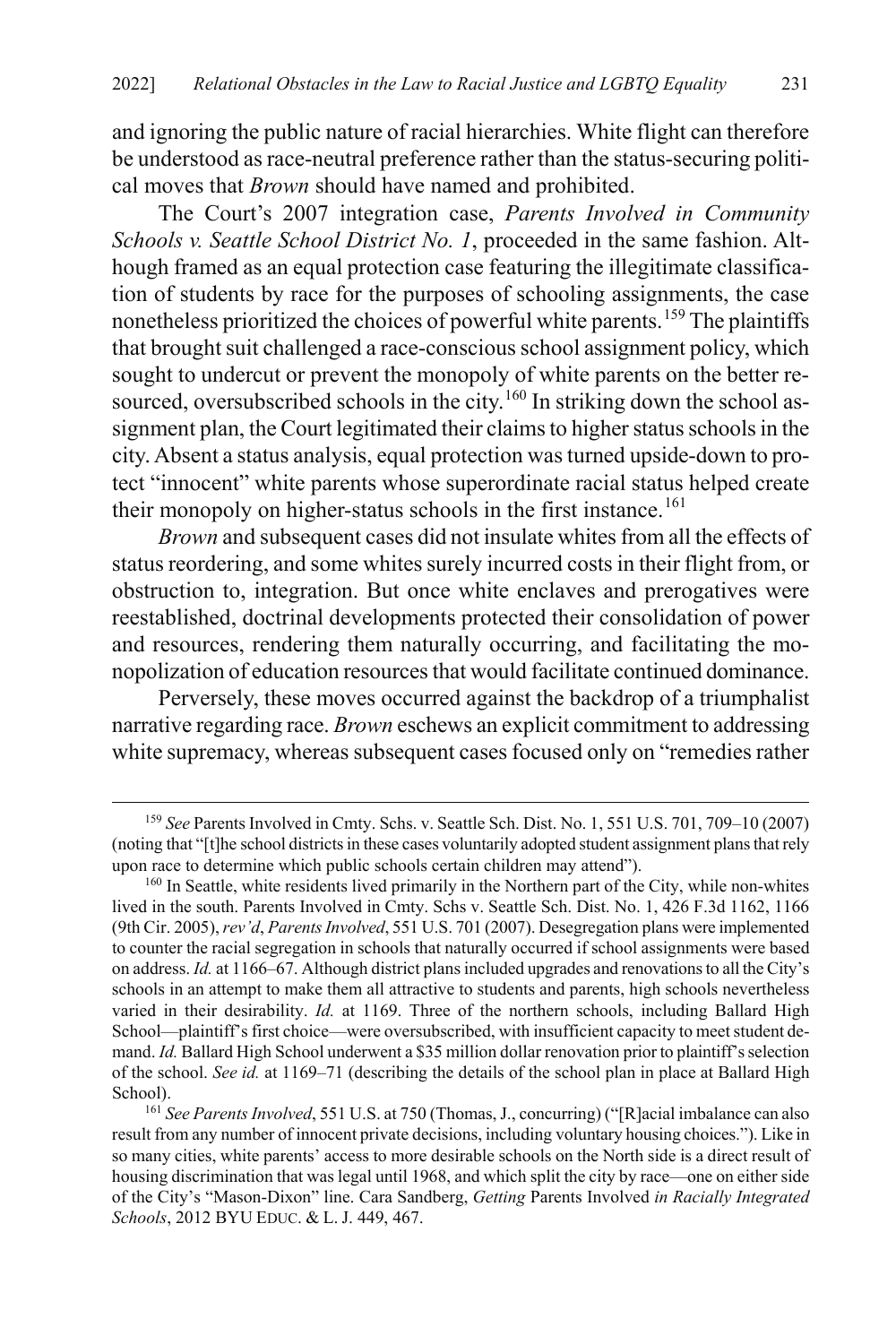and ignoring the public nature of racial hierarchies. White flight can therefore be understood as race-neutral preference rather than the status-securing political moves that *Brown* should have named and prohibited.

The Court's 2007 integration case, *Parents Involved in Community Schools v. Seattle School District No. 1*, proceeded in the same fashion. Although framed as an equal protection case featuring the illegitimate classification of students by race for the purposes of schooling assignments, the case nonetheless prioritized the choices of powerful white parents.[159] The plaintiffs that brought suit challenged a race-conscious school assignment policy, which sought to undercut or prevent the monopoly of white parents on the better resourced, oversubscribed schools in the city.[160] In striking down the school assignment plan, the Court legitimated their claims to higher status schools in the city. Absent a status analysis, equal protection was turned upside-down to protect "innocent" white parents whose superordinate racial status helped create their monopoly on higher-status schools in the first instance.[161]

*Brown* and subsequent cases did not insulate whites from all the effects of status reordering, and some whites surely incurred costs in their flight from, or obstruction to, integration. But once white enclaves and prerogatives were reestablished, doctrinal developments protected their consolidation of power and resources, rendering them naturally occurring, and facilitating the monopolization of education resources that would facilitate continued dominance.

Perversely, these moves occurred against the backdrop of a triumphalist narrative regarding race. *Brown* eschews an explicit commitment to addressing white supremacy, whereas subsequent cases focused only on "remedies rather

---

[159] *See* Parents Involved in Cmty. Schs. v. Seattle Sch. Dist. No. 1, 551 U.S. 701, 709–10 (2007) (noting that "[t]he school districts in these cases voluntarily adopted student assignment plans that rely upon race to determine which public schools certain children may attend").

[160] In Seattle, white residents lived primarily in the Northern part of the City, while non-whites lived in the south. Parents Involved in Cmty. Schs v. Seattle Sch. Dist. No. 1, 426 F.3d 1162, 1166 (9th Cir. 2005), *rev'd*, *Parents Involved*, 551 U.S. 701 (2007). Desegregation plans were implemented to counter the racial segregation in schools that naturally occurred if school assignments were based on address. *Id.* at 1166–67. Although district plans included upgrades and renovations to all the City's schools in an attempt to make them all attractive to students and parents, high schools nevertheless varied in their desirability. *Id.* at 1169. Three of the northern schools, including Ballard High School—plaintiff's first choice—were oversubscribed, with insufficient capacity to meet student demand. *Id.* Ballard High School underwent a $35 million dollar renovation prior to plaintiff's selection of the school. *See id.* at 1169–71 (describing the details of the school plan in place at Ballard High School).

[161] *See Parents Involved*, 551 U.S. at 750 (Thomas, J., concurring) ("[R]acial imbalance can also result from any number of innocent private decisions, including voluntary housing choices."). Like in so many cities, white parents' access to more desirable schools on the North side is a direct result of housing discrimination that was legal until 1968, and which split the city by race—one on either side of the City's "Mason-Dixon" line. Cara Sandberg, *Getting* Parents Involved *in Racially Integrated Schools*, 2012 BYU EDUC. & L. J. 449, 467.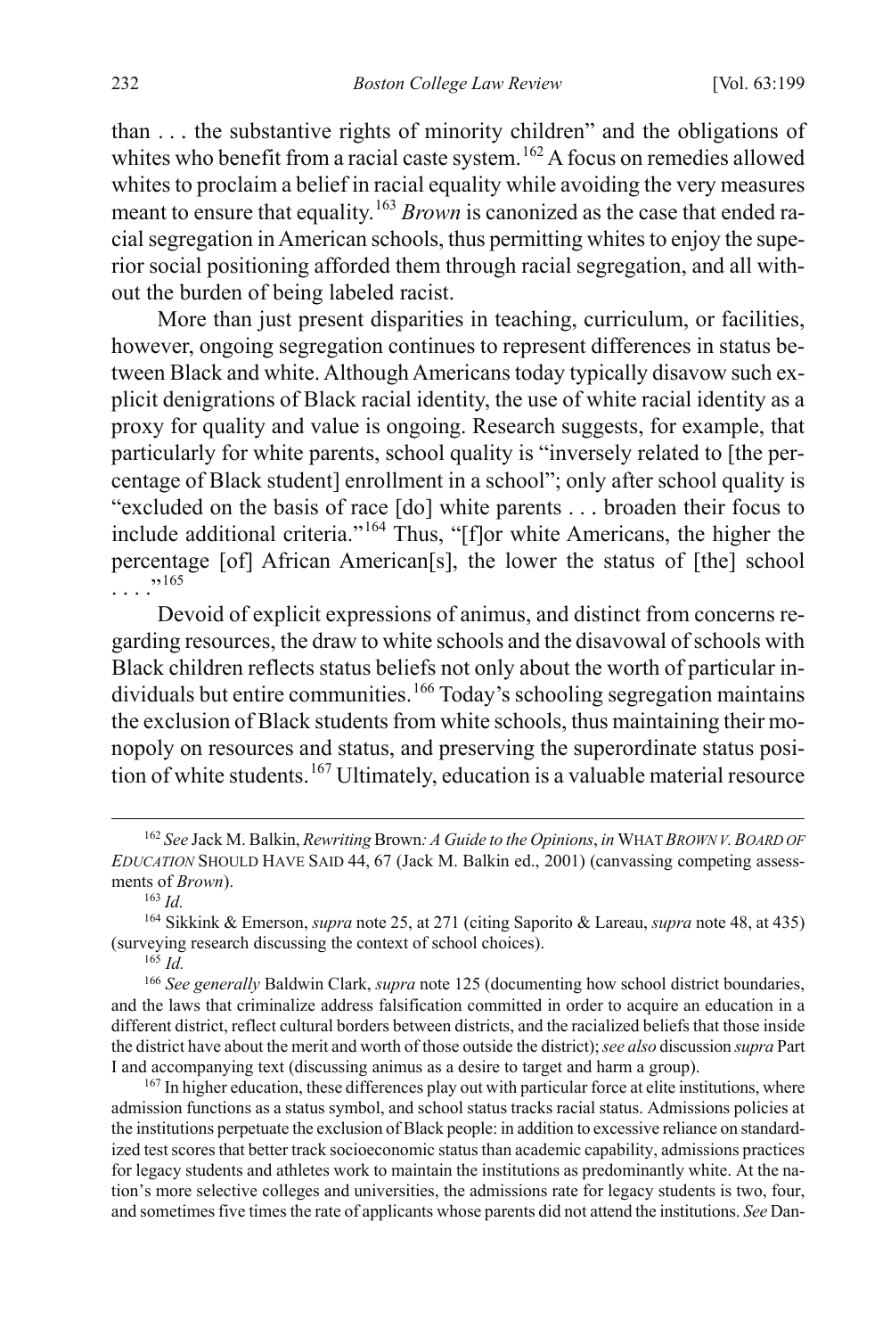than . . . the substantive rights of minority children" and the obligations of whites who benefit from a racial caste system.[162] A focus on remedies allowed whites to proclaim a belief in racial equality while avoiding the very measures meant to ensure that equality.[163] *Brown* is canonized as the case that ended racial segregation in American schools, thus permitting whites to enjoy the superior social positioning afforded them through racial segregation, and all without the burden of being labeled racist.

More than just present disparities in teaching, curriculum, or facilities, however, ongoing segregation continues to represent differences in status between Black and white. Although Americans today typically disavow such explicit denigrations of Black racial identity, the use of white racial identity as a proxy for quality and value is ongoing. Research suggests, for example, that particularly for white parents, school quality is "inversely related to [the percentage of Black student] enrollment in a school"; only after school quality is "excluded on the basis of race [do] white parents . . . broaden their focus to include additional criteria."[164] Thus, "[f]or white Americans, the higher the percentage [of] African American[s], the lower the status of [the] school . . . ."[165]

Devoid of explicit expressions of animus, and distinct from concerns regarding resources, the draw to white schools and the disavowal of schools with Black children reflects status beliefs not only about the worth of particular individuals but entire communities.[166] Today's schooling segregation maintains the exclusion of Black students from white schools, thus maintaining their monopoly on resources and status, and preserving the superordinate status position of white students.[167] Ultimately, education is a valuable material resource

---

[162] *See* Jack M. Balkin, *Rewriting* Brown*: A Guide to the Opinions*, *in* WHAT *BROWN V. BOARD OF EDUCATION* SHOULD HAVE SAID 44, 67 (Jack M. Balkin ed., 2001) (canvassing competing assessments of *Brown*).

[163] *Id.*

[164] Sikkink & Emerson, *supra* note 25, at 271 (citing Saporito & Lareau, *supra* note 48, at 435) (surveying research discussing the context of school choices).

[165] *Id.*

[166] *See generally* Baldwin Clark, *supra* note 125 (documenting how school district boundaries, and the laws that criminalize address falsification committed in order to acquire an education in a different district, reflect cultural borders between districts, and the racialized beliefs that those inside the district have about the merit and worth of those outside the district); *see also* discussion *supra* Part I and accompanying text (discussing animus as a desire to target and harm a group).

[167] In higher education, these differences play out with particular force at elite institutions, where admission functions as a status symbol, and school status tracks racial status. Admissions policies at the institutions perpetuate the exclusion of Black people: in addition to excessive reliance on standardized test scores that better track socioeconomic status than academic capability, admissions practices for legacy students and athletes work to maintain the institutions as predominantly white. At the nation's more selective colleges and universities, the admissions rate for legacy students is two, four, and sometimes five times the rate of applicants whose parents did not attend the institutions. *See* Dan-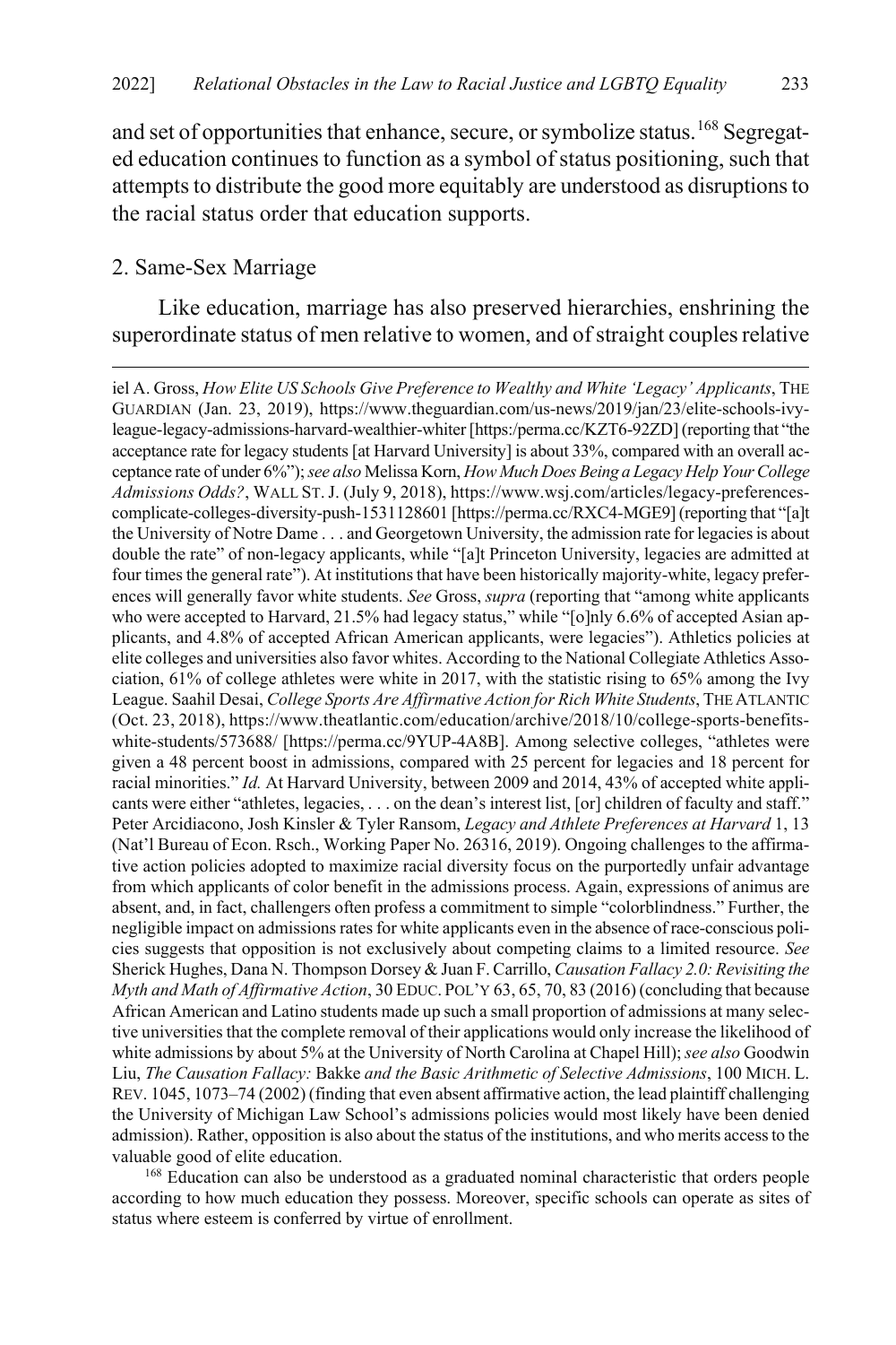and set of opportunities that enhance, secure, or symbolize status.[168] Segregated education continues to function as a symbol of status positioning, such that attempts to distribute the good more equitably are understood as disruptions to the racial status order that education supports.

### 2. Same-Sex Marriage

Like education, marriage has also preserved hierarchies, enshrining the superordinate status of men relative to women, and of straight couples relative

---

iel A. Gross, *How Elite US Schools Give Preference to Wealthy and White 'Legacy' Applicants*, THE GUARDIAN (Jan. 23, 2019), https://www.theguardian.com/us-news/2019/jan/23/elite-schools-ivy-league-legacy-admissions-harvard-wealthier-whiter [https:/perma.cc/KZT6-92ZD] (reporting that "the acceptance rate for legacy students [at Harvard University] is about 33%, compared with an overall acceptance rate of under 6%"); *see also* Melissa Korn, *How Much Does Being a Legacy Help Your College Admissions Odds?*, WALL ST. J. (July 9, 2018), https://www.wsj.com/articles/legacy-preferences-complicate-colleges-diversity-push-1531128601 [https://perma.cc/RXC4-MGE9] (reporting that "[a]t the University of Notre Dame . . . and Georgetown University, the admission rate for legacies is about double the rate" of non-legacy applicants, while "[a]t Princeton University, legacies are admitted at four times the general rate"). At institutions that have been historically majority-white, legacy preferences will generally favor white students. *See* Gross, *supra* (reporting that "among white applicants who were accepted to Harvard, 21.5% had legacy status," while "[o]nly 6.6% of accepted Asian applicants, and 4.8% of accepted African American applicants, were legacies"). Athletics policies at elite colleges and universities also favor whites. According to the National Collegiate Athletics Association, 61% of college athletes were white in 2017, with the statistic rising to 65% among the Ivy League. Saahil Desai, *College Sports Are Affirmative Action for Rich White Students*, THE ATLANTIC (Oct. 23, 2018), https://www.theatlantic.com/education/archive/2018/10/college-sports-benefits-white-students/573688/ [https://perma.cc/9YUP-4A8B]. Among selective colleges, "athletes were given a 48 percent boost in admissions, compared with 25 percent for legacies and 18 percent for racial minorities." *Id.* At Harvard University, between 2009 and 2014, 43% of accepted white applicants were either "athletes, legacies, . . . on the dean's interest list, [or] children of faculty and staff." Peter Arcidiacono, Josh Kinsler & Tyler Ransom, *Legacy and Athlete Preferences at Harvard* 1, 13 (Nat'l Bureau of Econ. Rsch., Working Paper No. 26316, 2019). Ongoing challenges to the affirmative action policies adopted to maximize racial diversity focus on the purportedly unfair advantage from which applicants of color benefit in the admissions process. Again, expressions of animus are absent, and, in fact, challengers often profess a commitment to simple "colorblindness." Further, the negligible impact on admissions rates for white applicants even in the absence of race-conscious policies suggests that opposition is not exclusively about competing claims to a limited resource. *See* Sherick Hughes, Dana N. Thompson Dorsey & Juan F. Carrillo, *Causation Fallacy 2.0: Revisiting the Myth and Math of Affirmative Action*, 30 EDUC. POL'Y 63, 65, 70, 83 (2016) (concluding that because African American and Latino students made up such a small proportion of admissions at many selective universities that the complete removal of their applications would only increase the likelihood of white admissions by about 5% at the University of North Carolina at Chapel Hill); *see also* Goodwin Liu, *The Causation Fallacy:* Bakke *and the Basic Arithmetic of Selective Admissions*, 100 MICH. L. REV. 1045, 1073–74 (2002) (finding that even absent affirmative action, the lead plaintiff challenging the University of Michigan Law School's admissions policies would most likely have been denied admission). Rather, opposition is also about the status of the institutions, and who merits access to the valuable good of elite education.

[168] Education can also be understood as a graduated nominal characteristic that orders people according to how much education they possess. Moreover, specific schools can operate as sites of status where esteem is conferred by virtue of enrollment.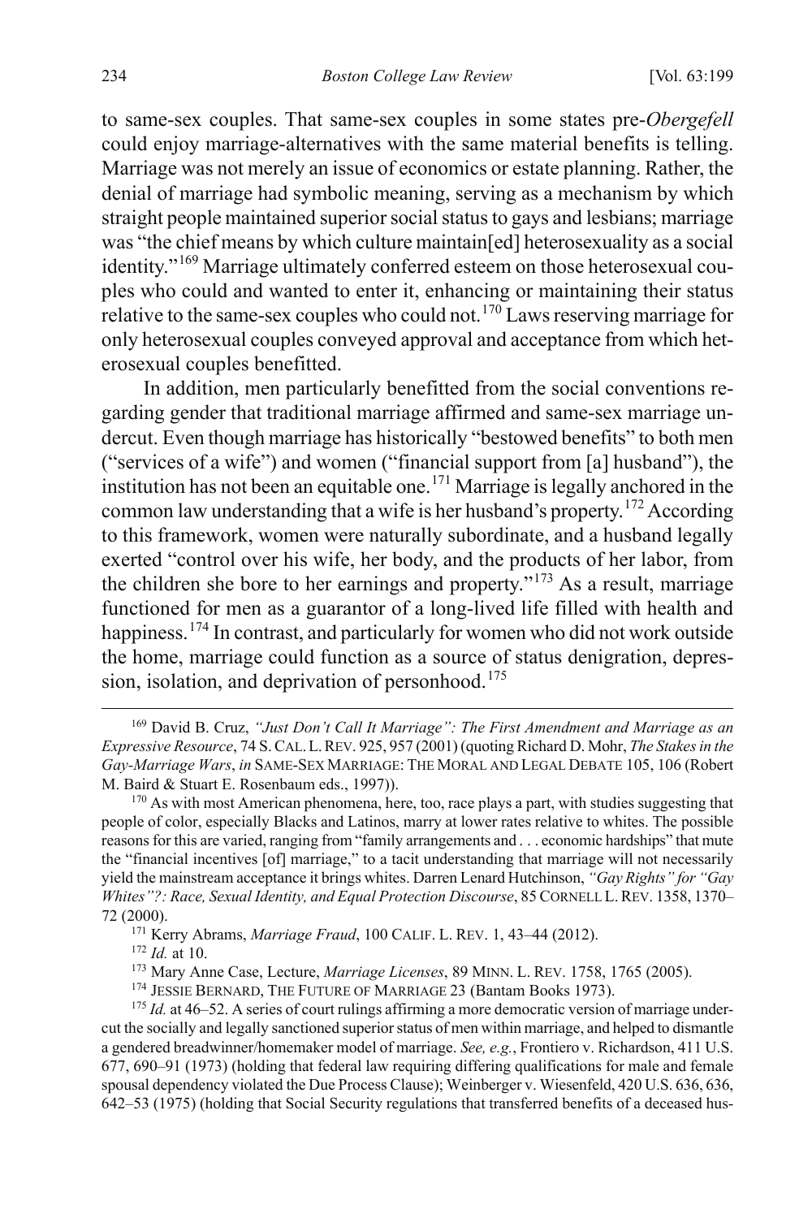to same-sex couples. That same-sex couples in some states pre-*Obergefell* could enjoy marriage-alternatives with the same material benefits is telling. Marriage was not merely an issue of economics or estate planning. Rather, the denial of marriage had symbolic meaning, serving as a mechanism by which straight people maintained superior social status to gays and lesbians; marriage was "the chief means by which culture maintain[ed] heterosexuality as a social identity."[169] Marriage ultimately conferred esteem on those heterosexual couples who could and wanted to enter it, enhancing or maintaining their status relative to the same-sex couples who could not.[170] Laws reserving marriage for only heterosexual couples conveyed approval and acceptance from which heterosexual couples benefitted.

In addition, men particularly benefitted from the social conventions regarding gender that traditional marriage affirmed and same-sex marriage undercut. Even though marriage has historically "bestowed benefits" to both men ("services of a wife") and women ("financial support from [a] husband"), the institution has not been an equitable one.[171] Marriage is legally anchored in the common law understanding that a wife is her husband's property.[172] According to this framework, women were naturally subordinate, and a husband legally exerted "control over his wife, her body, and the products of her labor, from the children she bore to her earnings and property."[173] As a result, marriage functioned for men as a guarantor of a long-lived life filled with health and happiness.[174] In contrast, and particularly for women who did not work outside the home, marriage could function as a source of status denigration, depression, isolation, and deprivation of personhood.[175]

---

[169] David B. Cruz, *"Just Don't Call It Marriage": The First Amendment and Marriage as an Expressive Resource*, 74 S. CAL. L. REV. 925, 957 (2001) (quoting Richard D. Mohr, *The Stakes in the Gay-Marriage Wars*, *in* SAME-SEX MARRIAGE: THE MORAL AND LEGAL DEBATE 105, 106 (Robert M. Baird & Stuart E. Rosenbaum eds., 1997)).

[170] As with most American phenomena, here, too, race plays a part, with studies suggesting that people of color, especially Blacks and Latinos, marry at lower rates relative to whites. The possible reasons for this are varied, ranging from "family arrangements and . . . economic hardships" that mute the "financial incentives [of] marriage," to a tacit understanding that marriage will not necessarily yield the mainstream acceptance it brings whites. Darren Lenard Hutchinson, *"Gay Rights" for "Gay Whites"?: Race, Sexual Identity, and Equal Protection Discourse*, 85 CORNELL L. REV. 1358, 1370–72 (2000).

[171] Kerry Abrams, *Marriage Fraud*, 100 CALIF. L. REV. 1, 43–44 (2012).

[172] *Id.* at 10.

[173] Mary Anne Case, Lecture, *Marriage Licenses*, 89 MINN. L. REV. 1758, 1765 (2005).

[174] JESSIE BERNARD, THE FUTURE OF MARRIAGE 23 (Bantam Books 1973).

[175] *Id.* at 46–52. A series of court rulings affirming a more democratic version of marriage undercut the socially and legally sanctioned superior status of men within marriage, and helped to dismantle a gendered breadwinner/homemaker model of marriage. *See, e.g.*, Frontiero v. Richardson, 411 U.S. 677, 690–91 (1973) (holding that federal law requiring differing qualifications for male and female spousal dependency violated the Due Process Clause); Weinberger v. Wiesenfeld, 420 U.S. 636, 636, 642–53 (1975) (holding that Social Security regulations that transferred benefits of a deceased hus-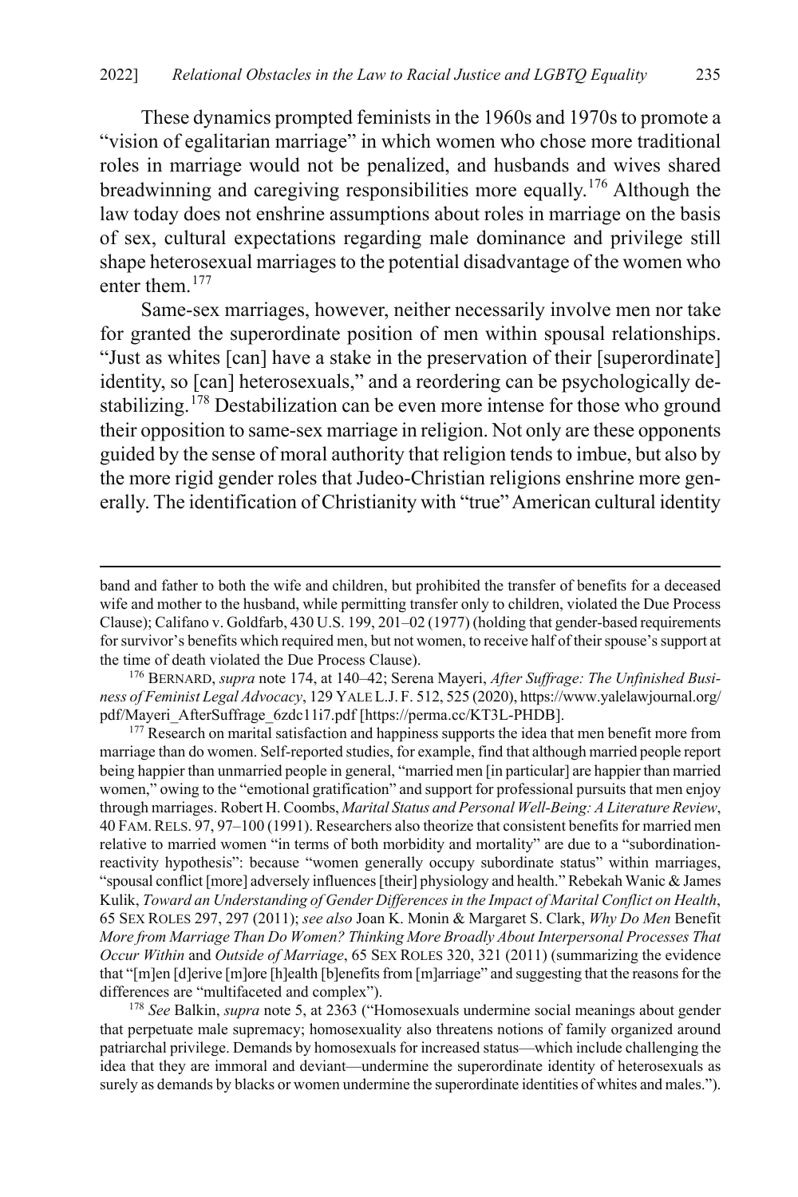These dynamics prompted feminists in the 1960s and 1970s to promote a "vision of egalitarian marriage" in which women who chose more traditional roles in marriage would not be penalized, and husbands and wives shared breadwinning and caregiving responsibilities more equally.[176] Although the law today does not enshrine assumptions about roles in marriage on the basis of sex, cultural expectations regarding male dominance and privilege still shape heterosexual marriages to the potential disadvantage of the women who enter them.[177]

Same-sex marriages, however, neither necessarily involve men nor take for granted the superordinate position of men within spousal relationships. "Just as whites [can] have a stake in the preservation of their [superordinate] identity, so [can] heterosexuals," and a reordering can be psychologically destabilizing.[178] Destabilization can be even more intense for those who ground their opposition to same-sex marriage in religion. Not only are these opponents guided by the sense of moral authority that religion tends to imbue, but also by the more rigid gender roles that Judeo-Christian religions enshrine more generally. The identification of Christianity with "true" American cultural identity

---

band and father to both the wife and children, but prohibited the transfer of benefits for a deceased wife and mother to the husband, while permitting transfer only to children, violated the Due Process Clause); Califano v. Goldfarb, 430 U.S. 199, 201–02 (1977) (holding that gender-based requirements for survivor's benefits which required men, but not women, to receive half of their spouse's support at the time of death violated the Due Process Clause).

[176] BERNARD, *supra* note 174, at 140–42; Serena Mayeri, *After Suffrage: The Unfinished Business of Feminist Legal Advocacy*, 129 YALE L.J. F. 512, 525 (2020), https://www.yalelawjournal.org/pdf/Mayeri_AfterSuffrage_6zdc11i7.pdf [https://perma.cc/KT3L-PHDB].

[177] Research on marital satisfaction and happiness supports the idea that men benefit more from marriage than do women. Self-reported studies, for example, find that although married people report being happier than unmarried people in general, "married men [in particular] are happier than married women," owing to the "emotional gratification" and support for professional pursuits that men enjoy through marriages. Robert H. Coombs, *Marital Status and Personal Well-Being: A Literature Review*, 40 FAM. RELS. 97, 97–100 (1991). Researchers also theorize that consistent benefits for married men relative to married women "in terms of both morbidity and mortality" are due to a "subordination-reactivity hypothesis": because "women generally occupy subordinate status" within marriages, "spousal conflict [more] adversely influences [their] physiology and health." Rebekah Wanic & James Kulik, *Toward an Understanding of Gender Differences in the Impact of Marital Conflict on Health*, 65 SEX ROLES 297, 297 (2011); *see also* Joan K. Monin & Margaret S. Clark, *Why Do Men* Benefit *More from Marriage Than Do Women? Thinking More Broadly About Interpersonal Processes That Occur Within* and *Outside of Marriage*, 65 SEX ROLES 320, 321 (2011) (summarizing the evidence that "[m]en [d]erive [m]ore [h]ealth [b]enefits from [m]arriage" and suggesting that the reasons for the differences are "multifaceted and complex").

[178] *See* Balkin, *supra* note 5, at 2363 ("Homosexuals undermine social meanings about gender that perpetuate male supremacy; homosexuality also threatens notions of family organized around patriarchal privilege. Demands by homosexuals for increased status—which include challenging the idea that they are immoral and deviant—undermine the superordinate identity of heterosexuals as surely as demands by blacks or women undermine the superordinate identities of whites and males.").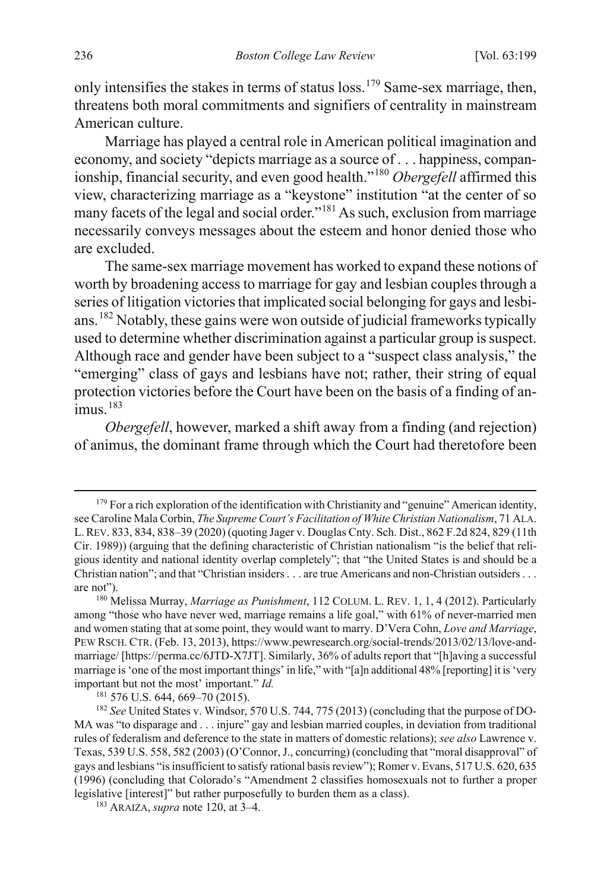only intensifies the stakes in terms of status loss.[179] Same-sex marriage, then, threatens both moral commitments and signifiers of centrality in mainstream American culture.

Marriage has played a central role in American political imagination and economy, and society "depicts marriage as a source of . . . happiness, companionship, financial security, and even good health."[180] *Obergefell* affirmed this view, characterizing marriage as a "keystone" institution "at the center of so many facets of the legal and social order."[181] As such, exclusion from marriage necessarily conveys messages about the esteem and honor denied those who are excluded.

The same-sex marriage movement has worked to expand these notions of worth by broadening access to marriage for gay and lesbian couples through a series of litigation victories that implicated social belonging for gays and lesbians.[182] Notably, these gains were won outside of judicial frameworks typically used to determine whether discrimination against a particular group is suspect. Although race and gender have been subject to a "suspect class analysis," the "emerging" class of gays and lesbians have not; rather, their string of equal protection victories before the Court have been on the basis of a finding of animus.[183]

*Obergefell*, however, marked a shift away from a finding (and rejection) of animus, the dominant frame through which the Court had theretofore been

---

[179] For a rich exploration of the identification with Christianity and "genuine" American identity, see Caroline Mala Corbin, *The Supreme Court's Facilitation of White Christian Nationalism*, 71 ALA. L. REV. 833, 834, 838–39 (2020) (quoting Jager v. Douglas Cnty. Sch. Dist., 862 F.2d 824, 829 (11th Cir. 1989)) (arguing that the defining characteristic of Christian nationalism "is the belief that religious identity and national identity overlap completely"; that "the United States is and should be a Christian nation"; and that "Christian insiders . . . are true Americans and non-Christian outsiders . . . are not").

[180] Melissa Murray, *Marriage as Punishment*, 112 COLUM. L. REV. 1, 1, 4 (2012). Particularly among "those who have never wed, marriage remains a life goal," with 61% of never-married men and women stating that at some point, they would want to marry. D'Vera Cohn, *Love and Marriage*, PEW RSCH. CTR. (Feb. 13, 2013), https://www.pewresearch.org/social-trends/2013/02/13/love-and-marriage/ [https://perma.cc/6JTD-X7JT]. Similarly, 36% of adults report that "[h]aving a successful marriage is 'one of the most important things' in life," with "[a]n additional 48% [reporting] it is 'very important but not the most' important." *Id.*

[181] 576 U.S. 644, 669–70 (2015).

[182] *See* United States v. Windsor, 570 U.S. 744, 775 (2013) (concluding that the purpose of DOMA was "to disparage and . . . injure" gay and lesbian married couples, in deviation from traditional rules of federalism and deference to the state in matters of domestic relations); *see also* Lawrence v. Texas, 539 U.S. 558, 582 (2003) (O'Connor, J., concurring) (concluding that "moral disapproval" of gays and lesbians "is insufficient to satisfy rational basis review"); Romer v. Evans, 517 U.S. 620, 635 (1996) (concluding that Colorado's "Amendment 2 classifies homosexuals not to further a proper legislative [interest]" but rather purposefully to burden them as a class).

[183] ARAIZA, *supra* note 120, at 3–4.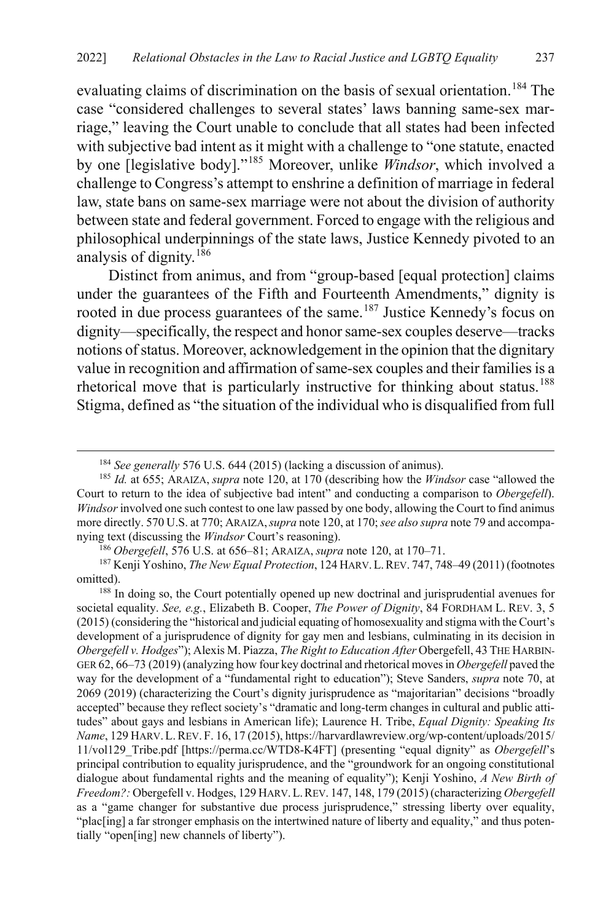evaluating claims of discrimination on the basis of sexual orientation.[184] The case "considered challenges to several states' laws banning same-sex marriage," leaving the Court unable to conclude that all states had been infected with subjective bad intent as it might with a challenge to "one statute, enacted by one [legislative body]."[185] Moreover, unlike *Windsor*, which involved a challenge to Congress's attempt to enshrine a definition of marriage in federal law, state bans on same-sex marriage were not about the division of authority between state and federal government. Forced to engage with the religious and philosophical underpinnings of the state laws, Justice Kennedy pivoted to an analysis of dignity.[186]

Distinct from animus, and from "group-based [equal protection] claims under the guarantees of the Fifth and Fourteenth Amendments," dignity is rooted in due process guarantees of the same.[187] Justice Kennedy's focus on dignity—specifically, the respect and honor same-sex couples deserve—tracks notions of status. Moreover, acknowledgement in the opinion that the dignitary value in recognition and affirmation of same-sex couples and their families is a rhetorical move that is particularly instructive for thinking about status.[188] Stigma, defined as "the situation of the individual who is disqualified from full

---

[184] *See generally* 576 U.S. 644 (2015) (lacking a discussion of animus).

[185] *Id.* at 655; ARAIZA, *supra* note 120, at 170 (describing how the *Windsor* case "allowed the Court to return to the idea of subjective bad intent" and conducting a comparison to *Obergefell*). *Windsor* involved one such contest to one law passed by one body, allowing the Court to find animus more directly. 570 U.S. at 770; ARAIZA, *supra* note 120, at 170; *see also supra* note 79 and accompanying text (discussing the *Windsor* Court's reasoning).

[186] *Obergefell*, 576 U.S. at 656–81; ARAIZA, *supra* note 120, at 170–71.

[187] Kenji Yoshino, *The New Equal Protection*, 124 HARV. L. REV. 747, 748–49 (2011) (footnotes omitted).

[188] In doing so, the Court potentially opened up new doctrinal and jurisprudential avenues for societal equality. *See, e.g.*, Elizabeth B. Cooper, *The Power of Dignity*, 84 FORDHAM L. REV. 3, 5 (2015) (considering the "historical and judicial equating of homosexuality and stigma with the Court's development of a jurisprudence of dignity for gay men and lesbians, culminating in its decision in *Obergefell v. Hodges*"); Alexis M. Piazza, *The Right to Education After* Obergefell, 43 THE HARBINGER 62, 66–73 (2019) (analyzing how four key doctrinal and rhetorical moves in *Obergefell* paved the way for the development of a "fundamental right to education"); Steve Sanders, *supra* note 70, at 2069 (2019) (characterizing the Court's dignity jurisprudence as "majoritarian" decisions "broadly accepted" because they reflect society's "dramatic and long-term changes in cultural and public attitudes" about gays and lesbians in American life); Laurence H. Tribe, *Equal Dignity: Speaking Its Name*, 129 HARV. L. REV. F. 16, 17 (2015), https://harvardlawreview.org/wp-content/uploads/2015/11/vol129_Tribe.pdf [https://perma.cc/WTD8-K4FT] (presenting "equal dignity" as *Obergefell*'s principal contribution to equality jurisprudence, and the "groundwork for an ongoing constitutional dialogue about fundamental rights and the meaning of equality"); Kenji Yoshino, *A New Birth of Freedom?:* Obergefell v. Hodges, 129 HARV. L. REV. 147, 148, 179 (2015) (characterizing *Obergefell* as a "game changer for substantive due process jurisprudence," stressing liberty over equality, "plac[ing] a far stronger emphasis on the intertwined nature of liberty and equality," and thus potentially "open[ing] new channels of liberty").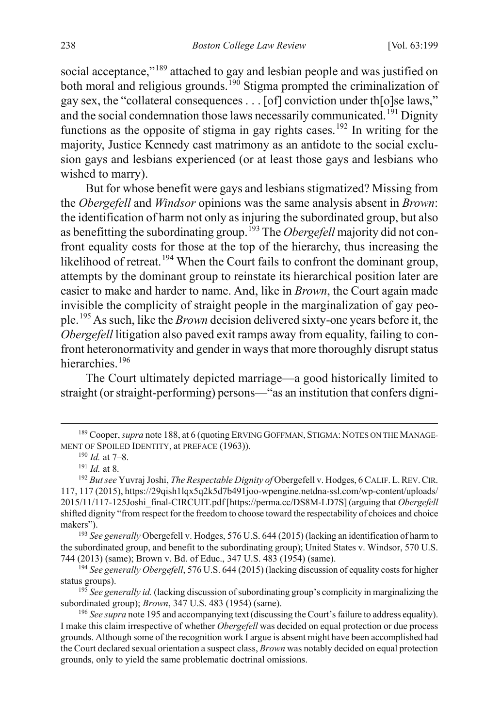social acceptance,"[189] attached to gay and lesbian people and was justified on both moral and religious grounds.[190] Stigma prompted the criminalization of gay sex, the "collateral consequences . . . [of] conviction under th[o]se laws," and the social condemnation those laws necessarily communicated.[191] Dignity functions as the opposite of stigma in gay rights cases.[192] In writing for the majority, Justice Kennedy cast matrimony as an antidote to the social exclusion gays and lesbians experienced (or at least those gays and lesbians who wished to marry).

But for whose benefit were gays and lesbians stigmatized? Missing from the *Obergefell* and *Windsor* opinions was the same analysis absent in *Brown*: the identification of harm not only as injuring the subordinated group, but also as benefitting the subordinating group.[193] The *Obergefell* majority did not confront equality costs for those at the top of the hierarchy, thus increasing the likelihood of retreat.[194] When the Court fails to confront the dominant group, attempts by the dominant group to reinstate its hierarchical position later are easier to make and harder to name. And, like in *Brown*, the Court again made invisible the complicity of straight people in the marginalization of gay people.[195] As such, like the *Brown* decision delivered sixty-one years before it, the *Obergefell* litigation also paved exit ramps away from equality, failing to confront heteronormativity and gender in ways that more thoroughly disrupt status hierarchies.[196]

The Court ultimately depicted marriage—a good historically limited to straight (or straight-performing) persons—"as an institution that confers digni-

---

[189] Cooper, *supra* note 188, at 6 (quoting ERVING GOFFMAN, STIGMA: NOTES ON THE MANAGEMENT OF SPOILED IDENTITY, at PREFACE (1963)).

[190] *Id.* at 7–8.

[191] *Id.* at 8.

[192] *But see* Yuvraj Joshi, *The Respectable Dignity of* Obergefell v. Hodges, 6 CALIF. L. REV. CIR. 117, 117 (2015), https://29qish1lqx5q2k5d7b491joo-wpengine.netdna-ssl.com/wp-content/uploads/2015/11/117-125Joshi_final-CIRCUIT.pdf [https://perma.cc/DS8M-LD7S] (arguing that *Obergefell* shifted dignity "from respect for the freedom to choose toward the respectability of choices and choice makers").

[193] *See generally* Obergefell v. Hodges, 576 U.S. 644 (2015) (lacking an identification of harm to the subordinated group, and benefit to the subordinating group); United States v. Windsor, 570 U.S. 744 (2013) (same); Brown v. Bd. of Educ., 347 U.S. 483 (1954) (same).

[194] *See generally Obergefell*, 576 U.S. 644 (2015) (lacking discussion of equality costs for higher status groups).

[195] *See generally id.* (lacking discussion of subordinating group's complicity in marginalizing the subordinated group); *Brown*, 347 U.S. 483 (1954) (same).

[196] *See supra* note 195 and accompanying text (discussing the Court's failure to address equality). I make this claim irrespective of whether *Obergefell* was decided on equal protection or due process grounds. Although some of the recognition work I argue is absent might have been accomplished had the Court declared sexual orientation a suspect class, *Brown* was notably decided on equal protection grounds, only to yield the same problematic doctrinal omissions.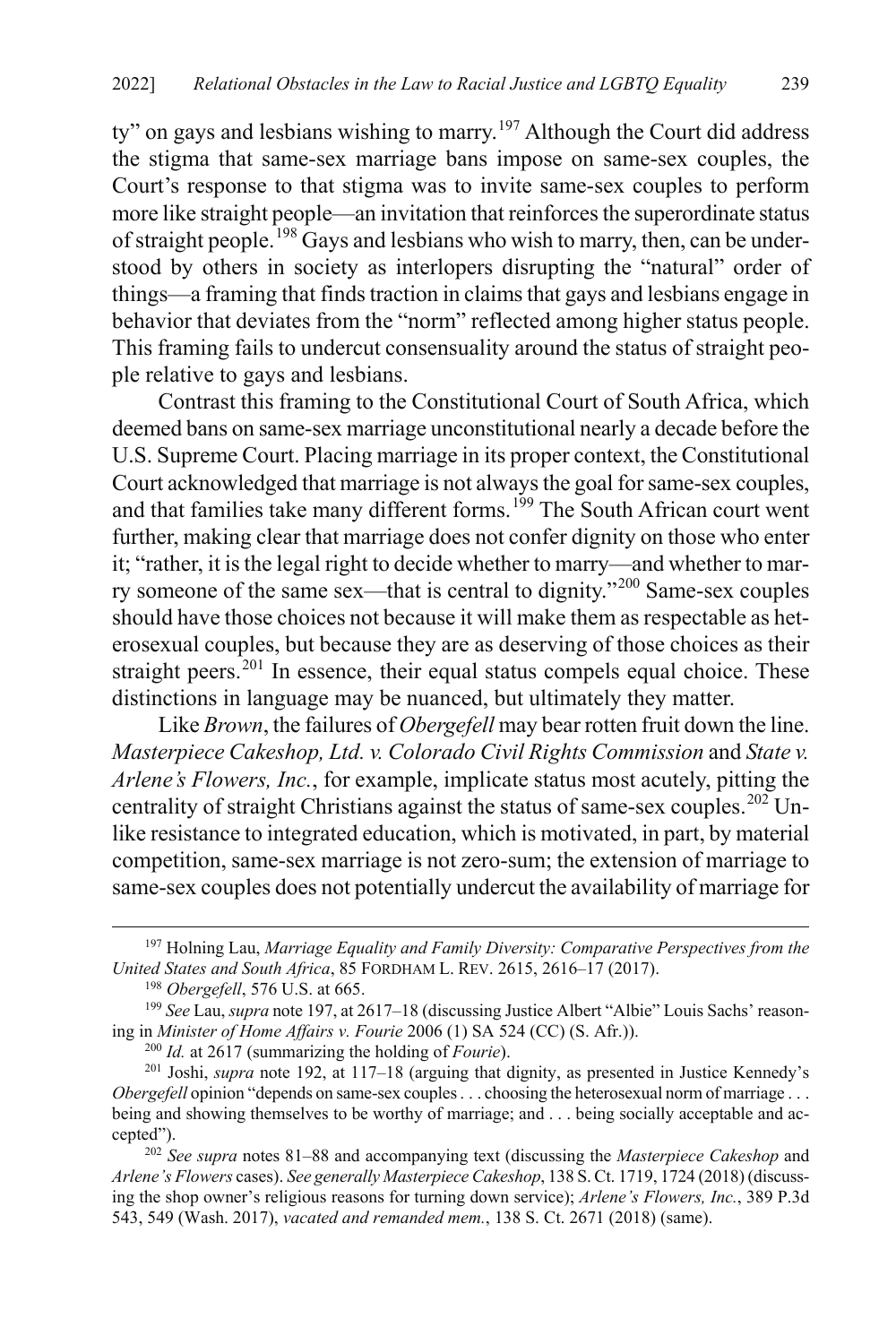ty" on gays and lesbians wishing to marry.[197] Although the Court did address the stigma that same-sex marriage bans impose on same-sex couples, the Court's response to that stigma was to invite same-sex couples to perform more like straight people—an invitation that reinforces the superordinate status of straight people.[198] Gays and lesbians who wish to marry, then, can be understood by others in society as interlopers disrupting the "natural" order of things—a framing that finds traction in claims that gays and lesbians engage in behavior that deviates from the "norm" reflected among higher status people. This framing fails to undercut consensuality around the status of straight people relative to gays and lesbians.

Contrast this framing to the Constitutional Court of South Africa, which deemed bans on same-sex marriage unconstitutional nearly a decade before the U.S. Supreme Court. Placing marriage in its proper context, the Constitutional Court acknowledged that marriage is not always the goal for same-sex couples, and that families take many different forms.[199] The South African court went further, making clear that marriage does not confer dignity on those who enter it; "rather, it is the legal right to decide whether to marry—and whether to marry someone of the same sex—that is central to dignity."[200] Same-sex couples should have those choices not because it will make them as respectable as heterosexual couples, but because they are as deserving of those choices as their straight peers.[201] In essence, their equal status compels equal choice. These distinctions in language may be nuanced, but ultimately they matter.

Like *Brown*, the failures of *Obergefell* may bear rotten fruit down the line. *Masterpiece Cakeshop, Ltd. v. Colorado Civil Rights Commission* and *State v. Arlene's Flowers, Inc.*, for example, implicate status most acutely, pitting the centrality of straight Christians against the status of same-sex couples.[202] Unlike resistance to integrated education, which is motivated, in part, by material competition, same-sex marriage is not zero-sum; the extension of marriage to same-sex couples does not potentially undercut the availability of marriage for

---

[197] Holning Lau, *Marriage Equality and Family Diversity: Comparative Perspectives from the United States and South Africa*, 85 FORDHAM L. REV. 2615, 2616–17 (2017).

[198] *Obergefell*, 576 U.S. at 665.

[199] *See* Lau, *supra* note 197, at 2617–18 (discussing Justice Albert "Albie" Louis Sachs' reasoning in *Minister of Home Affairs v. Fourie* 2006 (1) SA 524 (CC) (S. Afr.)).

[200] *Id.* at 2617 (summarizing the holding of *Fourie*).

[201] Joshi, *supra* note 192, at 117–18 (arguing that dignity, as presented in Justice Kennedy's *Obergefell* opinion "depends on same-sex couples . . . choosing the heterosexual norm of marriage . . . being and showing themselves to be worthy of marriage; and . . . being socially acceptable and accepted").

[202] *See supra* notes 81–88 and accompanying text (discussing the *Masterpiece Cakeshop* and *Arlene's Flowers* cases). *See generally Masterpiece Cakeshop*, 138 S. Ct. 1719, 1724 (2018) (discussing the shop owner's religious reasons for turning down service); *Arlene's Flowers, Inc.*, 389 P.3d 543, 549 (Wash. 2017), *vacated and remanded mem.*, 138 S. Ct. 2671 (2018) (same).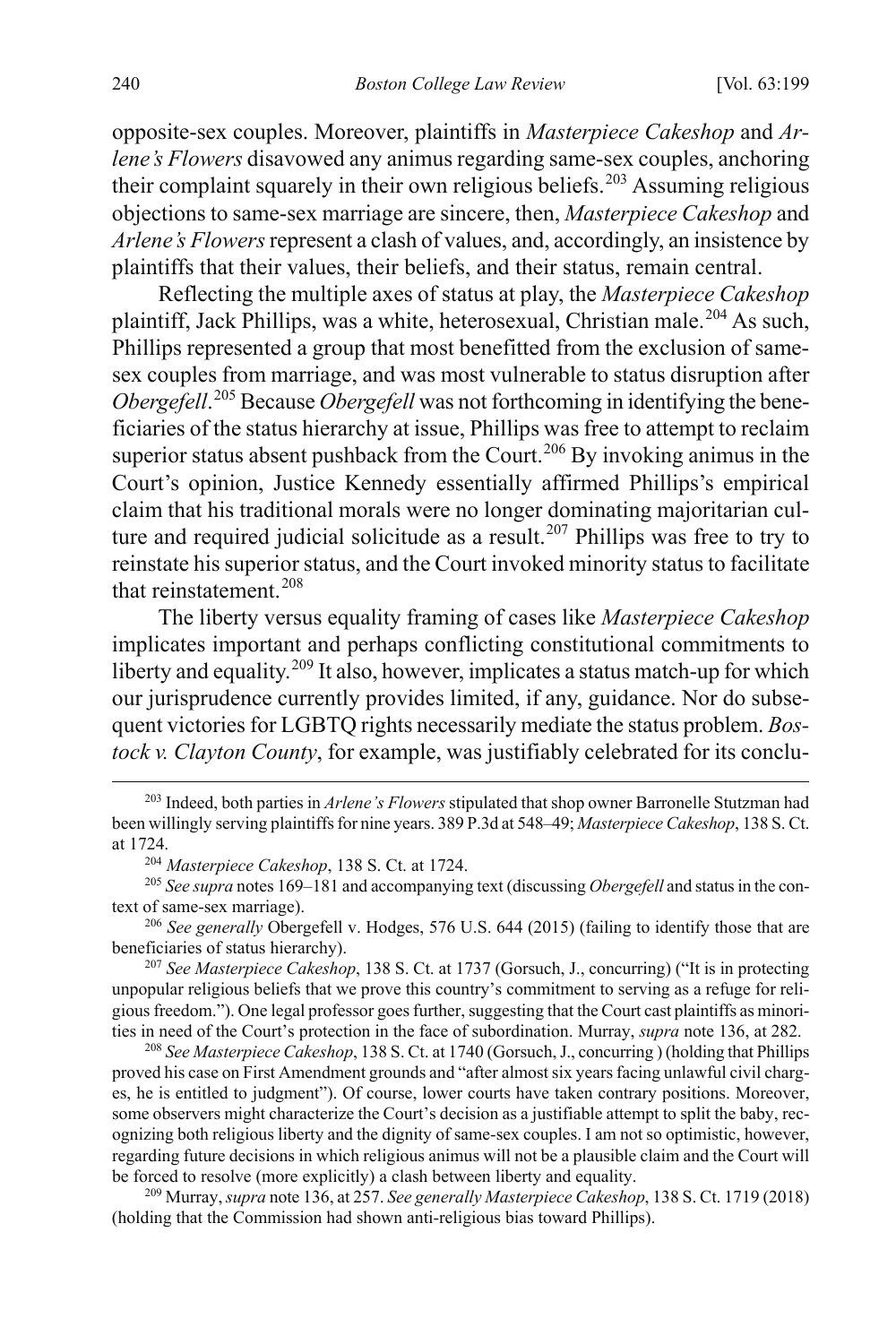opposite-sex couples. Moreover, plaintiffs in *Masterpiece Cakeshop* and *Arlene's Flowers* disavowed any animus regarding same-sex couples, anchoring their complaint squarely in their own religious beliefs.[203] Assuming religious objections to same-sex marriage are sincere, then, *Masterpiece Cakeshop* and *Arlene's Flowers* represent a clash of values, and, accordingly, an insistence by plaintiffs that their values, their beliefs, and their status, remain central.

Reflecting the multiple axes of status at play, the *Masterpiece Cakeshop* plaintiff, Jack Phillips, was a white, heterosexual, Christian male.[204] As such, Phillips represented a group that most benefitted from the exclusion of same-sex couples from marriage, and was most vulnerable to status disruption after *Obergefell*.[205] Because *Obergefell* was not forthcoming in identifying the beneficiaries of the status hierarchy at issue, Phillips was free to attempt to reclaim superior status absent pushback from the Court.[206] By invoking animus in the Court's opinion, Justice Kennedy essentially affirmed Phillips's empirical claim that his traditional morals were no longer dominating majoritarian culture and required judicial solicitude as a result.[207] Phillips was free to try to reinstate his superior status, and the Court invoked minority status to facilitate that reinstatement.[208]

The liberty versus equality framing of cases like *Masterpiece Cakeshop* implicates important and perhaps conflicting constitutional commitments to liberty and equality.[209] It also, however, implicates a status match-up for which our jurisprudence currently provides limited, if any, guidance. Nor do subsequent victories for LGBTQ rights necessarily mediate the status problem. *Bostock v. Clayton County*, for example, was justifiably celebrated for its conclu-

---

[203] Indeed, both parties in *Arlene's Flowers* stipulated that shop owner Barronelle Stutzman had been willingly serving plaintiffs for nine years. 389 P.3d at 548–49; *Masterpiece Cakeshop*, 138 S. Ct. at 1724.

[204] *Masterpiece Cakeshop*, 138 S. Ct. at 1724.

[205] *See supra* notes 169–181 and accompanying text (discussing *Obergefell* and status in the context of same-sex marriage).

[206] *See generally* Obergefell v. Hodges, 576 U.S. 644 (2015) (failing to identify those that are beneficiaries of status hierarchy).

[207] *See Masterpiece Cakeshop*, 138 S. Ct. at 1737 (Gorsuch, J., concurring) ("It is in protecting unpopular religious beliefs that we prove this country's commitment to serving as a refuge for religious freedom."). One legal professor goes further, suggesting that the Court cast plaintiffs as minorities in need of the Court's protection in the face of subordination. Murray, *supra* note 136, at 282.

[208] *See Masterpiece Cakeshop*, 138 S. Ct. at 1740 (Gorsuch, J., concurring ) (holding that Phillips proved his case on First Amendment grounds and "after almost six years facing unlawful civil charges, he is entitled to judgment"). Of course, lower courts have taken contrary positions. Moreover, some observers might characterize the Court's decision as a justifiable attempt to split the baby, recognizing both religious liberty and the dignity of same-sex couples. I am not so optimistic, however, regarding future decisions in which religious animus will not be a plausible claim and the Court will be forced to resolve (more explicitly) a clash between liberty and equality.

[209] Murray, *supra* note 136, at 257. *See generally Masterpiece Cakeshop*, 138 S. Ct. 1719 (2018) (holding that the Commission had shown anti-religious bias toward Phillips).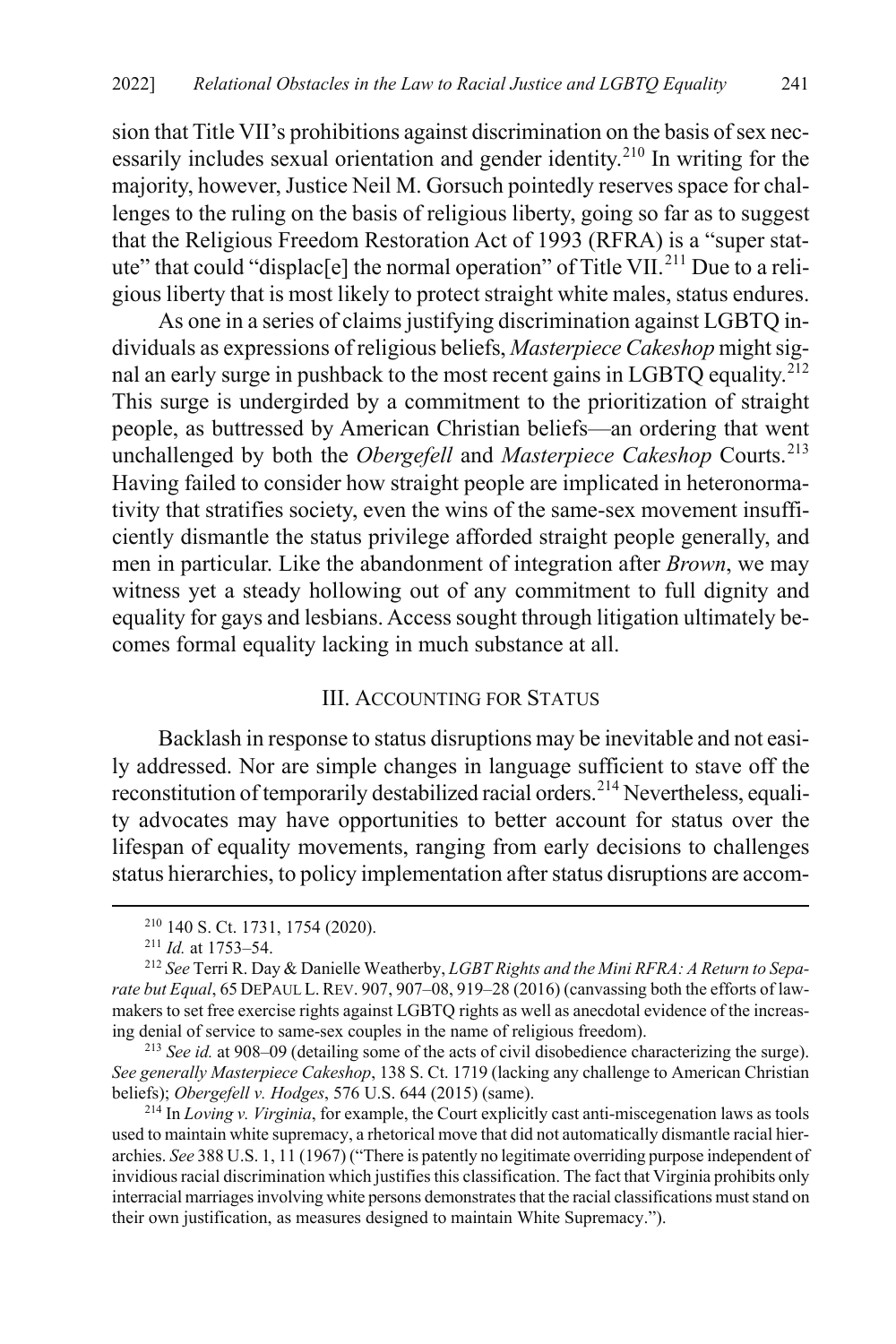sion that Title VII's prohibitions against discrimination on the basis of sex necessarily includes sexual orientation and gender identity.[210] In writing for the majority, however, Justice Neil M. Gorsuch pointedly reserves space for challenges to the ruling on the basis of religious liberty, going so far as to suggest that the Religious Freedom Restoration Act of 1993 (RFRA) is a "super statute" that could "displac[e] the normal operation" of Title VII.[211] Due to a religious liberty that is most likely to protect straight white males, status endures.

As one in a series of claims justifying discrimination against LGBTQ individuals as expressions of religious beliefs, *Masterpiece Cakeshop* might signal an early surge in pushback to the most recent gains in LGBTQ equality.[212] This surge is undergirded by a commitment to the prioritization of straight people, as buttressed by American Christian beliefs—an ordering that went unchallenged by both the *Obergefell* and *Masterpiece Cakeshop* Courts.[213] Having failed to consider how straight people are implicated in heteronormativity that stratifies society, even the wins of the same-sex movement insufficiently dismantle the status privilege afforded straight people generally, and men in particular. Like the abandonment of integration after *Brown*, we may witness yet a steady hollowing out of any commitment to full dignity and equality for gays and lesbians. Access sought through litigation ultimately becomes formal equality lacking in much substance at all.

## III. ACCOUNTING FOR STATUS

Backlash in response to status disruptions may be inevitable and not easily addressed. Nor are simple changes in language sufficient to stave off the reconstitution of temporarily destabilized racial orders.[214] Nevertheless, equality advocates may have opportunities to better account for status over the lifespan of equality movements, ranging from early decisions to challenges status hierarchies, to policy implementation after status disruptions are accom-

---

[210] 140 S. Ct. 1731, 1754 (2020).

[211] *Id.* at 1753–54.

[212] *See* Terri R. Day & Danielle Weatherby, *LGBT Rights and the Mini RFRA: A Return to Separate but Equal*, 65 DEPAUL L. REV. 907, 907–08, 919–28 (2016) (canvassing both the efforts of lawmakers to set free exercise rights against LGBTQ rights as well as anecdotal evidence of the increasing denial of service to same-sex couples in the name of religious freedom).

[213] *See id.* at 908–09 (detailing some of the acts of civil disobedience characterizing the surge). *See generally Masterpiece Cakeshop*, 138 S. Ct. 1719 (lacking any challenge to American Christian beliefs); *Obergefell v. Hodges*, 576 U.S. 644 (2015) (same).

[214] In *Loving v. Virginia*, for example, the Court explicitly cast anti-miscegenation laws as tools used to maintain white supremacy, a rhetorical move that did not automatically dismantle racial hierarchies. *See* 388 U.S. 1, 11 (1967) ("There is patently no legitimate overriding purpose independent of invidious racial discrimination which justifies this classification. The fact that Virginia prohibits only interracial marriages involving white persons demonstrates that the racial classifications must stand on their own justification, as measures designed to maintain White Supremacy.").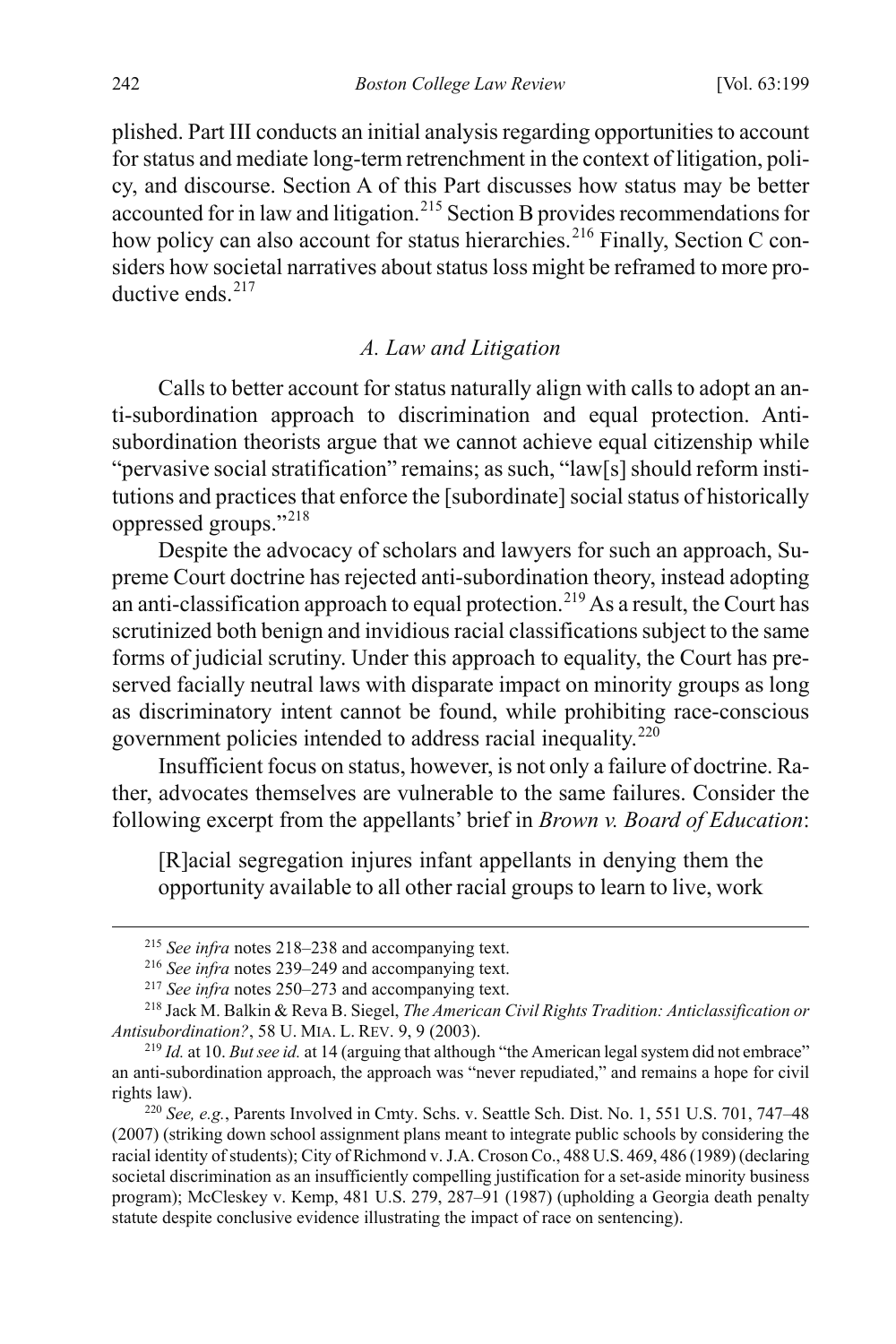plished. Part III conducts an initial analysis regarding opportunities to account for status and mediate long-term retrenchment in the context of litigation, policy, and discourse. Section A of this Part discusses how status may be better accounted for in law and litigation.[215] Section B provides recommendations for how policy can also account for status hierarchies.[216] Finally, Section C considers how societal narratives about status loss might be reframed to more productive ends.[217]

### *A. Law and Litigation*

Calls to better account for status naturally align with calls to adopt an anti-subordination approach to discrimination and equal protection. Anti-subordination theorists argue that we cannot achieve equal citizenship while "pervasive social stratification" remains; as such, "law[s] should reform institutions and practices that enforce the [subordinate] social status of historically oppressed groups."[218]

Despite the advocacy of scholars and lawyers for such an approach, Supreme Court doctrine has rejected anti-subordination theory, instead adopting an anti-classification approach to equal protection.[219] As a result, the Court has scrutinized both benign and invidious racial classifications subject to the same forms of judicial scrutiny. Under this approach to equality, the Court has preserved facially neutral laws with disparate impact on minority groups as long as discriminatory intent cannot be found, while prohibiting race-conscious government policies intended to address racial inequality.[220]

Insufficient focus on status, however, is not only a failure of doctrine. Rather, advocates themselves are vulnerable to the same failures. Consider the following excerpt from the appellants' brief in *Brown v. Board of Education*:

> [R]acial segregation injures infant appellants in denying them the opportunity available to all other racial groups to learn to live, work

---

[215] *See infra* notes 218–238 and accompanying text.

[216] *See infra* notes 239–249 and accompanying text.

[217] *See infra* notes 250–273 and accompanying text.

[218] Jack M. Balkin & Reva B. Siegel, *The American Civil Rights Tradition: Anticlassification or Antisubordination?*, 58 U. MIA. L. REV. 9, 9 (2003).

[219] *Id.* at 10. *But see id.* at 14 (arguing that although "the American legal system did not embrace" an anti-subordination approach, the approach was "never repudiated," and remains a hope for civil rights law).

[220] *See, e.g.*, Parents Involved in Cmty. Schs. v. Seattle Sch. Dist. No. 1, 551 U.S. 701, 747–48 (2007) (striking down school assignment plans meant to integrate public schools by considering the racial identity of students); City of Richmond v. J.A. Croson Co., 488 U.S. 469, 486 (1989) (declaring societal discrimination as an insufficiently compelling justification for a set-aside minority business program); McCleskey v. Kemp, 481 U.S. 279, 287–91 (1987) (upholding a Georgia death penalty statute despite conclusive evidence illustrating the impact of race on sentencing).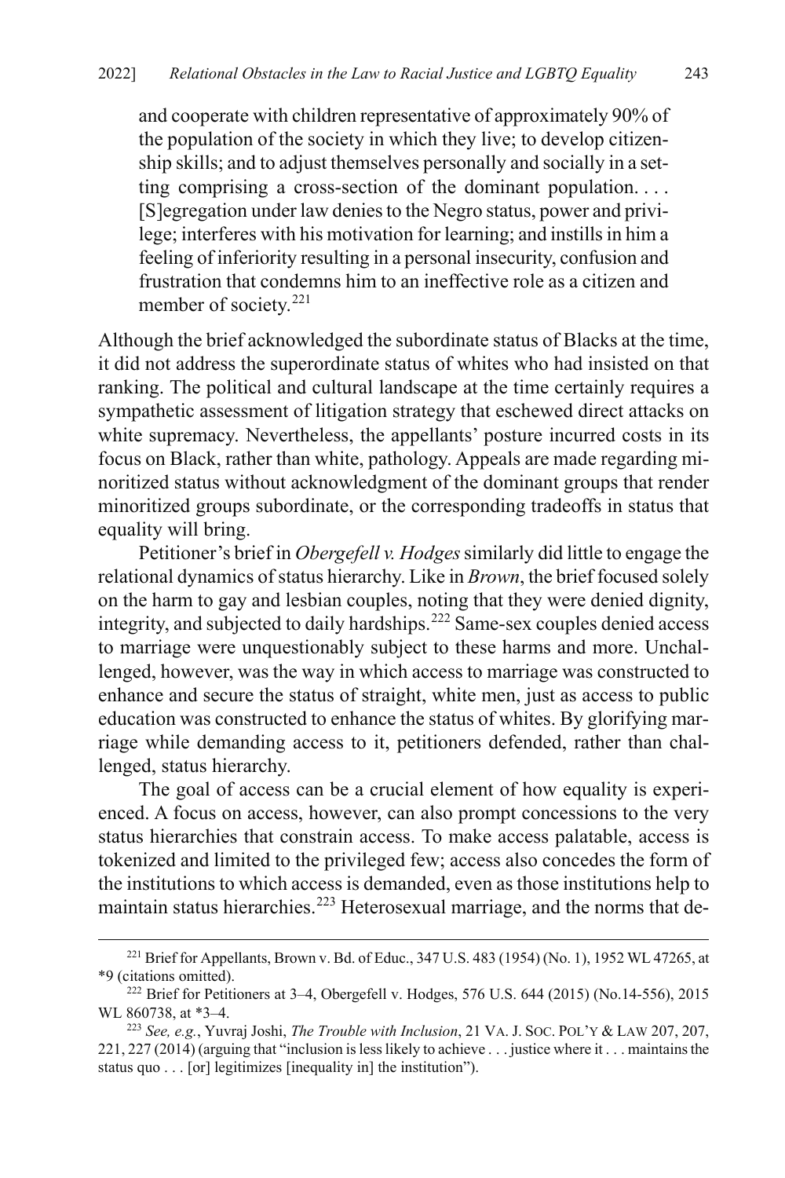> and cooperate with children representative of approximately 90% of the population of the society in which they live; to develop citizenship skills; and to adjust themselves personally and socially in a setting comprising a cross-section of the dominant population. . . . [S]egregation under law denies to the Negro status, power and privilege; interferes with his motivation for learning; and instills in him a feeling of inferiority resulting in a personal insecurity, confusion and frustration that condemns him to an ineffective role as a citizen and member of society.[221]

Although the brief acknowledged the subordinate status of Blacks at the time, it did not address the superordinate status of whites who had insisted on that ranking. The political and cultural landscape at the time certainly requires a sympathetic assessment of litigation strategy that eschewed direct attacks on white supremacy. Nevertheless, the appellants' posture incurred costs in its focus on Black, rather than white, pathology. Appeals are made regarding minoritized status without acknowledgment of the dominant groups that render minoritized groups subordinate, or the corresponding tradeoffs in status that equality will bring.

Petitioner's brief in *Obergefell v. Hodges* similarly did little to engage the relational dynamics of status hierarchy. Like in *Brown*, the brief focused solely on the harm to gay and lesbian couples, noting that they were denied dignity, integrity, and subjected to daily hardships.[222] Same-sex couples denied access to marriage were unquestionably subject to these harms and more. Unchallenged, however, was the way in which access to marriage was constructed to enhance and secure the status of straight, white men, just as access to public education was constructed to enhance the status of whites. By glorifying marriage while demanding access to it, petitioners defended, rather than challenged, status hierarchy.

The goal of access can be a crucial element of how equality is experienced. A focus on access, however, can also prompt concessions to the very status hierarchies that constrain access. To make access palatable, access is tokenized and limited to the privileged few; access also concedes the form of the institutions to which access is demanded, even as those institutions help to maintain status hierarchies.[223] Heterosexual marriage, and the norms that de-

---

[221] Brief for Appellants, Brown v. Bd. of Educ., 347 U.S. 483 (1954) (No. 1), 1952 WL 47265, at *9 (citations omitted).

[222] Brief for Petitioners at 3–4, Obergefell v. Hodges, 576 U.S. 644 (2015) (No.14-556), 2015 WL 860738, at *3–4.

[223] *See, e.g.*, Yuvraj Joshi, *The Trouble with Inclusion*, 21 VA. J. SOC. POL'Y & LAW 207, 207, 221, 227 (2014) (arguing that "inclusion is less likely to achieve . . . justice where it . . . maintains the status quo . . . [or] legitimizes [inequality in] the institution").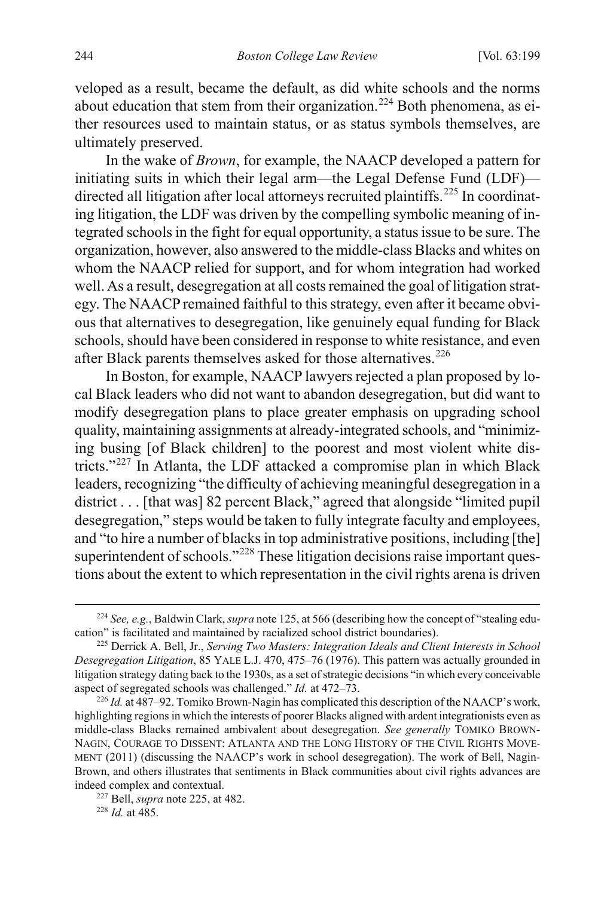veloped as a result, became the default, as did white schools and the norms about education that stem from their organization.[224] Both phenomena, as either resources used to maintain status, or as status symbols themselves, are ultimately preserved.

In the wake of *Brown*, for example, the NAACP developed a pattern for initiating suits in which their legal arm—the Legal Defense Fund (LDF)—directed all litigation after local attorneys recruited plaintiffs.[225] In coordinating litigation, the LDF was driven by the compelling symbolic meaning of integrated schools in the fight for equal opportunity, a status issue to be sure. The organization, however, also answered to the middle-class Blacks and whites on whom the NAACP relied for support, and for whom integration had worked well. As a result, desegregation at all costs remained the goal of litigation strategy. The NAACP remained faithful to this strategy, even after it became obvious that alternatives to desegregation, like genuinely equal funding for Black schools, should have been considered in response to white resistance, and even after Black parents themselves asked for those alternatives.[226]

In Boston, for example, NAACP lawyers rejected a plan proposed by local Black leaders who did not want to abandon desegregation, but did want to modify desegregation plans to place greater emphasis on upgrading school quality, maintaining assignments at already-integrated schools, and "minimizing busing [of Black children] to the poorest and most violent white districts."[227] In Atlanta, the LDF attacked a compromise plan in which Black leaders, recognizing "the difficulty of achieving meaningful desegregation in a district . . . [that was] 82 percent Black," agreed that alongside "limited pupil desegregation," steps would be taken to fully integrate faculty and employees, and "to hire a number of blacks in top administrative positions, including [the] superintendent of schools."[228] These litigation decisions raise important questions about the extent to which representation in the civil rights arena is driven

---

[224] *See, e.g.*, Baldwin Clark, *supra* note 125, at 566 (describing how the concept of "stealing education" is facilitated and maintained by racialized school district boundaries).

[225] Derrick A. Bell, Jr., *Serving Two Masters: Integration Ideals and Client Interests in School Desegregation Litigation*, 85 YALE L.J. 470, 475–76 (1976). This pattern was actually grounded in litigation strategy dating back to the 1930s, as a set of strategic decisions "in which every conceivable aspect of segregated schools was challenged." *Id.* at 472–73.

[226] *Id.* at 487–92. Tomiko Brown-Nagin has complicated this description of the NAACP's work, highlighting regions in which the interests of poorer Blacks aligned with ardent integrationists even as middle-class Blacks remained ambivalent about desegregation. *See generally* TOMIKO BROWN-NAGIN, COURAGE TO DISSENT: ATLANTA AND THE LONG HISTORY OF THE CIVIL RIGHTS MOVEMENT (2011) (discussing the NAACP's work in school desegregation). The work of Bell, Nagin-Brown, and others illustrates that sentiments in Black communities about civil rights advances are indeed complex and contextual.

[227] Bell, *supra* note 225, at 482.

[228] *Id.* at 485.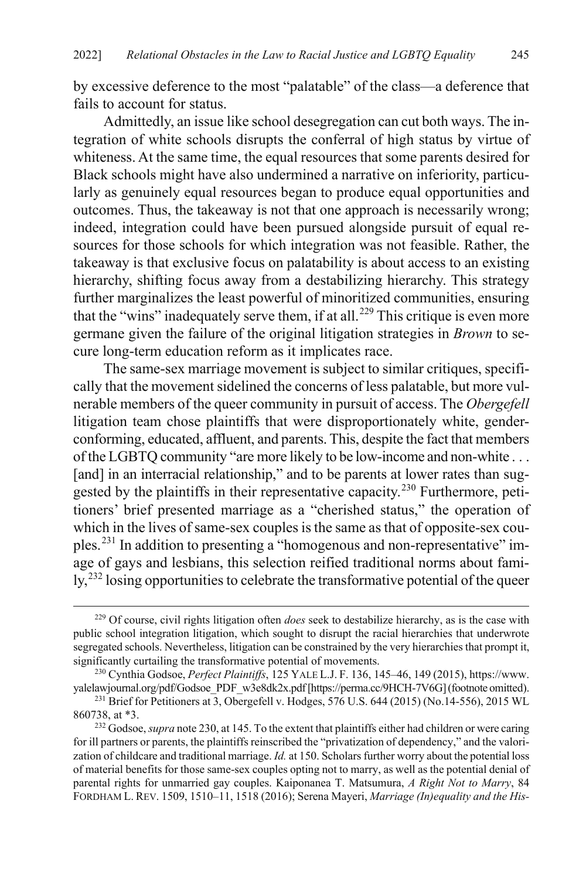by excessive deference to the most "palatable" of the class—a deference that fails to account for status.

Admittedly, an issue like school desegregation can cut both ways. The integration of white schools disrupts the conferral of high status by virtue of whiteness. At the same time, the equal resources that some parents desired for Black schools might have also undermined a narrative on inferiority, particularly as genuinely equal resources began to produce equal opportunities and outcomes. Thus, the takeaway is not that one approach is necessarily wrong; indeed, integration could have been pursued alongside pursuit of equal resources for those schools for which integration was not feasible. Rather, the takeaway is that exclusive focus on palatability is about access to an existing hierarchy, shifting focus away from a destabilizing hierarchy. This strategy further marginalizes the least powerful of minoritized communities, ensuring that the "wins" inadequately serve them, if at all.[229] This critique is even more germane given the failure of the original litigation strategies in *Brown* to secure long-term education reform as it implicates race.

The same-sex marriage movement is subject to similar critiques, specifically that the movement sidelined the concerns of less palatable, but more vulnerable members of the queer community in pursuit of access. The *Obergefell* litigation team chose plaintiffs that were disproportionately white, gender-conforming, educated, affluent, and parents. This, despite the fact that members of the LGBTQ community "are more likely to be low-income and non-white . . . [and] in an interracial relationship," and to be parents at lower rates than suggested by the plaintiffs in their representative capacity.[230] Furthermore, petitioners' brief presented marriage as a "cherished status," the operation of which in the lives of same-sex couples is the same as that of opposite-sex couples.[231] In addition to presenting a "homogenous and non-representative" image of gays and lesbians, this selection reified traditional norms about family,[232] losing opportunities to celebrate the transformative potential of the queer

---

[229] Of course, civil rights litigation often *does* seek to destabilize hierarchy, as is the case with public school integration litigation, which sought to disrupt the racial hierarchies that underwrote segregated schools. Nevertheless, litigation can be constrained by the very hierarchies that prompt it, significantly curtailing the transformative potential of movements.

[230] Cynthia Godsoe, *Perfect Plaintiffs*, 125 YALE L.J. F. 136, 145–46, 149 (2015), https://www.yalelawjournal.org/pdf/Godsoe_PDF_w3e8dk2x.pdf [https://perma.cc/9HCH-7V6G] (footnote omitted).

[231] Brief for Petitioners at 3, Obergefell v. Hodges, 576 U.S. 644 (2015) (No.14-556), 2015 WL 860738, at *3.

[232] Godsoe, *supra* note 230, at 145. To the extent that plaintiffs either had children or were caring for ill partners or parents, the plaintiffs reinscribed the "privatization of dependency," and the valorization of childcare and traditional marriage. *Id.* at 150. Scholars further worry about the potential loss of material benefits for those same-sex couples opting not to marry, as well as the potential denial of parental rights for unmarried gay couples. Kaiponanea T. Matsumura, *A Right Not to Marry*, 84 FORDHAM L. REV. 1509, 1510–11, 1518 (2016); Serena Mayeri, *Marriage (In)equality and the His-*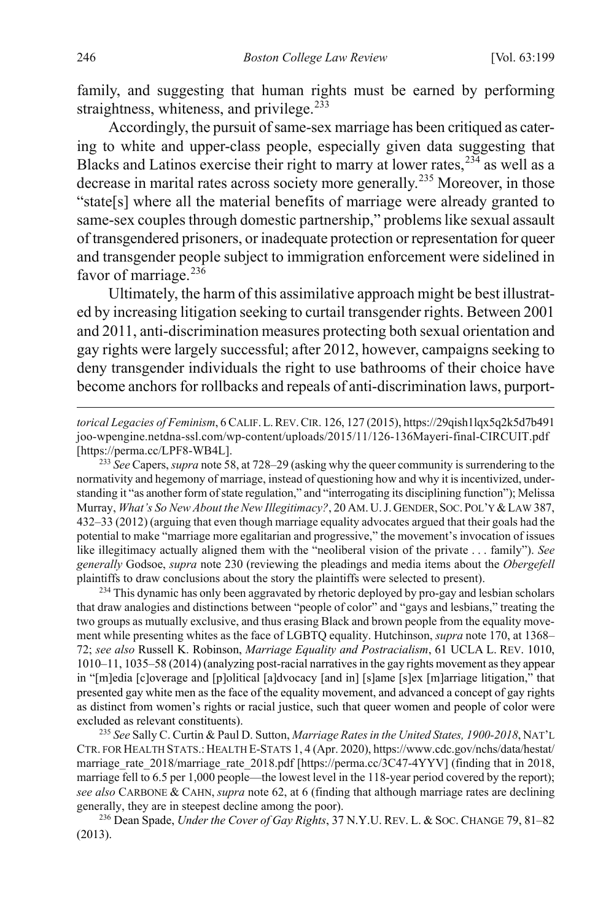family, and suggesting that human rights must be earned by performing straightness, whiteness, and privilege.[233]

Accordingly, the pursuit of same-sex marriage has been critiqued as catering to white and upper-class people, especially given data suggesting that Blacks and Latinos exercise their right to marry at lower rates,[234] as well as a decrease in marital rates across society more generally.[235] Moreover, in those "state[s] where all the material benefits of marriage were already granted to same-sex couples through domestic partnership," problems like sexual assault of transgendered prisoners, or inadequate protection or representation for queer and transgender people subject to immigration enforcement were sidelined in favor of marriage.[236]

Ultimately, the harm of this assimilative approach might be best illustrated by increasing litigation seeking to curtail transgender rights. Between 2001 and 2011, anti-discrimination measures protecting both sexual orientation and gay rights were largely successful; after 2012, however, campaigns seeking to deny transgender individuals the right to use bathrooms of their choice have become anchors for rollbacks and repeals of anti-discrimination laws, purport-

---

*torical Legacies of Feminism*, 6 CALIF. L. REV. CIR. 126, 127 (2015), https://29qish1lqx5q2k5d7b491joo-wpengine.netdna-ssl.com/wp-content/uploads/2015/11/126-136Mayeri-final-CIRCUIT.pdf [https://perma.cc/LPF8-WB4L].

[233] *See* Capers, *supra* note 58, at 728–29 (asking why the queer community is surrendering to the normativity and hegemony of marriage, instead of questioning how and why it is incentivized, understanding it "as another form of state regulation," and "interrogating its disciplining function"); Melissa Murray, *What's So New About the New Illegitimacy?*, 20 AM. U. J. GENDER, SOC. POL'Y & LAW 387, 432–33 (2012) (arguing that even though marriage equality advocates argued that their goals had the potential to make "marriage more egalitarian and progressive," the movement's invocation of issues like illegitimacy actually aligned them with the "neoliberal vision of the private . . . family"). *See generally* Godsoe, *supra* note 230 (reviewing the pleadings and media items about the *Obergefell* plaintiffs to draw conclusions about the story the plaintiffs were selected to present).

[234] This dynamic has only been aggravated by rhetoric deployed by pro-gay and lesbian scholars that draw analogies and distinctions between "people of color" and "gays and lesbians," treating the two groups as mutually exclusive, and thus erasing Black and brown people from the equality movement while presenting whites as the face of LGBTQ equality. Hutchinson, *supra* note 170, at 1368–72; *see also* Russell K. Robinson, *Marriage Equality and Postracialism*, 61 UCLA L. REV. 1010, 1010–11, 1035–58 (2014) (analyzing post-racial narratives in the gay rights movement as they appear in "[m]edia [c]overage and [p]olitical [a]dvocacy [and in] [s]ame [s]ex [m]arriage litigation," that presented gay white men as the face of the equality movement, and advanced a concept of gay rights as distinct from women's rights or racial justice, such that queer women and people of color were excluded as relevant constituents).

[235] *See* Sally C. Curtin & Paul D. Sutton, *Marriage Rates in the United States, 1900-2018*, NAT'L CTR. FOR HEALTH STATS.: HEALTH E-STATS 1, 4 (Apr. 2020), https://www.cdc.gov/nchs/data/hestat/marriage_rate_2018/marriage_rate_2018.pdf [https://perma.cc/3C47-4YYV] (finding that in 2018, marriage fell to 6.5 per 1,000 people—the lowest level in the 118-year period covered by the report); *see also* CARBONE & CAHN, *supra* note 62, at 6 (finding that although marriage rates are declining generally, they are in steepest decline among the poor).

[236] Dean Spade, *Under the Cover of Gay Rights*, 37 N.Y.U. REV. L. & SOC. CHANGE 79, 81–82 (2013).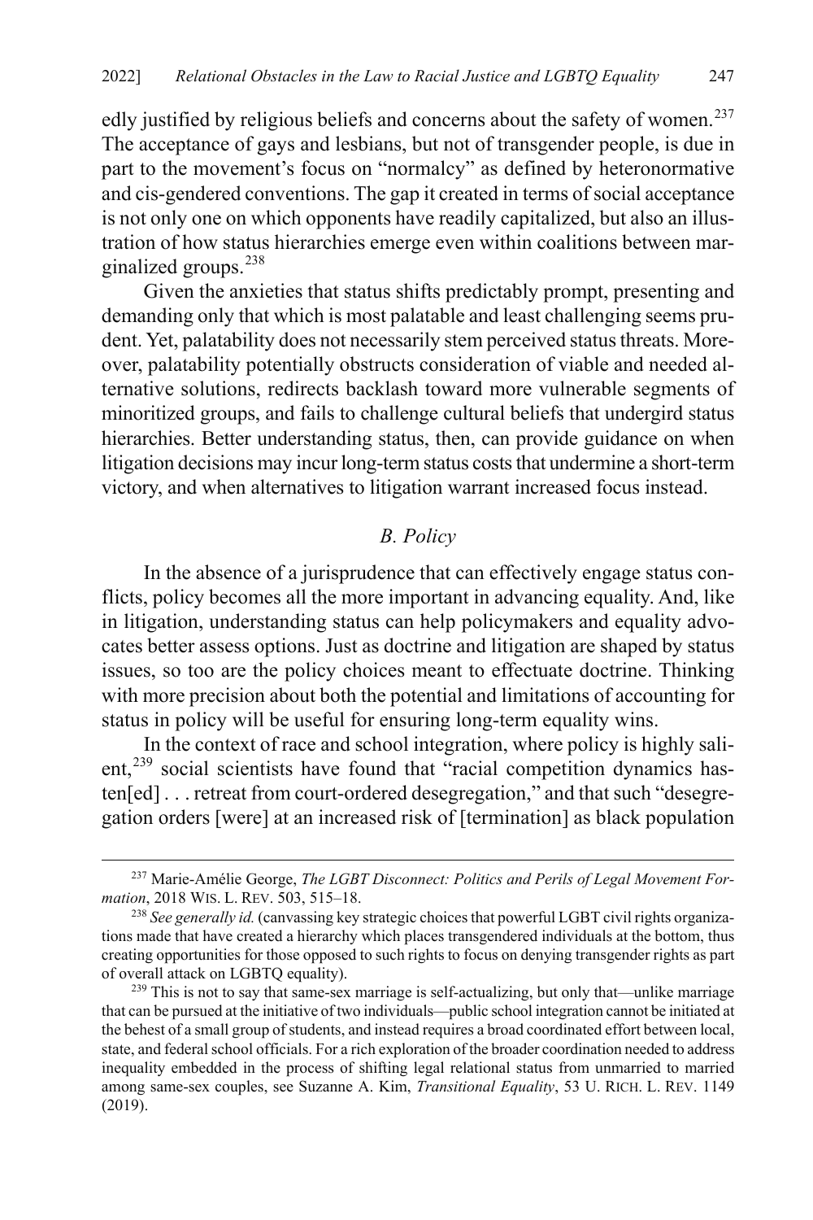edly justified by religious beliefs and concerns about the safety of women.[237] The acceptance of gays and lesbians, but not of transgender people, is due in part to the movement's focus on "normalcy" as defined by heteronormative and cis-gendered conventions. The gap it created in terms of social acceptance is not only one on which opponents have readily capitalized, but also an illustration of how status hierarchies emerge even within coalitions between marginalized groups.[238]

Given the anxieties that status shifts predictably prompt, presenting and demanding only that which is most palatable and least challenging seems prudent. Yet, palatability does not necessarily stem perceived status threats. Moreover, palatability potentially obstructs consideration of viable and needed alternative solutions, redirects backlash toward more vulnerable segments of minoritized groups, and fails to challenge cultural beliefs that undergird status hierarchies. Better understanding status, then, can provide guidance on when litigation decisions may incur long-term status costs that undermine a short-term victory, and when alternatives to litigation warrant increased focus instead.

### *B. Policy*

In the absence of a jurisprudence that can effectively engage status conflicts, policy becomes all the more important in advancing equality. And, like in litigation, understanding status can help policymakers and equality advocates better assess options. Just as doctrine and litigation are shaped by status issues, so too are the policy choices meant to effectuate doctrine. Thinking with more precision about both the potential and limitations of accounting for status in policy will be useful for ensuring long-term equality wins.

In the context of race and school integration, where policy is highly salient,[239] social scientists have found that "racial competition dynamics hasten[ed] . . . retreat from court-ordered desegregation," and that such "desegregation orders [were] at an increased risk of [termination] as black population

---

[237] Marie-Amélie George, *The LGBT Disconnect: Politics and Perils of Legal Movement Formation*, 2018 WIS. L. REV. 503, 515–18.

[238] *See generally id.* (canvassing key strategic choices that powerful LGBT civil rights organizations made that have created a hierarchy which places transgendered individuals at the bottom, thus creating opportunities for those opposed to such rights to focus on denying transgender rights as part of overall attack on LGBTQ equality).

[239] This is not to say that same-sex marriage is self-actualizing, but only that—unlike marriage that can be pursued at the initiative of two individuals—public school integration cannot be initiated at the behest of a small group of students, and instead requires a broad coordinated effort between local, state, and federal school officials. For a rich exploration of the broader coordination needed to address inequality embedded in the process of shifting legal relational status from unmarried to married among same-sex couples, see Suzanne A. Kim, *Transitional Equality*, 53 U. RICH. L. REV. 1149 (2019).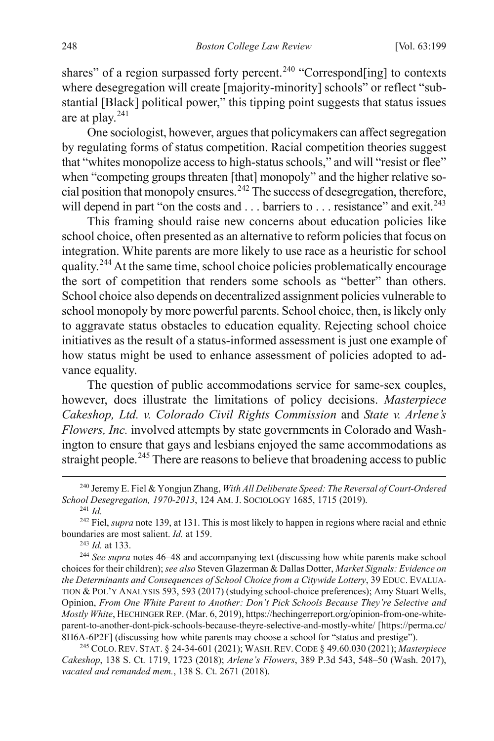shares" of a region surpassed forty percent.[240] "Correspond[ing] to contexts where desegregation will create [majority-minority] schools" or reflect "substantial [Black] political power," this tipping point suggests that status issues are at play.[241]

One sociologist, however, argues that policymakers can affect segregation by regulating forms of status competition. Racial competition theories suggest that "whites monopolize access to high-status schools," and will "resist or flee" when "competing groups threaten [that] monopoly" and the higher relative social position that monopoly ensures.[242] The success of desegregation, therefore, will depend in part "on the costs and . . . barriers to . . . resistance" and exit.[243]

This framing should raise new concerns about education policies like school choice, often presented as an alternative to reform policies that focus on integration. White parents are more likely to use race as a heuristic for school quality.[244] At the same time, school choice policies problematically encourage the sort of competition that renders some schools as "better" than others. School choice also depends on decentralized assignment policies vulnerable to school monopoly by more powerful parents. School choice, then, is likely only to aggravate status obstacles to education equality. Rejecting school choice initiatives as the result of a status-informed assessment is just one example of how status might be used to enhance assessment of policies adopted to advance equality.

The question of public accommodations service for same-sex couples, however, does illustrate the limitations of policy decisions. *Masterpiece Cakeshop, Ltd. v. Colorado Civil Rights Commission* and *State v. Arlene's Flowers, Inc.* involved attempts by state governments in Colorado and Washington to ensure that gays and lesbians enjoyed the same accommodations as straight people.[245] There are reasons to believe that broadening access to public

---

[240] Jeremy E. Fiel & Yongjun Zhang, *With All Deliberate Speed: The Reversal of Court-Ordered School Desegregation, 1970-2013*, 124 AM. J. SOCIOLOGY 1685, 1715 (2019).

[241] *Id.*

[242] Fiel, *supra* note 139, at 131. This is most likely to happen in regions where racial and ethnic boundaries are most salient. *Id.* at 159.

[243] *Id.* at 133.

[244] *See supra* notes 46–48 and accompanying text (discussing how white parents make school choices for their children); *see also* Steven Glazerman & Dallas Dotter, *Market Signals: Evidence on the Determinants and Consequences of School Choice from a Citywide Lottery*, 39 EDUC. EVALUATION & POL'Y ANALYSIS 593, 593 (2017) (studying school-choice preferences); Amy Stuart Wells, Opinion, *From One White Parent to Another: Don't Pick Schools Because They're Selective and Mostly White*, HECHINGER REP. (Mar. 6, 2019), https://hechingerreport.org/opinion-from-one-white-parent-to-another-dont-pick-schools-because-theyre-selective-and-mostly-white/ [https://perma.cc/8H6A-6P2F] (discussing how white parents may choose a school for "status and prestige").

[245] COLO. REV. STAT. § 24-34-601 (2021); WASH. REV. CODE § 49.60.030 (2021); *Masterpiece Cakeshop*, 138 S. Ct. 1719, 1723 (2018); *Arlene's Flowers*, 389 P.3d 543, 548–50 (Wash. 2017), *vacated and remanded mem.*, 138 S. Ct. 2671 (2018).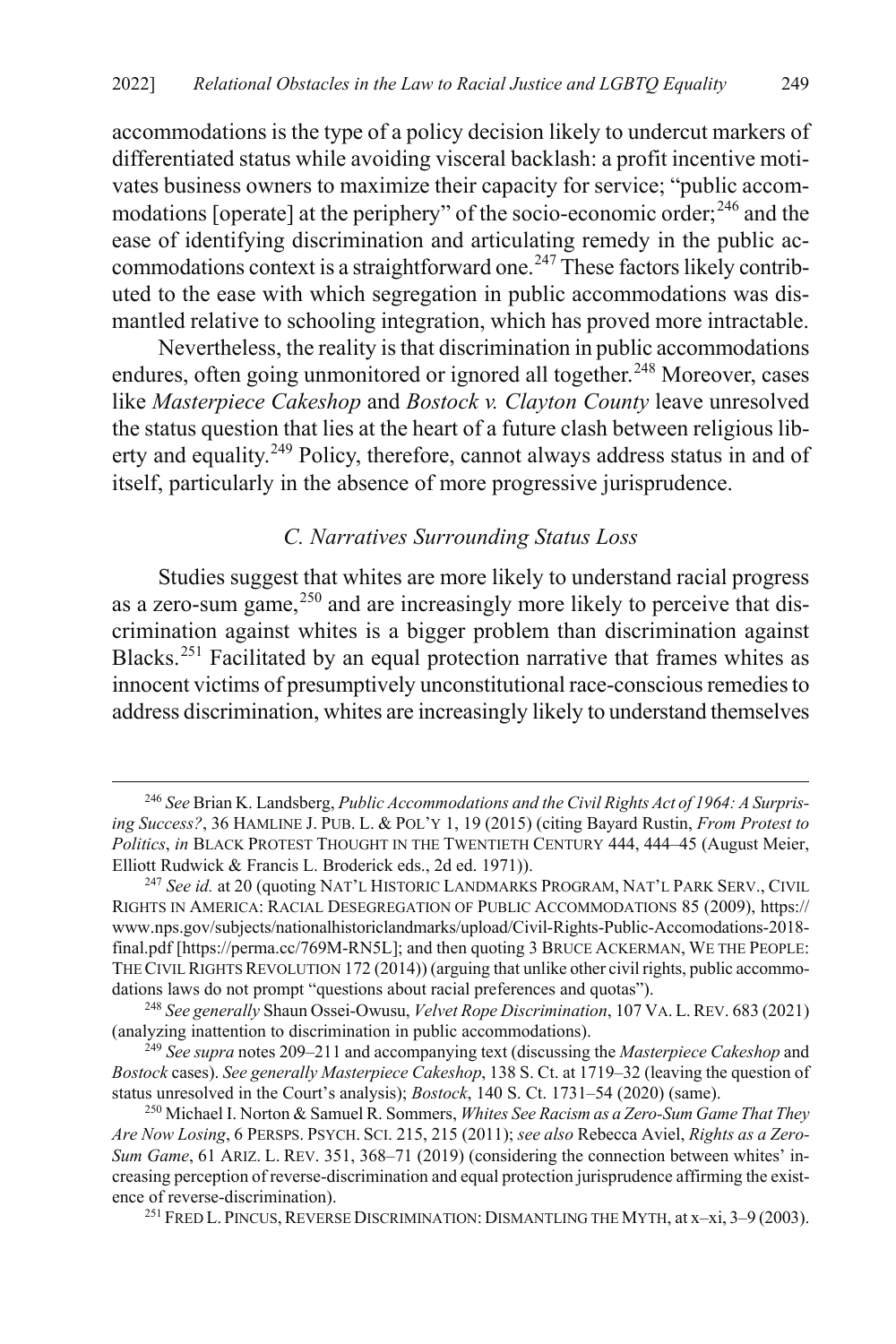accommodations is the type of a policy decision likely to undercut markers of differentiated status while avoiding visceral backlash: a profit incentive motivates business owners to maximize their capacity for service; "public accommodations [operate] at the periphery" of the socio-economic order;[246] and the ease of identifying discrimination and articulating remedy in the public accommodations context is a straightforward one.[247] These factors likely contributed to the ease with which segregation in public accommodations was dismantled relative to schooling integration, which has proved more intractable.

Nevertheless, the reality is that discrimination in public accommodations endures, often going unmonitored or ignored all together.[248] Moreover, cases like *Masterpiece Cakeshop* and *Bostock v. Clayton County* leave unresolved the status question that lies at the heart of a future clash between religious liberty and equality.[249] Policy, therefore, cannot always address status in and of itself, particularly in the absence of more progressive jurisprudence.

### *C. Narratives Surrounding Status Loss*

Studies suggest that whites are more likely to understand racial progress as a zero-sum game,[250] and are increasingly more likely to perceive that discrimination against whites is a bigger problem than discrimination against Blacks.[251] Facilitated by an equal protection narrative that frames whites as innocent victims of presumptively unconstitutional race-conscious remedies to address discrimination, whites are increasingly likely to understand themselves

---

[246] *See* Brian K. Landsberg, *Public Accommodations and the Civil Rights Act of 1964: A Surprising Success?*, 36 HAMLINE J. PUB. L. & POL'Y 1, 19 (2015) (citing Bayard Rustin, *From Protest to Politics*, *in* BLACK PROTEST THOUGHT IN THE TWENTIETH CENTURY 444, 444–45 (August Meier, Elliott Rudwick & Francis L. Broderick eds., 2d ed. 1971)).

[247] *See id.* at 20 (quoting NAT'L HISTORIC LANDMARKS PROGRAM, NAT'L PARK SERV., CIVIL RIGHTS IN AMERICA: RACIAL DESEGREGATION OF PUBLIC ACCOMMODATIONS 85 (2009), https://www.nps.gov/subjects/nationalhistoriclandmarks/upload/Civil-Rights-Public-Accomodations-2018-final.pdf [https://perma.cc/769M-RN5L]; and then quoting 3 BRUCE ACKERMAN, WE THE PEOPLE: THE CIVIL RIGHTS REVOLUTION 172 (2014)) (arguing that unlike other civil rights, public accommodations laws do not prompt "questions about racial preferences and quotas").

[248] *See generally* Shaun Ossei-Owusu, *Velvet Rope Discrimination*, 107 VA. L. REV. 683 (2021) (analyzing inattention to discrimination in public accommodations).

[249] *See supra* notes 209–211 and accompanying text (discussing the *Masterpiece Cakeshop* and *Bostock* cases). *See generally Masterpiece Cakeshop*, 138 S. Ct. at 1719–32 (leaving the question of status unresolved in the Court's analysis); *Bostock*, 140 S. Ct. 1731–54 (2020) (same).

[250] Michael I. Norton & Samuel R. Sommers, *Whites See Racism as a Zero-Sum Game That They Are Now Losing*, 6 PERSPS. PSYCH. SCI. 215, 215 (2011); *see also* Rebecca Aviel, *Rights as a Zero-Sum Game*, 61 ARIZ. L. REV. 351, 368–71 (2019) (considering the connection between whites' increasing perception of reverse-discrimination and equal protection jurisprudence affirming the existence of reverse-discrimination).

[251] FRED L. PINCUS, REVERSE DISCRIMINATION: DISMANTLING THE MYTH, at x–xi, 3–9 (2003).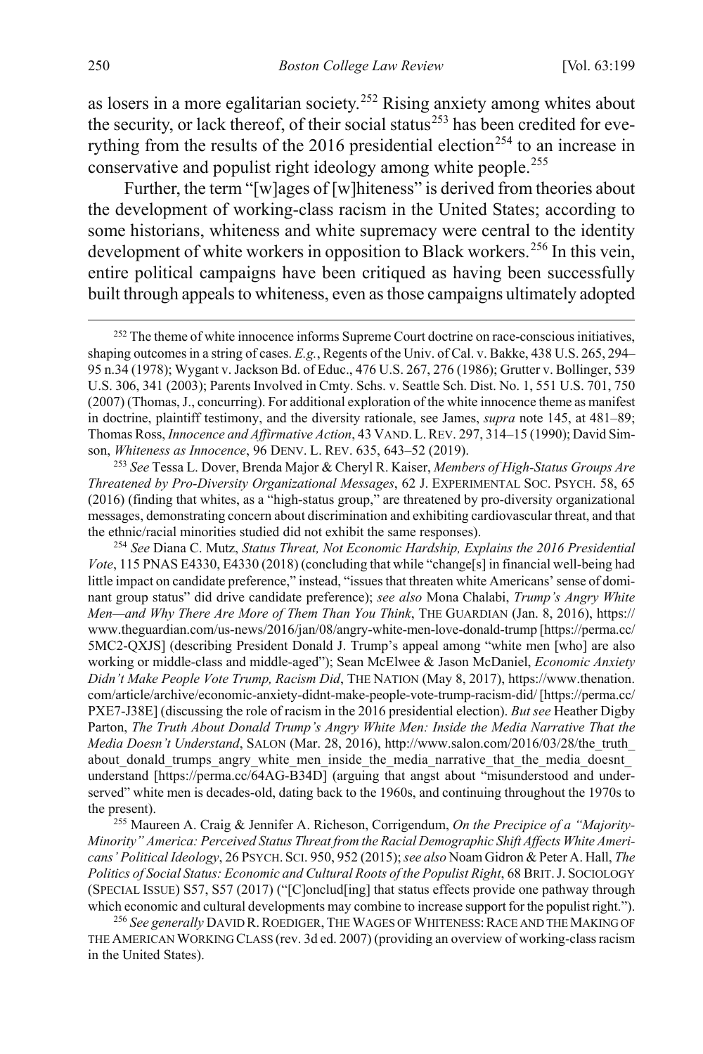as losers in a more egalitarian society.[252] Rising anxiety among whites about the security, or lack thereof, of their social status[253] has been credited for everything from the results of the 2016 presidential election[254] to an increase in conservative and populist right ideology among white people.[255]

Further, the term "[w]ages of [w]hiteness" is derived from theories about the development of working-class racism in the United States; according to some historians, whiteness and white supremacy were central to the identity development of white workers in opposition to Black workers.[256] In this vein, entire political campaigns have been critiqued as having been successfully built through appeals to whiteness, even as those campaigns ultimately adopted

---

[252] The theme of white innocence informs Supreme Court doctrine on race-conscious initiatives, shaping outcomes in a string of cases. *E.g.*, Regents of the Univ. of Cal. v. Bakke, 438 U.S. 265, 294–95 n.34 (1978); Wygant v. Jackson Bd. of Educ., 476 U.S. 267, 276 (1986); Grutter v. Bollinger, 539 U.S. 306, 341 (2003); Parents Involved in Cmty. Schs. v. Seattle Sch. Dist. No. 1, 551 U.S. 701, 750 (2007) (Thomas, J., concurring). For additional exploration of the white innocence theme as manifest in doctrine, plaintiff testimony, and the diversity rationale, see James, *supra* note 145, at 481–89; Thomas Ross, *Innocence and Affirmative Action*, 43 VAND. L. REV. 297, 314–15 (1990); David Simson, *Whiteness as Innocence*, 96 DENV. L. REV. 635, 643–52 (2019).

[253] *See* Tessa L. Dover, Brenda Major & Cheryl R. Kaiser, *Members of High-Status Groups Are Threatened by Pro-Diversity Organizational Messages*, 62 J. EXPERIMENTAL SOC. PSYCH. 58, 65 (2016) (finding that whites, as a "high-status group," are threatened by pro-diversity organizational messages, demonstrating concern about discrimination and exhibiting cardiovascular threat, and that the ethnic/racial minorities studied did not exhibit the same responses).

[254] *See* Diana C. Mutz, *Status Threat, Not Economic Hardship, Explains the 2016 Presidential Vote*, 115 PNAS E4330, E4330 (2018) (concluding that while "change[s] in financial well-being had little impact on candidate preference," instead, "issues that threaten white Americans' sense of dominant group status" did drive candidate preference); *see also* Mona Chalabi, *Trump's Angry White Men—and Why There Are More of Them Than You Think*, THE GUARDIAN (Jan. 8, 2016), https://www.theguardian.com/us-news/2016/jan/08/angry-white-men-love-donald-trump [https://perma.cc/5MC2-QXJS] (describing President Donald J. Trump's appeal among "white men [who] are also working or middle-class and middle-aged"); Sean McElwee & Jason McDaniel, *Economic Anxiety Didn't Make People Vote Trump, Racism Did*, THE NATION (May 8, 2017), https://www.thenation.com/article/archive/economic-anxiety-didnt-make-people-vote-trump-racism-did/ [https://perma.cc/PXE7-J38E] (discussing the role of racism in the 2016 presidential election). *But see* Heather Digby Parton, *The Truth About Donald Trump's Angry White Men: Inside the Media Narrative That the Media Doesn't Understand*, SALON (Mar. 28, 2016), http://www.salon.com/2016/03/28/the_truth_about_donald_trumps_angry_white_men_inside_the_media_narrative_that_the_media_doesnt_understand [https://perma.cc/64AG-B34D] (arguing that angst about "misunderstood and underserved" white men is decades-old, dating back to the 1960s, and continuing throughout the 1970s to the present).

[255] Maureen A. Craig & Jennifer A. Richeson, Corrigendum, *On the Precipice of a "Majority-Minority" America: Perceived Status Threat from the Racial Demographic Shift Affects White Americans' Political Ideology*, 26 PSYCH. SCI. 950, 952 (2015); *see also* Noam Gidron & Peter A. Hall, *The Politics of Social Status: Economic and Cultural Roots of the Populist Right*, 68 BRIT. J. SOCIOLOGY (SPECIAL ISSUE) S57, S57 (2017) ("[C]onclud[ing] that status effects provide one pathway through which economic and cultural developments may combine to increase support for the populist right.").

[256] *See generally* DAVID R. ROEDIGER, THE WAGES OF WHITENESS: RACE AND THE MAKING OF THE AMERICAN WORKING CLASS (rev. 3d ed. 2007) (providing an overview of working-class racism in the United States).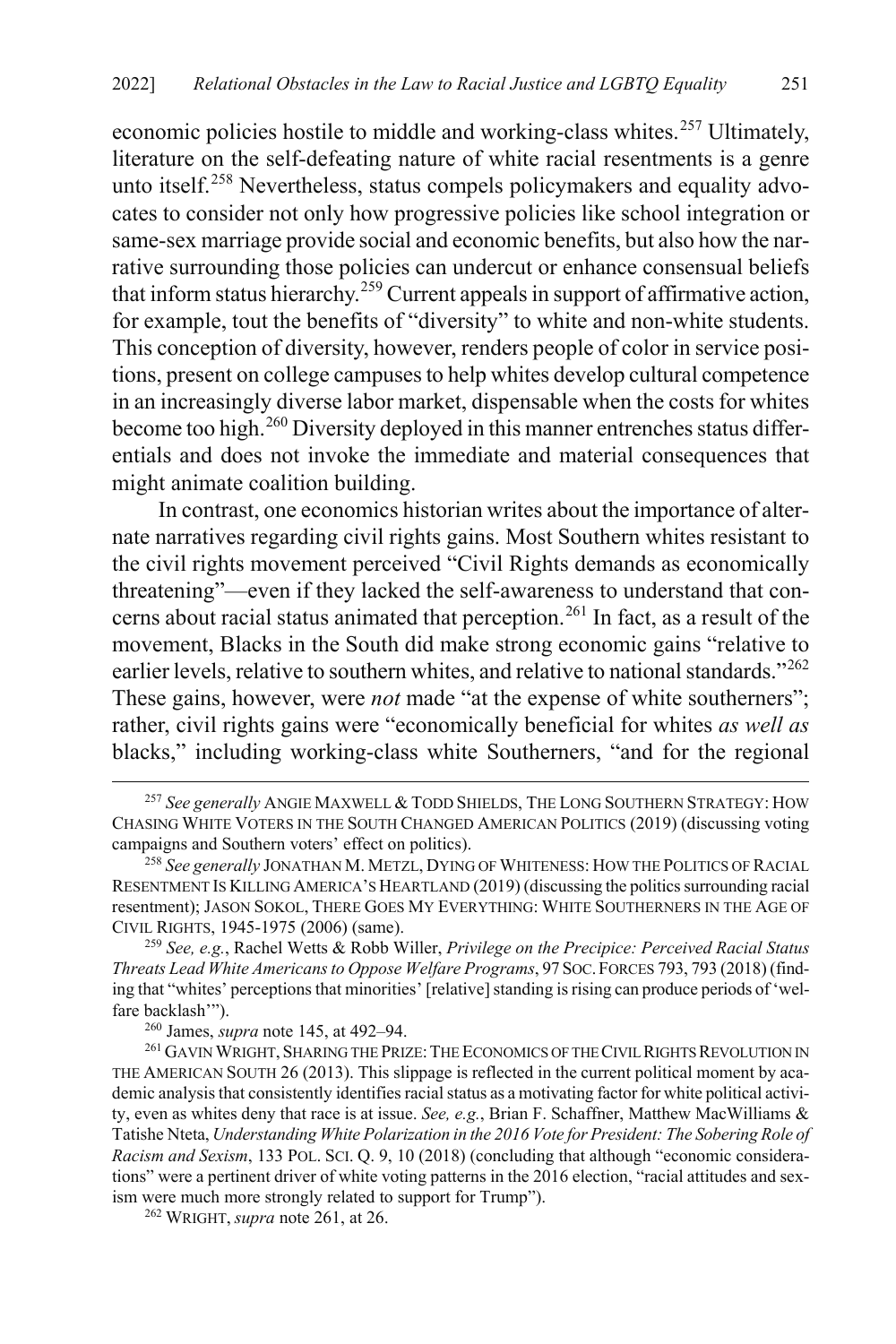economic policies hostile to middle and working-class whites.[257] Ultimately, literature on the self-defeating nature of white racial resentments is a genre unto itself.[258] Nevertheless, status compels policymakers and equality advocates to consider not only how progressive policies like school integration or same-sex marriage provide social and economic benefits, but also how the narrative surrounding those policies can undercut or enhance consensual beliefs that inform status hierarchy.[259] Current appeals in support of affirmative action, for example, tout the benefits of "diversity" to white and non-white students. This conception of diversity, however, renders people of color in service positions, present on college campuses to help whites develop cultural competence in an increasingly diverse labor market, dispensable when the costs for whites become too high.[260] Diversity deployed in this manner entrenches status differentials and does not invoke the immediate and material consequences that might animate coalition building.

In contrast, one economics historian writes about the importance of alternate narratives regarding civil rights gains. Most Southern whites resistant to the civil rights movement perceived "Civil Rights demands as economically threatening"—even if they lacked the self-awareness to understand that concerns about racial status animated that perception.[261] In fact, as a result of the movement, Blacks in the South did make strong economic gains "relative to earlier levels, relative to southern whites, and relative to national standards."[262] These gains, however, were *not* made "at the expense of white southerners"; rather, civil rights gains were "economically beneficial for whites *as well as* blacks," including working-class white Southerners, "and for the regional

---

[257] *See generally* ANGIE MAXWELL & TODD SHIELDS, THE LONG SOUTHERN STRATEGY: HOW CHASING WHITE VOTERS IN THE SOUTH CHANGED AMERICAN POLITICS (2019) (discussing voting campaigns and Southern voters' effect on politics).

[258] *See generally* JONATHAN M. METZL, DYING OF WHITENESS: HOW THE POLITICS OF RACIAL RESENTMENT IS KILLING AMERICA'S HEARTLAND (2019) (discussing the politics surrounding racial resentment); JASON SOKOL, THERE GOES MY EVERYTHING: WHITE SOUTHERNERS IN THE AGE OF CIVIL RIGHTS, 1945-1975 (2006) (same).

[259] *See, e.g.*, Rachel Wetts & Robb Willer, *Privilege on the Precipice: Perceived Racial Status Threats Lead White Americans to Oppose Welfare Programs*, 97 SOC. FORCES 793, 793 (2018) (finding that "whites' perceptions that minorities' [relative] standing is rising can produce periods of 'welfare backlash'").

[260] James, *supra* note 145, at 492–94.

[261] GAVIN WRIGHT, SHARING THE PRIZE: THE ECONOMICS OF THE CIVIL RIGHTS REVOLUTION IN THE AMERICAN SOUTH 26 (2013). This slippage is reflected in the current political moment by academic analysis that consistently identifies racial status as a motivating factor for white political activity, even as whites deny that race is at issue. *See, e.g.*, Brian F. Schaffner, Matthew MacWilliams & Tatishe Nteta, *Understanding White Polarization in the 2016 Vote for President: The Sobering Role of Racism and Sexism*, 133 POL. SCI. Q. 9, 10 (2018) (concluding that although "economic considerations" were a pertinent driver of white voting patterns in the 2016 election, "racial attitudes and sexism were much more strongly related to support for Trump").

[262] WRIGHT, *supra* note 261, at 26.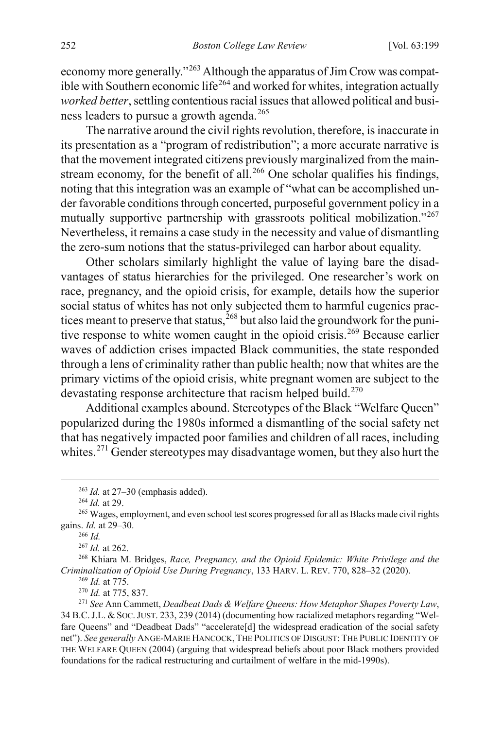economy more generally."[263] Although the apparatus of Jim Crow was compatible with Southern economic life[264] and worked for whites, integration actually *worked better*, settling contentious racial issues that allowed political and business leaders to pursue a growth agenda.[265]

The narrative around the civil rights revolution, therefore, is inaccurate in its presentation as a "program of redistribution"; a more accurate narrative is that the movement integrated citizens previously marginalized from the mainstream economy, for the benefit of all.[266] One scholar qualifies his findings, noting that this integration was an example of "what can be accomplished under favorable conditions through concerted, purposeful government policy in a mutually supportive partnership with grassroots political mobilization."[267] Nevertheless, it remains a case study in the necessity and value of dismantling the zero-sum notions that the status-privileged can harbor about equality.

Other scholars similarly highlight the value of laying bare the disadvantages of status hierarchies for the privileged. One researcher's work on race, pregnancy, and the opioid crisis, for example, details how the superior social status of whites has not only subjected them to harmful eugenics practices meant to preserve that status,[268] but also laid the groundwork for the punitive response to white women caught in the opioid crisis.[269] Because earlier waves of addiction crises impacted Black communities, the state responded through a lens of criminality rather than public health; now that whites are the primary victims of the opioid crisis, white pregnant women are subject to the devastating response architecture that racism helped build.[270]

Additional examples abound. Stereotypes of the Black "Welfare Queen" popularized during the 1980s informed a dismantling of the social safety net that has negatively impacted poor families and children of all races, including whites.[271] Gender stereotypes may disadvantage women, but they also hurt the

---

[263] *Id.* at 27–30 (emphasis added).

[264] *Id.* at 29.

[265] Wages, employment, and even school test scores progressed for all as Blacks made civil rights gains. *Id.* at 29–30.

[266] *Id.*

[267] *Id.* at 262.

[268] Khiara M. Bridges, *Race, Pregnancy, and the Opioid Epidemic: White Privilege and the Criminalization of Opioid Use During Pregnancy*, 133 HARV. L. REV. 770, 828–32 (2020).

[269] *Id.* at 775.

[270] *Id.* at 775, 837.

[271] *See* Ann Cammett, *Deadbeat Dads & Welfare Queens: How Metaphor Shapes Poverty Law*, 34 B.C. J.L. & SOC. JUST. 233, 239 (2014) (documenting how racialized metaphors regarding "Welfare Queens" and "Deadbeat Dads" "accelerate[d] the widespread eradication of the social safety net"). *See generally* ANGE-MARIE HANCOCK, THE POLITICS OF DISGUST: THE PUBLIC IDENTITY OF THE WELFARE QUEEN (2004) (arguing that widespread beliefs about poor Black mothers provided foundations for the radical restructuring and curtailment of welfare in the mid-1990s).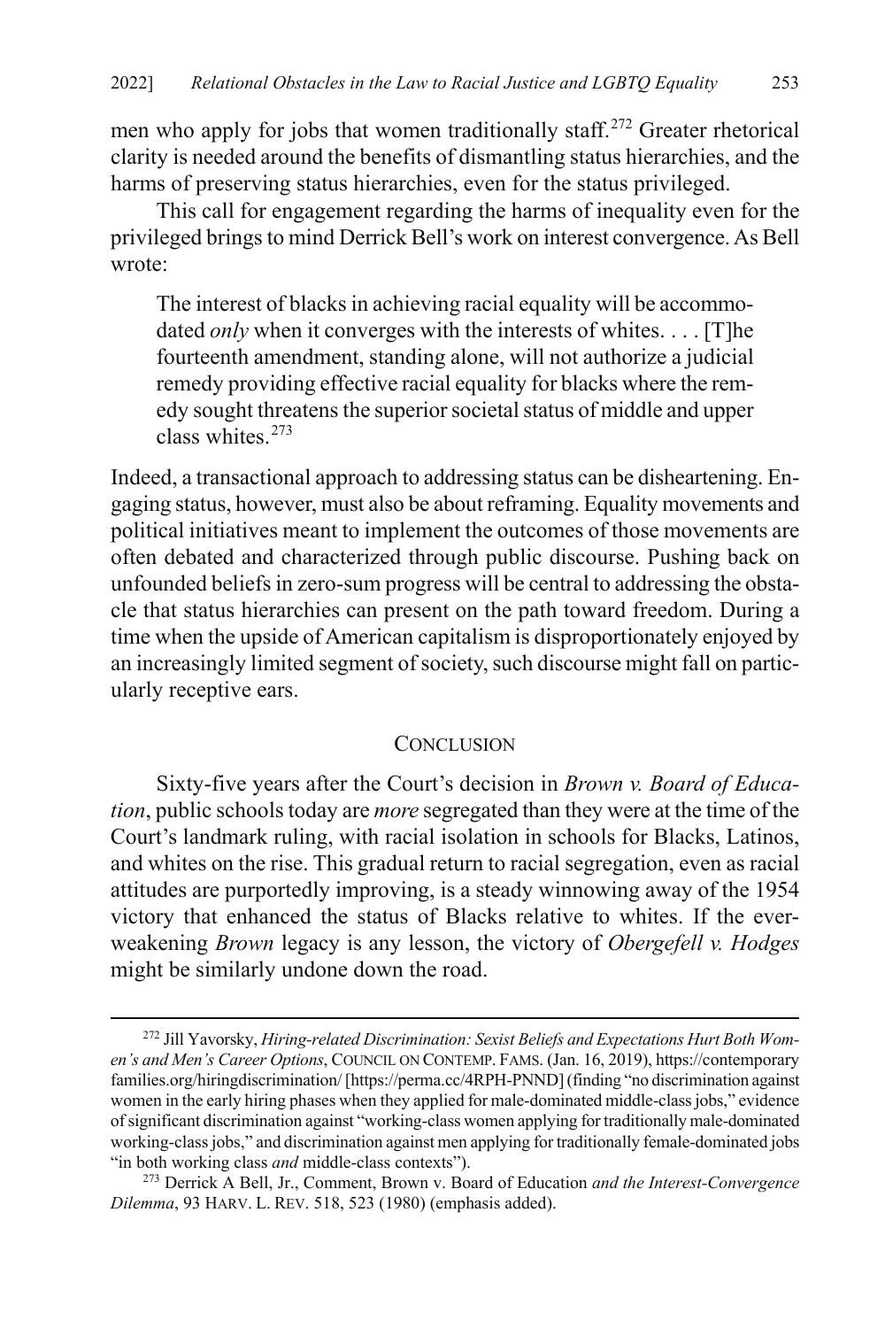men who apply for jobs that women traditionally staff.[272] Greater rhetorical clarity is needed around the benefits of dismantling status hierarchies, and the harms of preserving status hierarchies, even for the status privileged.

This call for engagement regarding the harms of inequality even for the privileged brings to mind Derrick Bell's work on interest convergence. As Bell wrote:

> The interest of blacks in achieving racial equality will be accommodated *only* when it converges with the interests of whites. . . . [T]he fourteenth amendment, standing alone, will not authorize a judicial remedy providing effective racial equality for blacks where the remedy sought threatens the superior societal status of middle and upper class whites.[273]

Indeed, a transactional approach to addressing status can be disheartening. Engaging status, however, must also be about reframing. Equality movements and political initiatives meant to implement the outcomes of those movements are often debated and characterized through public discourse. Pushing back on unfounded beliefs in zero-sum progress will be central to addressing the obstacle that status hierarchies can present on the path toward freedom. During a time when the upside of American capitalism is disproportionately enjoyed by an increasingly limited segment of society, such discourse might fall on particularly receptive ears.

## Conclusion

Sixty-five years after the Court's decision in *Brown v. Board of Education*, public schools today are *more* segregated than they were at the time of the Court's landmark ruling, with racial isolation in schools for Blacks, Latinos, and whites on the rise. This gradual return to racial segregation, even as racial attitudes are purportedly improving, is a steady winnowing away of the 1954 victory that enhanced the status of Blacks relative to whites. If the ever-weakening *Brown* legacy is any lesson, the victory of *Obergefell v. Hodges* might be similarly undone down the road.

---

[272] Jill Yavorsky, *Hiring-related Discrimination: Sexist Beliefs and Expectations Hurt Both Women's and Men's Career Options*, COUNCIL ON CONTEMP. FAMS. (Jan. 16, 2019), https://contemporaryfamilies.org/hiringdiscrimination/ [https://perma.cc/4RPH-PNND] (finding "no discrimination against women in the early hiring phases when they applied for male-dominated middle-class jobs," evidence of significant discrimination against "working-class women applying for traditionally male-dominated working-class jobs," and discrimination against men applying for traditionally female-dominated jobs "in both working class *and* middle-class contexts").

[273] Derrick A Bell, Jr., Comment, Brown v. Board of Education *and the Interest-Convergence Dilemma*, 93 HARV. L. REV. 518, 523 (1980) (emphasis added).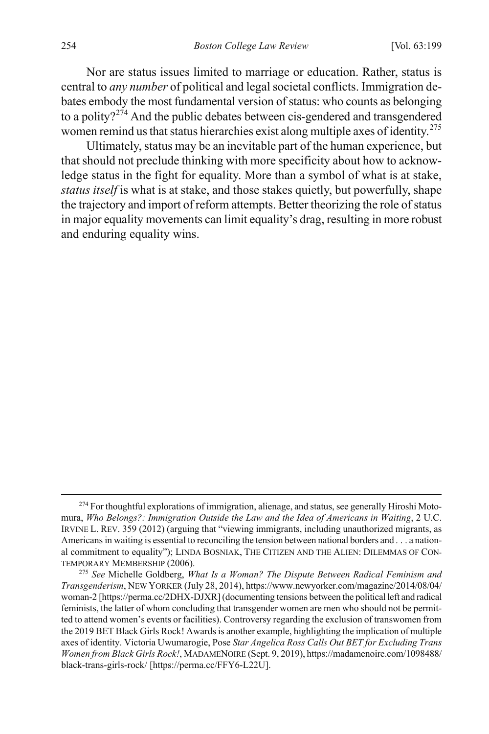Nor are status issues limited to marriage or education. Rather, status is central to *any number* of political and legal societal conflicts. Immigration debates embody the most fundamental version of status: who counts as belonging to a polity?[274] And the public debates between cis-gendered and transgendered women remind us that status hierarchies exist along multiple axes of identity.[275]

Ultimately, status may be an inevitable part of the human experience, but that should not preclude thinking with more specificity about how to acknowledge status in the fight for equality. More than a symbol of what is at stake, *status itself* is what is at stake, and those stakes quietly, but powerfully, shape the trajectory and import of reform attempts. Better theorizing the role of status in major equality movements can limit equality's drag, resulting in more robust and enduring equality wins.

---

[274] For thoughtful explorations of immigration, alienage, and status, see generally Hiroshi Motomura, *Who Belongs?: Immigration Outside the Law and the Idea of Americans in Waiting*, 2 U.C. IRVINE L. REV. 359 (2012) (arguing that "viewing immigrants, including unauthorized migrants, as Americans in waiting is essential to reconciling the tension between national borders and . . . a national commitment to equality"); LINDA BOSNIAK, THE CITIZEN AND THE ALIEN: DILEMMAS OF CONTEMPORARY MEMBERSHIP (2006).

[275] *See* Michelle Goldberg, *What Is a Woman? The Dispute Between Radical Feminism and Transgenderism*, NEW YORKER (July 28, 2014), https://www.newyorker.com/magazine/2014/08/04/woman-2 [https://perma.cc/2DHX-DJXR] (documenting tensions between the political left and radical feminists, the latter of whom concluding that transgender women are men who should not be permitted to attend women's events or facilities). Controversy regarding the exclusion of transwomen from the 2019 BET Black Girls Rock! Awards is another example, highlighting the implication of multiple axes of identity. Victoria Uwumarogie, Pose *Star Angelica Ross Calls Out BET for Excluding Trans Women from Black Girls Rock!*, MADAMENOIRE (Sept. 9, 2019), https://madamenoire.com/1098488/black-trans-girls-rock/ [https://perma.cc/FFY6-L22U].